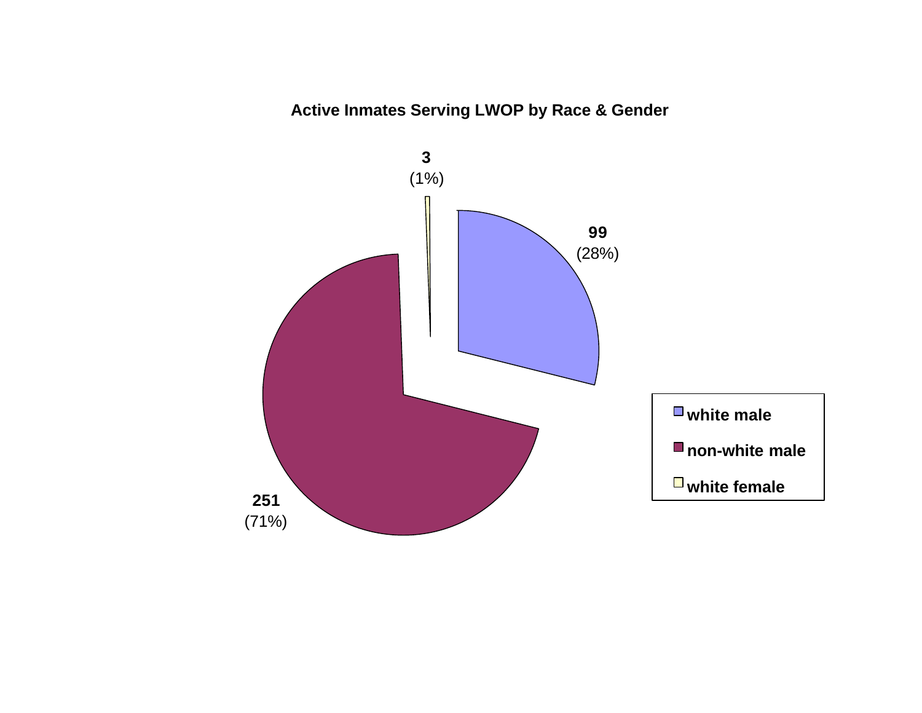**Active Inmates Serving LWOP by Race & Gender**

| Category | Count | Percent |
| --- | --- | --- |
| white male | 99 | (28%) |
| non-white male | 251 | (71%) |
| white female | 3 | (1%) |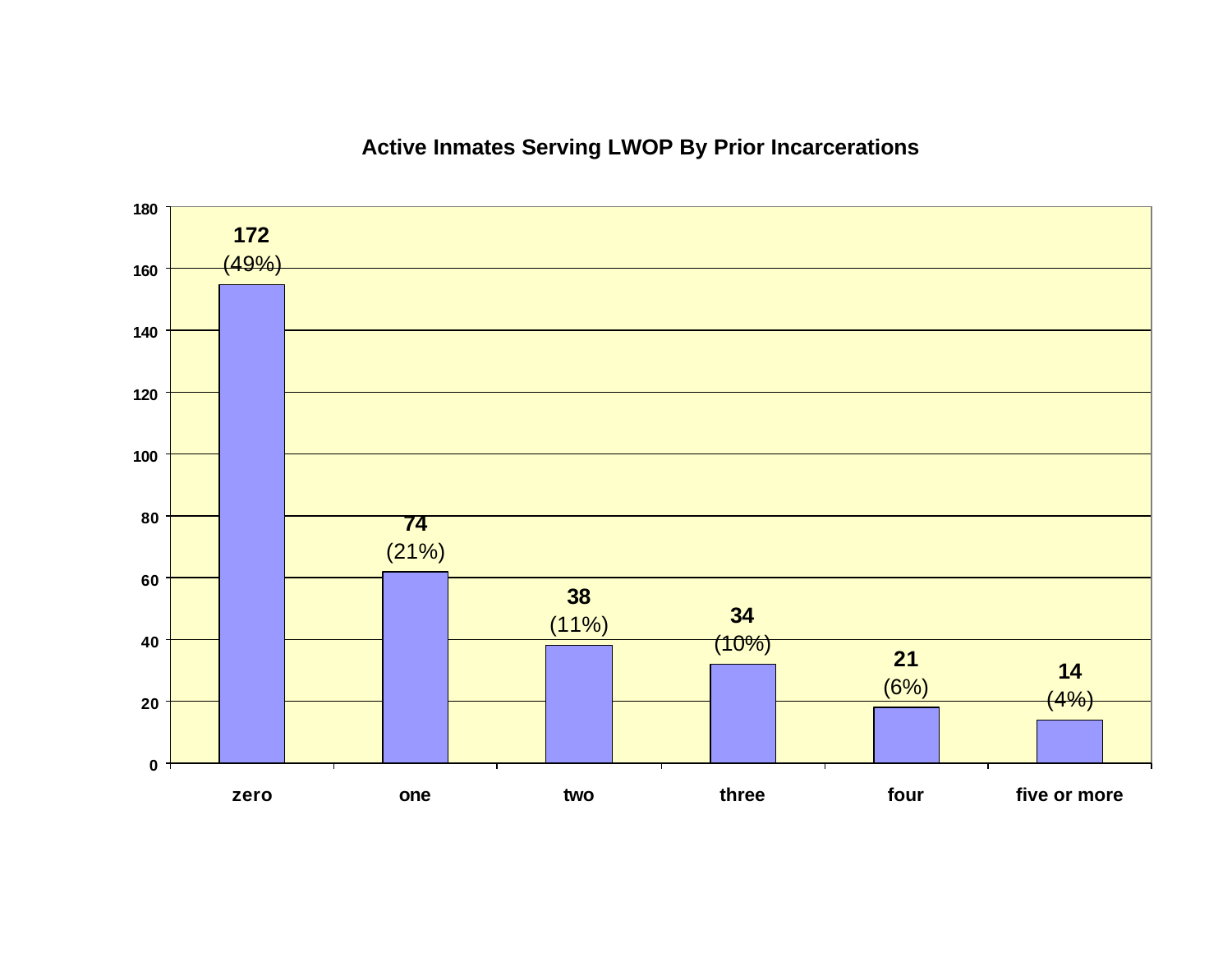## Active Inmates Serving LWOP By Prior Incarcerations

| Prior Incarcerations | Inmates | Percent |
|---|---|---|
| zero | 172 | (49%) |
| one | 74 | (21%) |
| two | 38 | (11%) |
| three | 34 | (10%) |
| four | 21 | (6%) |
| five or more | 14 | (4%) |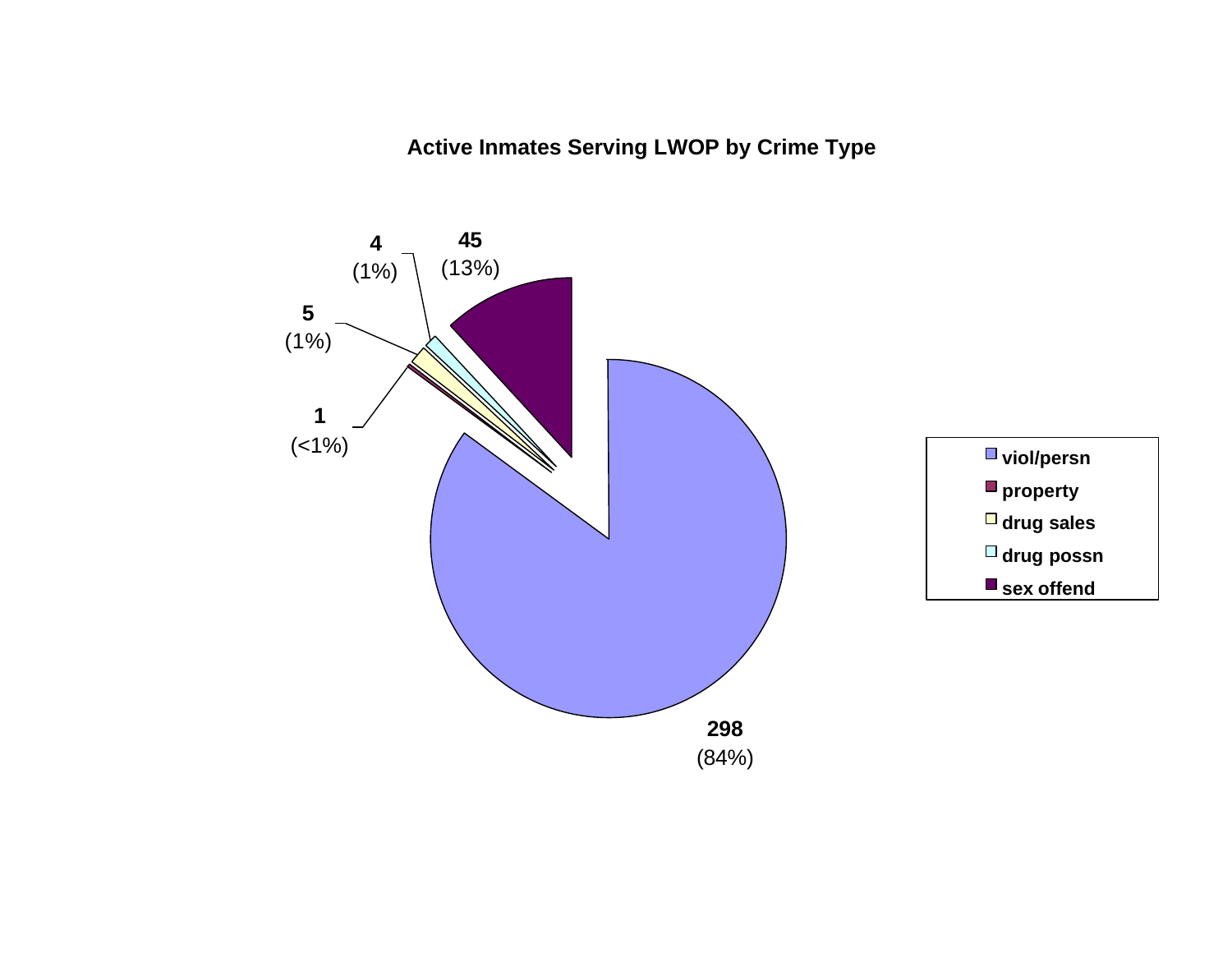## Active Inmates Serving LWOP by Crime Type

| Crime Type | Count | Percent |
|---|---|---|
| viol/persn | 298 | (84%) |
| property | 1 | (<1%) |
| drug sales | 5 | (1%) |
| drug possn | 4 | (1%) |
| sex offend | 45 | (13%) |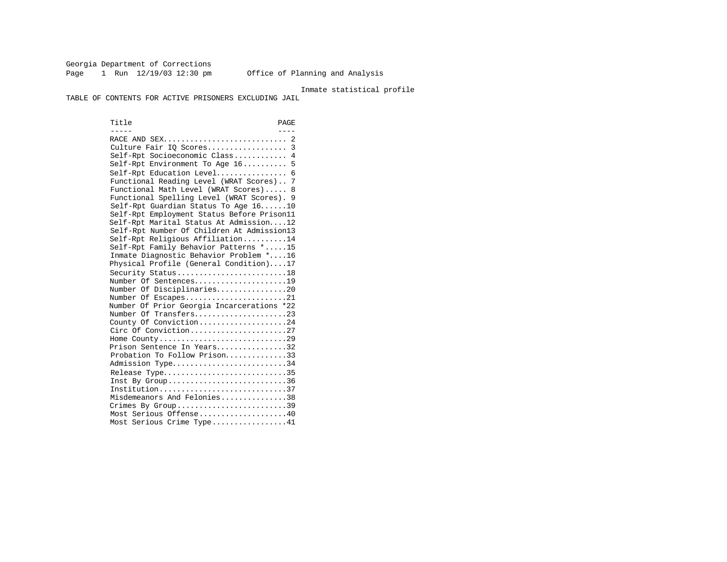Georgia Department of Corrections
Page 1 Run 12/19/03 12:30 pm Office of Planning and Analysis

Inmate statistical profile

TABLE OF CONTENTS FOR ACTIVE PRISONERS EXCLUDING JAIL

| Title | PAGE |
|---|---|
| RACE AND SEX | 2 |
| Culture Fair IQ Scores | 3 |
| Self-Rpt Socioeconomic Class | 4 |
| Self-Rpt Environment To Age 16 | 5 |
| Self-Rpt Education Level | 6 |
| Functional Reading Level (WRAT Scores) | 7 |
| Functional Math Level (WRAT Scores) | 8 |
| Functional Spelling Level (WRAT Scores) | 9 |
| Self-Rpt Guardian Status To Age 16 | 10 |
| Self-Rpt Employment Status Before Prison | 11 |
| Self-Rpt Marital Status At Admission | 12 |
| Self-Rpt Number Of Children At Admission | 13 |
| Self-Rpt Religious Affiliation | 14 |
| Self-Rpt Family Behavior Patterns * | 15 |
| Inmate Diagnostic Behavior Problem * | 16 |
| Physical Profile (General Condition) | 17 |
| Security Status | 18 |
| Number Of Sentences | 19 |
| Number Of Disciplinaries | 20 |
| Number Of Escapes | 21 |
| Number Of Prior Georgia Incarcerations * | 22 |
| Number Of Transfers | 23 |
| County Of Conviction | 24 |
| Circ Of Conviction | 27 |
| Home County | 29 |
| Prison Sentence In Years | 32 |
| Probation To Follow Prison | 33 |
| Admission Type | 34 |
| Release Type | 35 |
| Inst By Group | 36 |
| Institution | 37 |
| Misdemeanors And Felonies | 38 |
| Crimes By Group | 39 |
| Most Serious Offense | 40 |
| Most Serious Crime Type | 41 |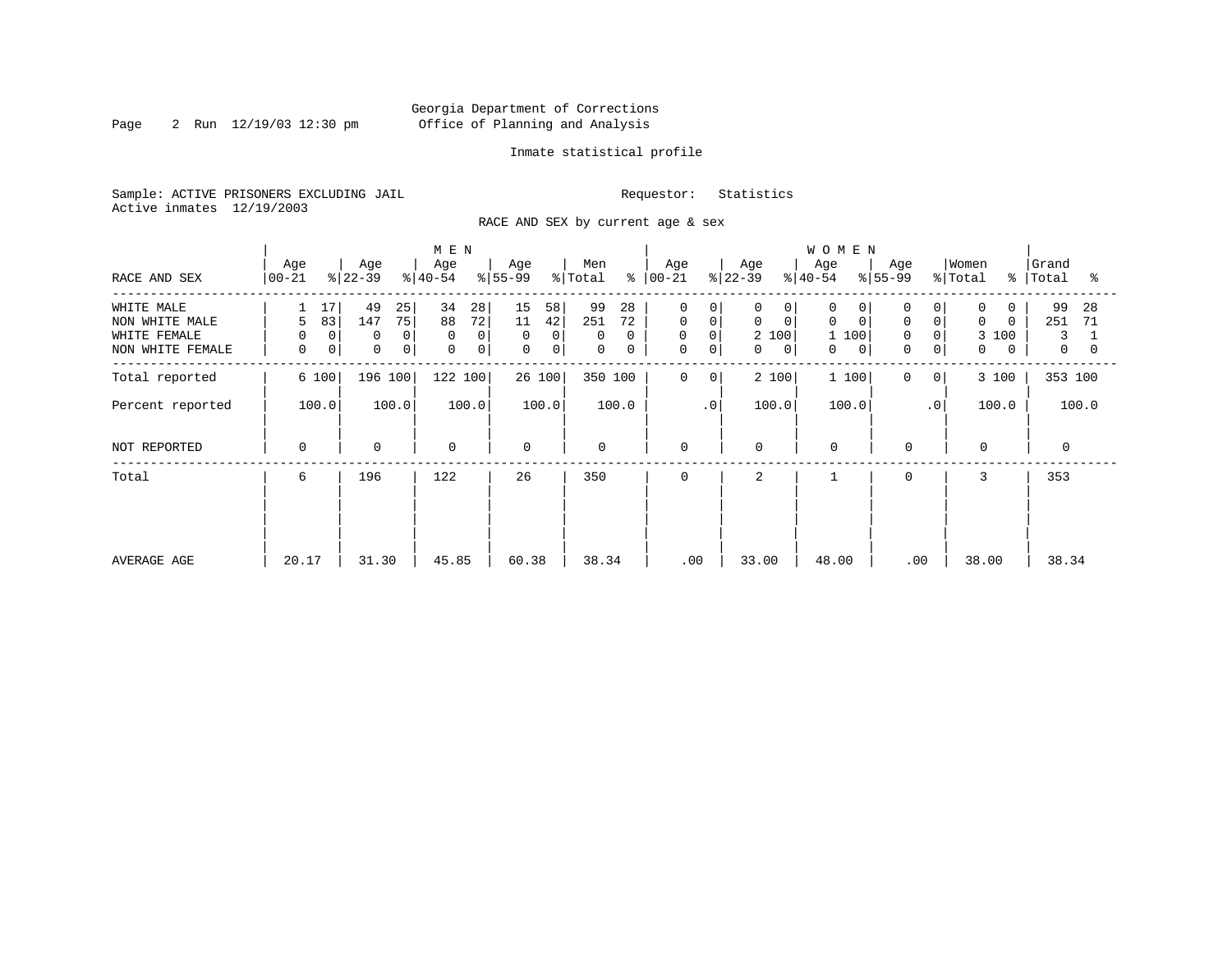Georgia Department of Corrections
Office of Planning and Analysis

Inmate statistical profile

Sample: ACTIVE PRISONERS EXCLUDING JAIL

Requestor: Statistics

Active inmates 12/19/2003

RACE AND SEX by current age & sex

| RACE AND SEX | MEN Age 00-21 | % | Age 22-39 | % | Age 40-54 | % | Age 55-99 | % | Men Total | % | WOMEN Age 00-21 | % | Age 22-39 | % | Age 40-54 | % | Age 55-99 | % | Women Total | % | Grand Total | % |
|---|---|---|---|---|---|---|---|---|---|---|---|---|---|---|---|---|---|---|---|---|---|---|
| WHITE MALE | 1 | 17 | 49 | 25 | 34 | 28 | 15 | 58 | 99 | 28 | 0 | 0 | 0 | 0 | 0 | 0 | 0 | 0 | 0 | 0 | 99 | 28 |
| NON WHITE MALE | 5 | 83 | 147 | 75 | 88 | 72 | 11 | 42 | 251 | 72 | 0 | 0 | 0 | 0 | 0 | 0 | 0 | 0 | 0 | 0 | 251 | 71 |
| WHITE FEMALE | 0 | 0 | 0 | 0 | 0 | 0 | 0 | 0 | 0 | 0 | 0 | 0 | 2 | 100 | 1 | 100 | 0 | 0 | 3 | 100 | 3 | 1 |
| NON WHITE FEMALE | 0 | 0 | 0 | 0 | 0 | 0 | 0 | 0 | 0 | 0 | 0 | 0 | 0 | 0 | 0 | 0 | 0 | 0 | 0 | 0 | 0 | 0 |
| Total reported | 6 | 100 | 196 | 100 | 122 | 100 | 26 | 100 | 350 | 100 | 0 | 0 | 2 | 100 | 1 | 100 | 0 | 0 | 3 | 100 | 353 | 100 |
| Percent reported | | 100.0 | | 100.0 | | 100.0 | | 100.0 | | 100.0 | | .0 | | 100.0 | | 100.0 | | .0 | | 100.0 | | 100.0 |
| NOT REPORTED | 0 | | 0 | | 0 | | 0 | | 0 | | 0 | | 0 | | 0 | | 0 | | 0 | | 0 | |
| Total | 6 | | 196 | | 122 | | 26 | | 350 | | 0 | | 2 | | 1 | | 0 | | 3 | | 353 | |
| AVERAGE AGE | 20.17 | | 31.30 | | 45.85 | | 60.38 | | 38.34 | | .00 | | 33.00 | | 48.00 | | .00 | | 38.00 | | 38.34 | |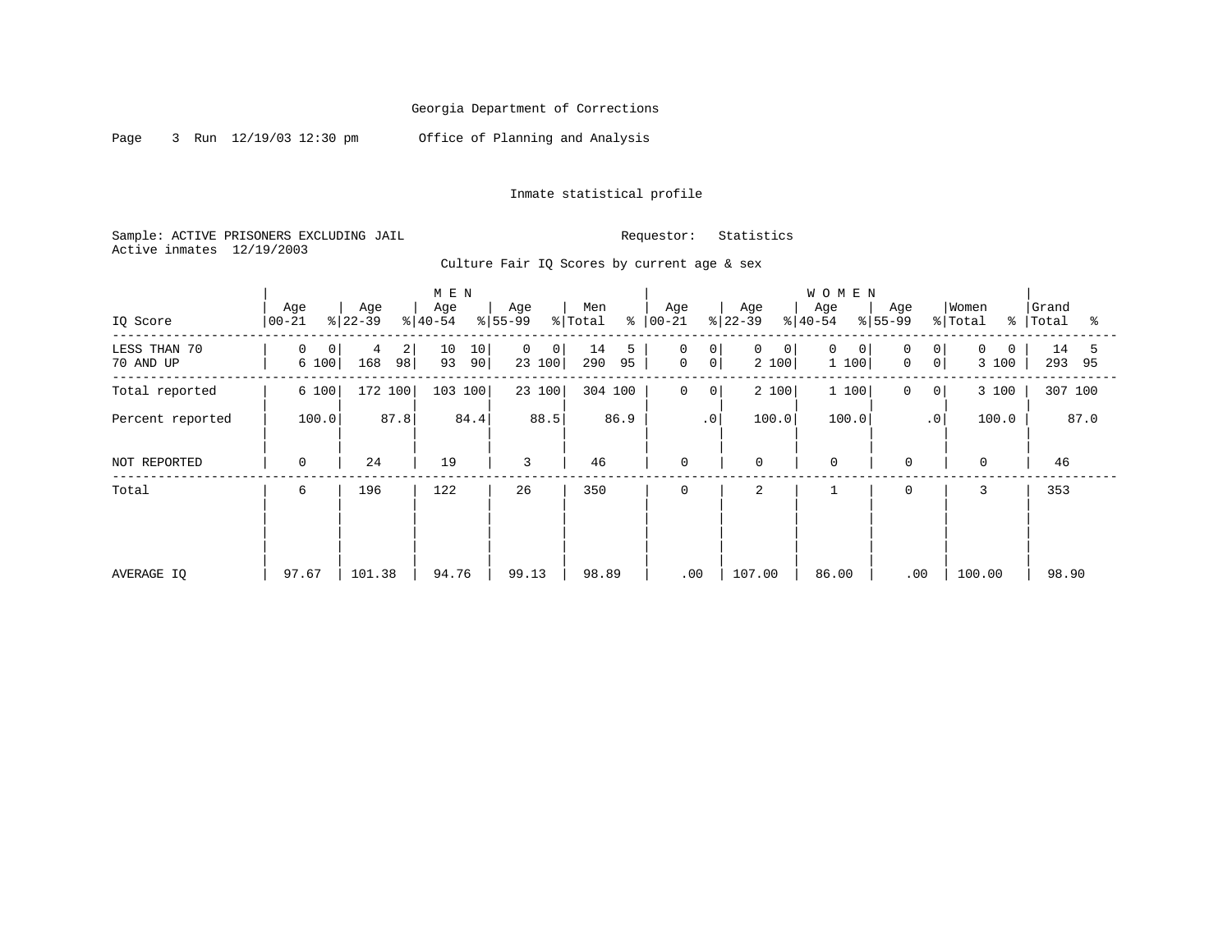Georgia Department of Corrections

Page 3 Run 12/19/03 12:30 pm Office of Planning and Analysis

Inmate statistical profile

Sample: ACTIVE PRISONERS EXCLUDING JAIL    Requestor: Statistics
Active inmates 12/19/2003

Culture Fair IQ Scores by current age & sex

| IQ Score | MEN Age 00-21 | % | Age 22-39 | % | Age 40-54 | % | Age 55-99 | % | Men Total | % | WOMEN Age 00-21 | % | Age 22-39 | % | Age 40-54 | % | Age 55-99 | % | Women Total | % | Grand Total | % |
|---|---|---|---|---|---|---|---|---|---|---|---|---|---|---|---|---|---|---|---|---|---|---|
| LESS THAN 70 | 0 | 0 | 4 | 2 | 10 | 10 | 0 | 0 | 14 | 5 | 0 | 0 | 0 | 0 | 0 | 0 | 0 | 0 | 0 | 0 | 14 | 5 |
| 70 AND UP | 6 | 100 | 168 | 98 | 93 | 90 | 23 | 100 | 290 | 95 | 0 | 0 | 2 | 100 | 1 | 100 | 0 | 0 | 3 | 100 | 293 | 95 |
| Total reported | 6 | 100 | 172 | 100 | 103 | 100 | 23 | 100 | 304 | 100 | 0 | 0 | 2 | 100 | 1 | 100 | 0 | 0 | 3 | 100 | 307 | 100 |
| Percent reported | 100.0 | | 87.8 | | 84.4 | | 88.5 | | 86.9 | | .0 | | 100.0 | | 100.0 | | .0 | | 100.0 | | 87.0 | |
| NOT REPORTED | 0 | | 24 | | 19 | | 3 | | 46 | | 0 | | 0 | | 0 | | 0 | | 0 | | 46 | |
| Total | 6 | | 196 | | 122 | | 26 | | 350 | | 0 | | 2 | | 1 | | 0 | | 3 | | 353 | |
| AVERAGE IQ | 97.67 | | 101.38 | | 94.76 | | 99.13 | | 98.89 | | .00 | | 107.00 | | 86.00 | | .00 | | 100.00 | | 98.90 | |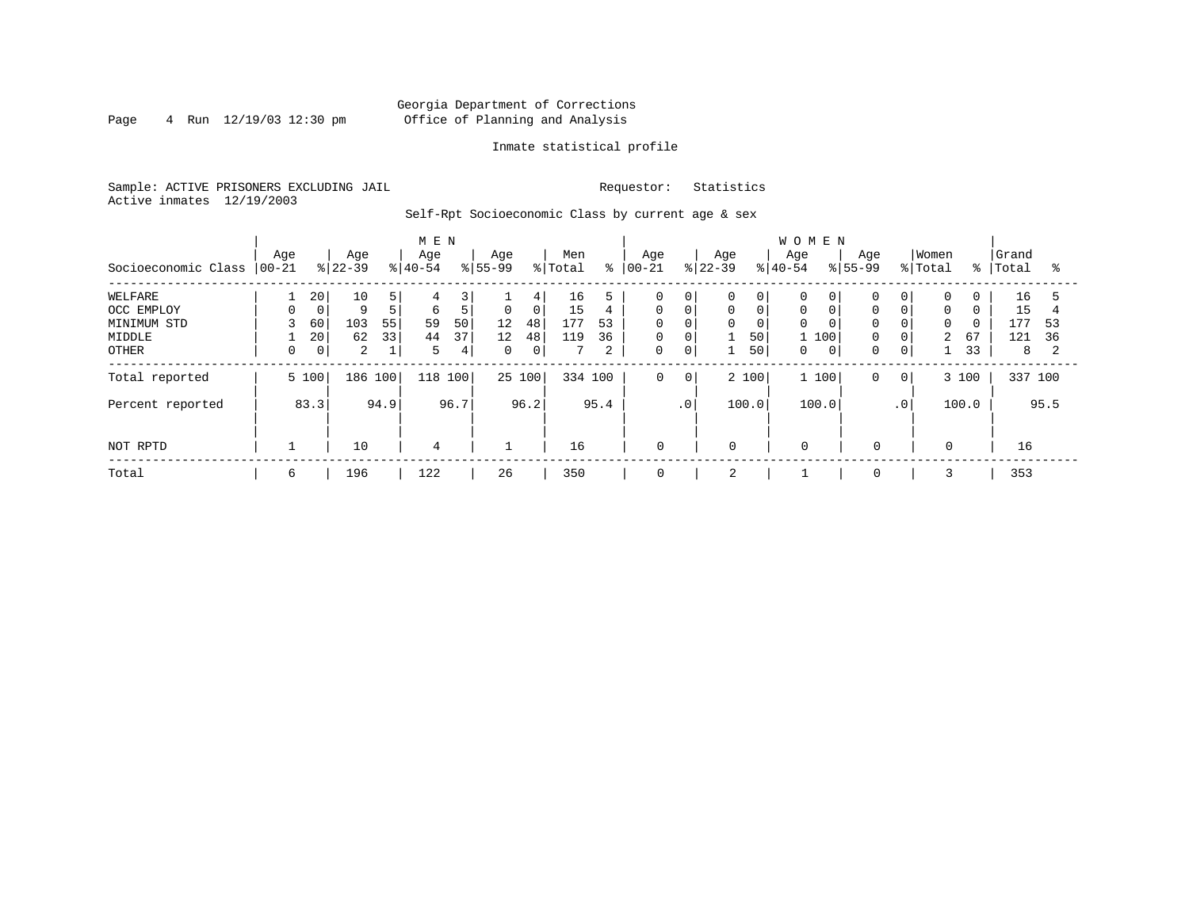Georgia Department of Corrections
Office of Planning and Analysis

Inmate statistical profile

Sample: ACTIVE PRISONERS EXCLUDING JAIL
Active inmates 12/19/2003

Requestor: Statistics

Self-Rpt Socioeconomic Class by current age & sex

| Socioeconomic Class | MEN Age 00-21 | % | Age 22-39 | % | Age 40-54 | % | Age 55-99 | % | Men Total | % | WOMEN Age 00-21 | % | Age 22-39 | % | Age 40-54 | % | Age 55-99 | % | Women Total | % | Grand Total | % |
|---|---|---|---|---|---|---|---|---|---|---|---|---|---|---|---|---|---|---|---|---|---|---|
| WELFARE | 1 | 20 | 10 | 5 | 4 | 3 | 1 | 4 | 16 | 5 | 0 | 0 | 0 | 0 | 0 | 0 | 0 | 0 | 0 | 0 | 16 | 5 |
| OCC EMPLOY | 0 | 0 | 9 | 5 | 6 | 5 | 0 | 0 | 15 | 4 | 0 | 0 | 0 | 0 | 0 | 0 | 0 | 0 | 0 | 0 | 15 | 4 |
| MINIMUM STD | 3 | 60 | 103 | 55 | 59 | 50 | 12 | 48 | 177 | 53 | 0 | 0 | 0 | 0 | 0 | 0 | 0 | 0 | 0 | 0 | 177 | 53 |
| MIDDLE | 1 | 20 | 62 | 33 | 44 | 37 | 12 | 48 | 119 | 36 | 0 | 0 | 1 | 50 | 1 | 100 | 0 | 0 | 2 | 67 | 121 | 36 |
| OTHER | 0 | 0 | 2 | 1 | 5 | 4 | 0 | 0 | 7 | 2 | 0 | 0 | 1 | 50 | 0 | 0 | 0 | 0 | 1 | 33 | 8 | 2 |
| Total reported | 5 | 100 | 186 | 100 | 118 | 100 | 25 | 100 | 334 | 100 | 0 | 0 | 2 | 100 | 1 | 100 | 0 | 0 | 3 | 100 | 337 | 100 |
| Percent reported | | 83.3 | | 94.9 | | 96.7 | | 96.2 | | 95.4 | | .0 | | 100.0 | | 100.0 | | .0 | | 100.0 | | 95.5 |
| NOT RPTD | 1 | | 10 | | 4 | | 1 | | 16 | | 0 | | 0 | | 0 | | 0 | | 0 | | 16 | |
| Total | 6 | | 196 | | 122 | | 26 | | 350 | | 0 | | 2 | | 1 | | 0 | | 3 | | 353 | |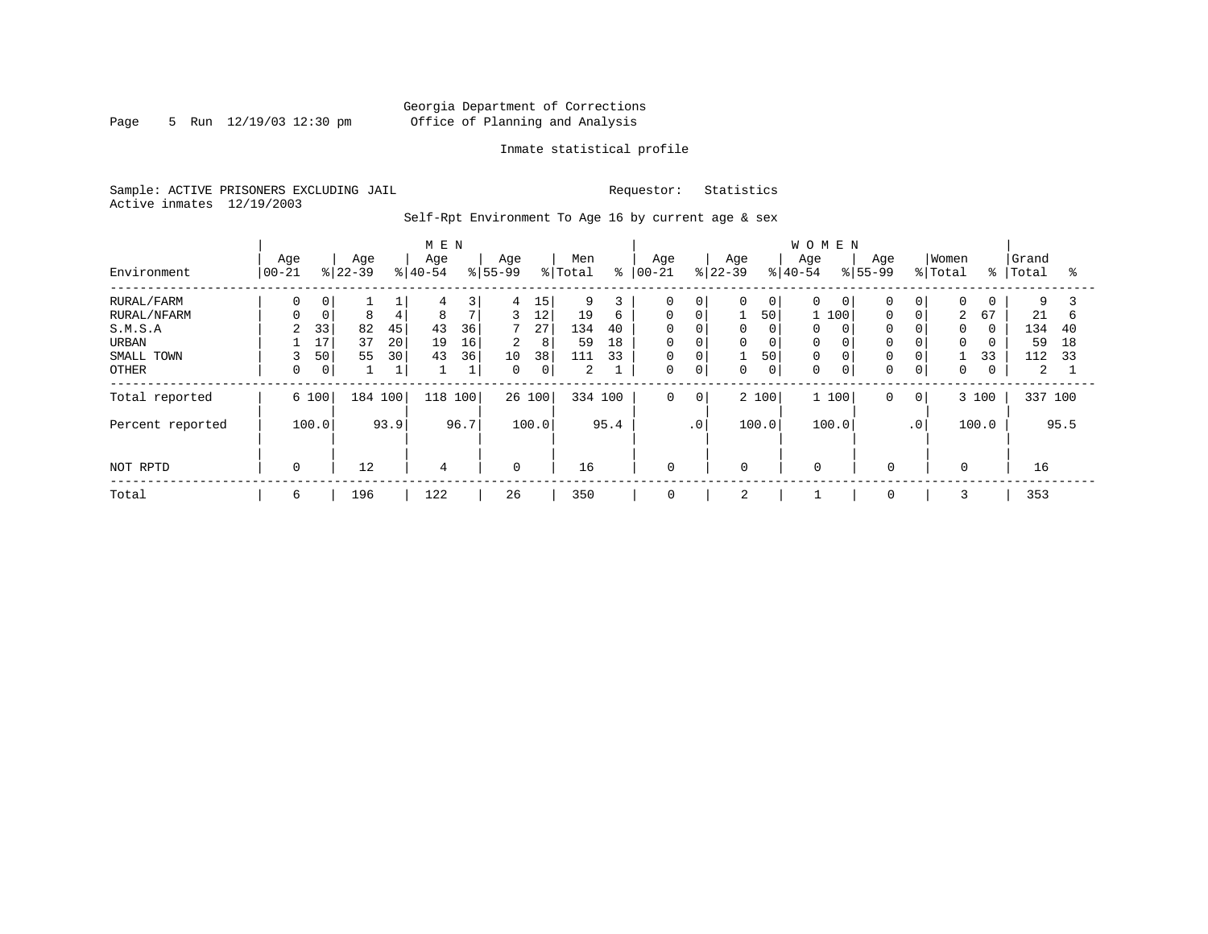Georgia Department of Corrections
Office of Planning and Analysis

Inmate statistical profile

Sample: ACTIVE PRISONERS EXCLUDING JAIL    Requestor: Statistics
Active inmates 12/19/2003

Self-Rpt Environment To Age 16 by current age & sex

| Environment | MEN Age 00-21 | % | Age 22-39 | % | Age 40-54 | % | Age 55-99 | % | Men Total | % | WOMEN Age 00-21 | % | Age 22-39 | % | Age 40-54 | % | Age 55-99 | % | Women Total | % | Grand Total | % |
|---|---|---|---|---|---|---|---|---|---|---|---|---|---|---|---|---|---|---|---|---|---|---|
| RURAL/FARM | 0 | 0 | 1 | 1 | 4 | 3 | 4 | 15 | 9 | 3 | 0 | 0 | 0 | 0 | 0 | 0 | 0 | 0 | 0 | 0 | 9 | 3 |
| RURAL/NFARM | 0 | 0 | 8 | 4 | 8 | 7 | 3 | 12 | 19 | 6 | 0 | 0 | 1 | 50 | 1 | 100 | 0 | 0 | 2 | 67 | 21 | 6 |
| S.M.S.A | 2 | 33 | 82 | 45 | 43 | 36 | 7 | 27 | 134 | 40 | 0 | 0 | 0 | 0 | 0 | 0 | 0 | 0 | 0 | 0 | 134 | 40 |
| URBAN | 1 | 17 | 37 | 20 | 19 | 16 | 2 | 8 | 59 | 18 | 0 | 0 | 0 | 0 | 0 | 0 | 0 | 0 | 0 | 0 | 59 | 18 |
| SMALL TOWN | 3 | 50 | 55 | 30 | 43 | 36 | 10 | 38 | 111 | 33 | 0 | 0 | 1 | 50 | 0 | 0 | 0 | 0 | 1 | 33 | 112 | 33 |
| OTHER | 0 | 0 | 1 | 1 | 1 | 1 | 0 | 0 | 2 | 1 | 0 | 0 | 0 | 0 | 0 | 0 | 0 | 0 | 0 | 0 | 2 | 1 |
| Total reported | 6 | 100 | 184 | 100 | 118 | 100 | 26 | 100 | 334 | 100 | 0 | 0 | 2 | 100 | 1 | 100 | 0 | 0 | 3 | 100 | 337 | 100 |
| Percent reported | | 100.0 | | 93.9 | | 96.7 | | 100.0 | | 95.4 | | .0 | | 100.0 | | 100.0 | | .0 | | 100.0 | | 95.5 |
| NOT RPTD | 0 | | 12 | | 4 | | 0 | | 16 | | 0 | | 0 | | 0 | | 0 | | 0 | | 16 | |
| Total | 6 | | 196 | | 122 | | 26 | | 350 | | 0 | | 2 | | 1 | | 0 | | 3 | | 353 | |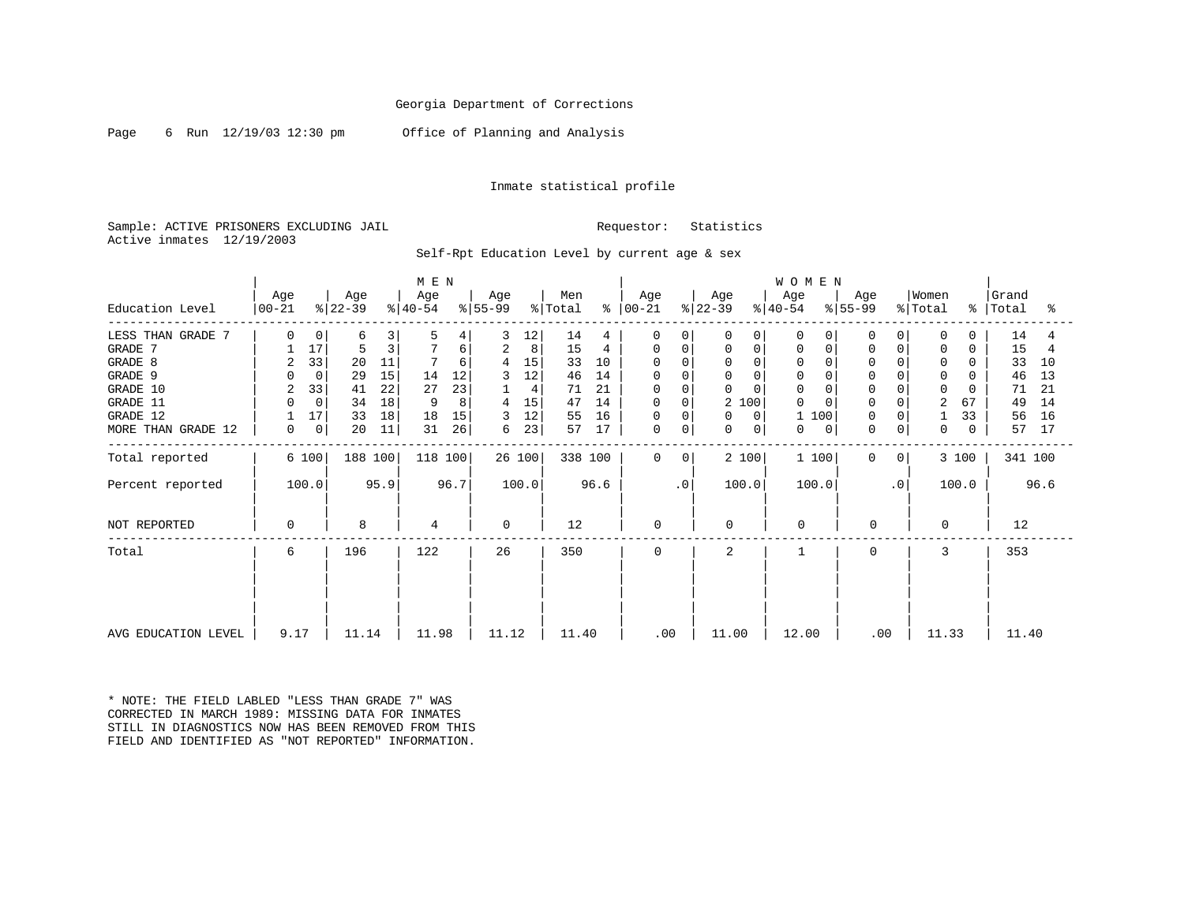Georgia Department of Corrections

Office of Planning and Analysis

Inmate statistical profile

Sample: ACTIVE PRISONERS EXCLUDING JAIL        Requestor: Statistics
Active inmates 12/19/2003

Self-Rpt Education Level by current age & sex

| | MEN | | | | | | | | | | WOMEN | | | | | | | | | | | |
|---|---|---|---|---|---|---|---|---|---|---|---|---|---|---|---|---|---|---|---|---|---|---|
| Education Level | Age 00-21 | % | Age 22-39 | % | Age 40-54 | % | Age 55-99 | % | Men Total | % | Age 00-21 | % | Age 22-39 | % | Age 40-54 | % | Age 55-99 | % | Women Total | % | Grand Total | % |
| LESS THAN GRADE 7 | 0 | 0 | 6 | 3 | 5 | 4 | 3 | 12 | 14 | 4 | 0 | 0 | 0 | 0 | 0 | 0 | 0 | 0 | 0 | 0 | 14 | 4 |
| GRADE 7 | 1 | 17 | 5 | 3 | 7 | 6 | 2 | 8 | 15 | 4 | 0 | 0 | 0 | 0 | 0 | 0 | 0 | 0 | 0 | 0 | 15 | 4 |
| GRADE 8 | 2 | 33 | 20 | 11 | 7 | 6 | 4 | 15 | 33 | 10 | 0 | 0 | 0 | 0 | 0 | 0 | 0 | 0 | 0 | 0 | 33 | 10 |
| GRADE 9 | 0 | 0 | 29 | 15 | 14 | 12 | 3 | 12 | 46 | 14 | 0 | 0 | 0 | 0 | 0 | 0 | 0 | 0 | 0 | 0 | 46 | 13 |
| GRADE 10 | 2 | 33 | 41 | 22 | 27 | 23 | 1 | 4 | 71 | 21 | 0 | 0 | 0 | 0 | 0 | 0 | 0 | 0 | 0 | 0 | 71 | 21 |
| GRADE 11 | 0 | 0 | 34 | 18 | 9 | 8 | 4 | 15 | 47 | 14 | 0 | 0 | 2 | 100 | 0 | 0 | 0 | 0 | 2 | 67 | 49 | 14 |
| GRADE 12 | 1 | 17 | 33 | 18 | 18 | 15 | 3 | 12 | 55 | 16 | 0 | 0 | 0 | 0 | 1 | 100 | 0 | 0 | 1 | 33 | 56 | 16 |
| MORE THAN GRADE 12 | 0 | 0 | 20 | 11 | 31 | 26 | 6 | 23 | 57 | 17 | 0 | 0 | 0 | 0 | 0 | 0 | 0 | 0 | 0 | 0 | 57 | 17 |
| Total reported | 6 | 100 | 188 | 100 | 118 | 100 | 26 | 100 | 338 | 100 | 0 | 0 | 2 | 100 | 1 | 100 | 0 | 0 | 3 | 100 | 341 | 100 |
| Percent reported | 100.0 | | 95.9 | | 96.7 | | 100.0 | | 96.6 | | .0 | | 100.0 | | 100.0 | | .0 | | 100.0 | | 96.6 | |
| NOT REPORTED | 0 | | 8 | | 4 | | 0 | | 12 | | 0 | | 0 | | 0 | | 0 | | 0 | | 12 | |
| Total | 6 | | 196 | | 122 | | 26 | | 350 | | 0 | | 2 | | 1 | | 0 | | 3 | | 353 | |
| AVG EDUCATION LEVEL | 9.17 | | 11.14 | | 11.98 | | 11.12 | | 11.40 | | .00 | | 11.00 | | 12.00 | | .00 | | 11.33 | | 11.40 | |

* NOTE: THE FIELD LABLED "LESS THAN GRADE 7" WAS CORRECTED IN MARCH 1989: MISSING DATA FOR INMATES STILL IN DIAGNOSTICS NOW HAS BEEN REMOVED FROM THIS FIELD AND IDENTIFIED AS "NOT REPORTED" INFORMATION.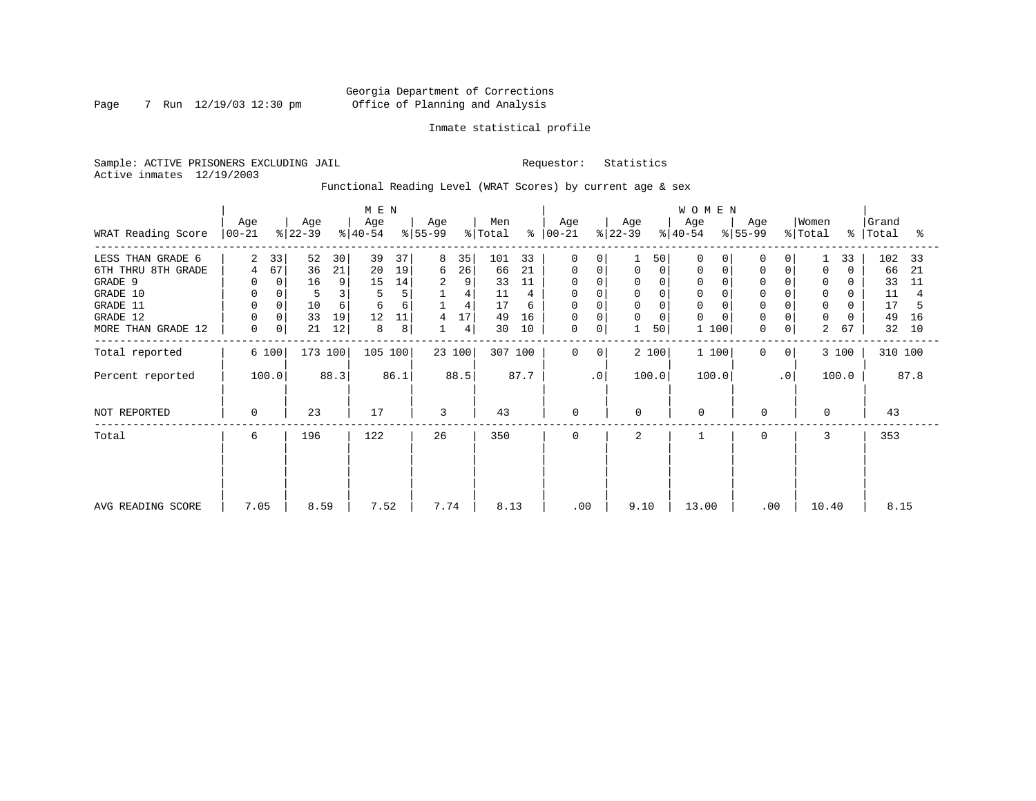Georgia Department of Corrections
Office of Planning and Analysis

Inmate statistical profile

Sample: ACTIVE PRISONERS EXCLUDING JAIL                Requestor: Statistics
Active inmates 12/19/2003

Functional Reading Level (WRAT Scores) by current age & sex

| WRAT Reading Score | MEN Age 00-21 | % | Age 22-39 | % | Age 40-54 | % | Age 55-99 | % | Men Total | % | WOMEN Age 00-21 | % | Age 22-39 | % | Age 40-54 | % | Age 55-99 | % | Women Total | % | Grand Total | % |
|---|---|---|---|---|---|---|---|---|---|---|---|---|---|---|---|---|---|---|---|---|---|---|
| LESS THAN GRADE 6 | 2 | 33 | 52 | 30 | 39 | 37 | 8 | 35 | 101 | 33 | 0 | 0 | 1 | 50 | 0 | 0 | 0 | 0 | 1 | 33 | 102 | 33 |
| 6TH THRU 8TH GRADE | 4 | 67 | 36 | 21 | 20 | 19 | 6 | 26 | 66 | 21 | 0 | 0 | 0 | 0 | 0 | 0 | 0 | 0 | 0 | 0 | 66 | 21 |
| GRADE 9 | 0 | 0 | 16 | 9 | 15 | 14 | 2 | 9 | 33 | 11 | 0 | 0 | 0 | 0 | 0 | 0 | 0 | 0 | 0 | 0 | 33 | 11 |
| GRADE 10 | 0 | 0 | 5 | 3 | 5 | 5 | 1 | 4 | 11 | 4 | 0 | 0 | 0 | 0 | 0 | 0 | 0 | 0 | 0 | 0 | 11 | 4 |
| GRADE 11 | 0 | 0 | 10 | 6 | 6 | 6 | 1 | 4 | 17 | 6 | 0 | 0 | 0 | 0 | 0 | 0 | 0 | 0 | 0 | 0 | 17 | 5 |
| GRADE 12 | 0 | 0 | 33 | 19 | 12 | 11 | 4 | 17 | 49 | 16 | 0 | 0 | 0 | 0 | 0 | 0 | 0 | 0 | 0 | 0 | 49 | 16 |
| MORE THAN GRADE 12 | 0 | 0 | 21 | 12 | 8 | 8 | 1 | 4 | 30 | 10 | 0 | 0 | 1 | 50 | 1 | 100 | 0 | 0 | 2 | 67 | 32 | 10 |
| Total reported | 6 | 100 | 173 | 100 | 105 | 100 | 23 | 100 | 307 | 100 | 0 | 0 | 2 | 100 | 1 | 100 | 0 | 0 | 3 | 100 | 310 | 100 |
| Percent reported | 100.0 | | 88.3 | | 86.1 | | 88.5 | | 87.7 | | .0 | | 100.0 | | 100.0 | | .0 | | 100.0 | | 87.8 | |
| NOT REPORTED | 0 | | 23 | | 17 | | 3 | | 43 | | 0 | | 0 | | 0 | | 0 | | 0 | | 43 | |
| Total | 6 | | 196 | | 122 | | 26 | | 350 | | 0 | | 2 | | 1 | | 0 | | 3 | | 353 | |
| AVG READING SCORE | 7.05 | | 8.59 | | 7.52 | | 7.74 | | 8.13 | | .00 | | 9.10 | | 13.00 | | .00 | | 10.40 | | 8.15 | |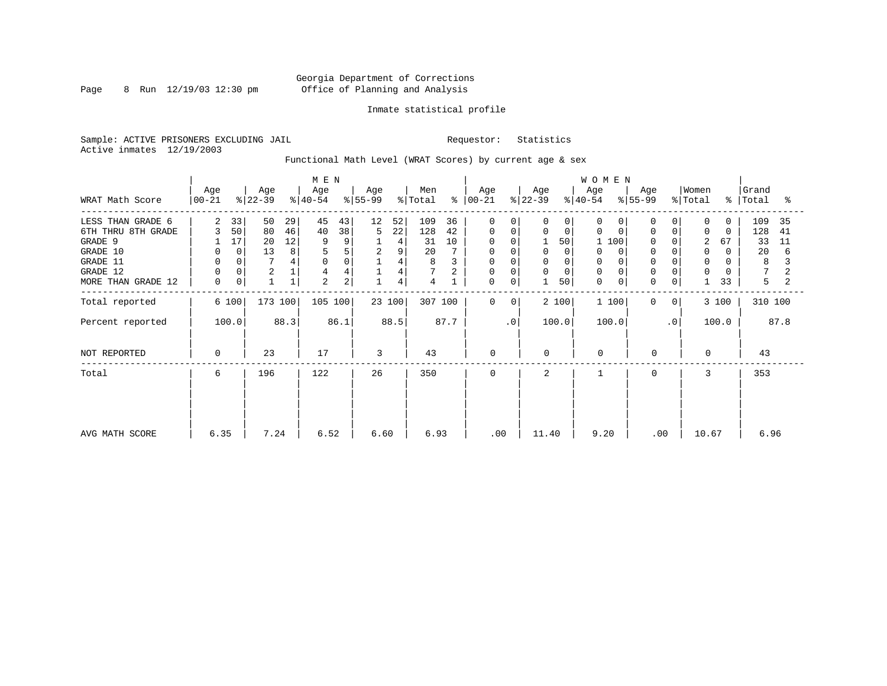Georgia Department of Corrections
Office of Planning and Analysis

Inmate statistical profile

Sample: ACTIVE PRISONERS EXCLUDING JAIL

Requestor: Statistics

Active inmates 12/19/2003

Functional Math Level (WRAT Scores) by current age & sex

| WRAT Math Score | MEN Age 00-21 | % | Age 22-39 | % | Age 40-54 | % | Age 55-99 | % | Men Total | % | WOMEN Age 00-21 | % | Age 22-39 | % | Age 40-54 | % | Age 55-99 | % | Women Total | % | Grand Total | % |
|---|---|---|---|---|---|---|---|---|---|---|---|---|---|---|---|---|---|---|---|---|---|---|
| LESS THAN GRADE 6 | 2 | 33 | 50 | 29 | 45 | 43 | 12 | 52 | 109 | 36 | 0 | 0 | 0 | 0 | 0 | 0 | 0 | 0 | 0 | 0 | 109 | 35 |
| 6TH THRU 8TH GRADE | 3 | 50 | 80 | 46 | 40 | 38 | 5 | 22 | 128 | 42 | 0 | 0 | 0 | 0 | 0 | 0 | 0 | 0 | 0 | 0 | 128 | 41 |
| GRADE 9 | 1 | 17 | 20 | 12 | 9 | 9 | 1 | 4 | 31 | 10 | 0 | 0 | 1 | 50 | 1 | 100 | 0 | 0 | 2 | 67 | 33 | 11 |
| GRADE 10 | 0 | 0 | 13 | 8 | 5 | 5 | 2 | 9 | 20 | 7 | 0 | 0 | 0 | 0 | 0 | 0 | 0 | 0 | 0 | 0 | 20 | 6 |
| GRADE 11 | 0 | 0 | 7 | 4 | 0 | 0 | 1 | 4 | 8 | 3 | 0 | 0 | 0 | 0 | 0 | 0 | 0 | 0 | 0 | 0 | 8 | 3 |
| GRADE 12 | 0 | 0 | 2 | 1 | 4 | 4 | 1 | 4 | 7 | 2 | 0 | 0 | 0 | 0 | 0 | 0 | 0 | 0 | 0 | 0 | 7 | 2 |
| MORE THAN GRADE 12 | 0 | 0 | 1 | 1 | 2 | 2 | 1 | 4 | 4 | 1 | 0 | 0 | 1 | 50 | 0 | 0 | 0 | 0 | 1 | 33 | 5 | 2 |
| Total reported | 6 | 100 | 173 | 100 | 105 | 100 | 23 | 100 | 307 | 100 | 0 | 0 | 2 | 100 | 1 | 100 | 0 | 0 | 3 | 100 | 310 | 100 |
| Percent reported | 100.0 | | 88.3 | | 86.1 | | 88.5 | | 87.7 | | .0 | | 100.0 | | 100.0 | | .0 | | 100.0 | | 87.8 | |
| NOT REPORTED | 0 | | 23 | | 17 | | 3 | | 43 | | 0 | | 0 | | 0 | | 0 | | 0 | | 43 | |
| Total | 6 | | 196 | | 122 | | 26 | | 350 | | 0 | | 2 | | 1 | | 0 | | 3 | | 353 | |
| AVG MATH SCORE | 6.35 | | 7.24 | | 6.52 | | 6.60 | | 6.93 | | .00 | | 11.40 | | 9.20 | | .00 | | 10.67 | | 6.96 | |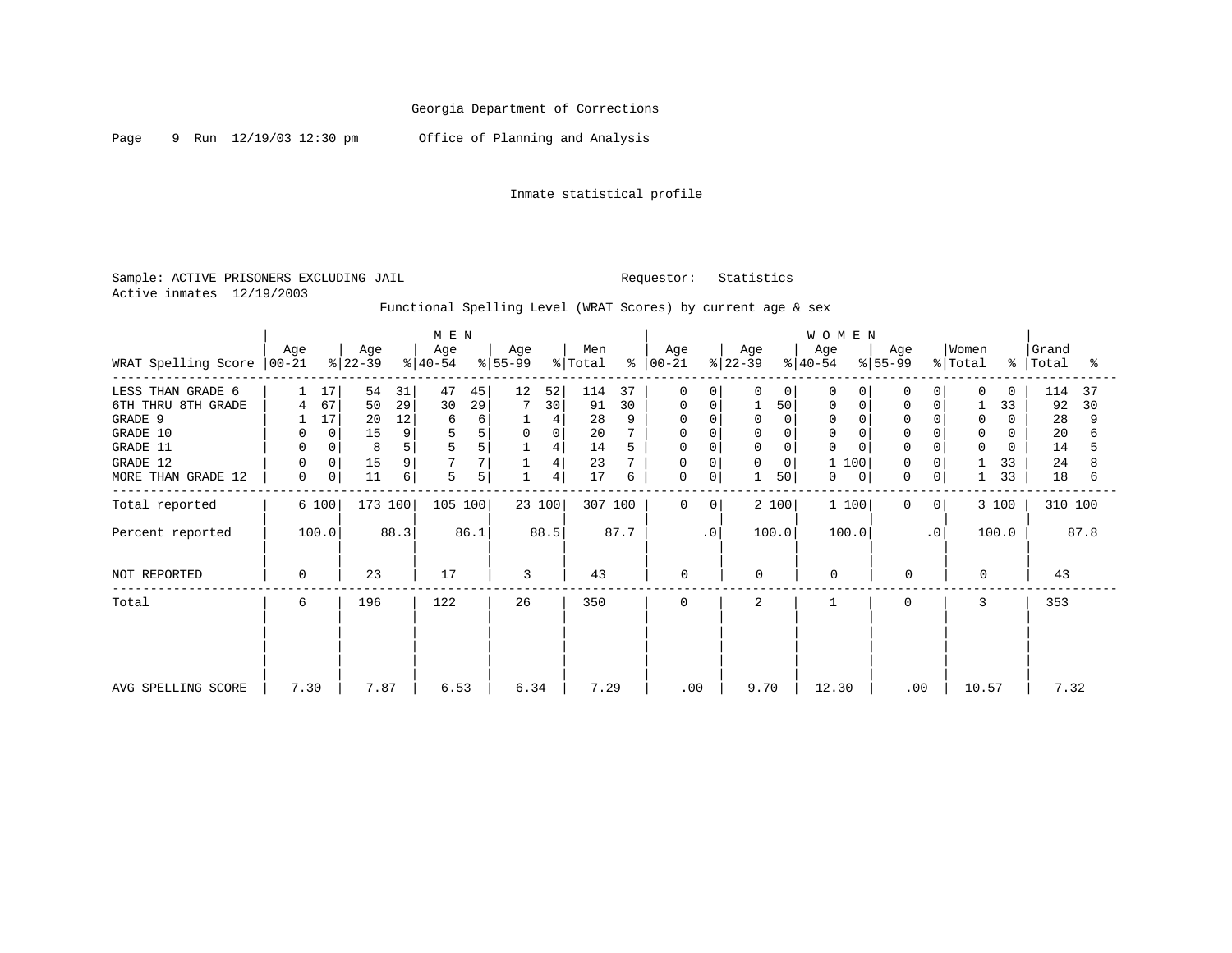Georgia Department of Corrections

Office of Planning and Analysis

Inmate statistical profile

Sample: ACTIVE PRISONERS EXCLUDING JAIL    Requestor: Statistics

Active inmates 12/19/2003

Functional Spelling Level (WRAT Scores) by current age & sex

| WRAT Spelling Score | MEN Age 00-21 | % | Age 22-39 | % | Age 40-54 | % | Age 55-99 | % | Men Total | % | WOMEN Age 00-21 | % | Age 22-39 | % | Age 40-54 | % | Age 55-99 | % | Women Total | % | Grand Total | % |
|---|---|---|---|---|---|---|---|---|---|---|---|---|---|---|---|---|---|---|---|---|---|---|
| LESS THAN GRADE 6 | 1 | 17 | 54 | 31 | 47 | 45 | 12 | 52 | 114 | 37 | 0 | 0 | 0 | 0 | 0 | 0 | 0 | 0 | 0 | 0 | 114 | 37 |
| 6TH THRU 8TH GRADE | 4 | 67 | 50 | 29 | 30 | 29 | 7 | 30 | 91 | 30 | 0 | 0 | 1 | 50 | 0 | 0 | 0 | 0 | 1 | 33 | 92 | 30 |
| GRADE 9 | 1 | 17 | 20 | 12 | 6 | 6 | 1 | 4 | 28 | 9 | 0 | 0 | 0 | 0 | 0 | 0 | 0 | 0 | 0 | 0 | 28 | 9 |
| GRADE 10 | 0 | 0 | 15 | 9 | 5 | 5 | 0 | 0 | 20 | 7 | 0 | 0 | 0 | 0 | 0 | 0 | 0 | 0 | 0 | 0 | 20 | 6 |
| GRADE 11 | 0 | 0 | 8 | 5 | 5 | 5 | 1 | 4 | 14 | 5 | 0 | 0 | 0 | 0 | 0 | 0 | 0 | 0 | 0 | 0 | 14 | 5 |
| GRADE 12 | 0 | 0 | 15 | 9 | 7 | 7 | 1 | 4 | 23 | 7 | 0 | 0 | 0 | 0 | 1 | 100 | 0 | 0 | 1 | 33 | 24 | 8 |
| MORE THAN GRADE 12 | 0 | 0 | 11 | 6 | 5 | 5 | 1 | 4 | 17 | 6 | 0 | 0 | 1 | 50 | 0 | 0 | 0 | 0 | 1 | 33 | 18 | 6 |
| Total reported | 6 | 100 | 173 | 100 | 105 | 100 | 23 | 100 | 307 | 100 | 0 | 0 | 2 | 100 | 1 | 100 | 0 | 0 | 3 | 100 | 310 | 100 |
| Percent reported | 100.0 | | 88.3 | | 86.1 | | 88.5 | | 87.7 | | .0 | | 100.0 | | 100.0 | | .0 | | 100.0 | | 87.8 | |
| NOT REPORTED | 0 | | 23 | | 17 | | 3 | | 43 | | 0 | | 0 | | 0 | | 0 | | 0 | | 43 | |
| Total | 6 | | 196 | | 122 | | 26 | | 350 | | 0 | | 2 | | 1 | | 0 | | 3 | | 353 | |
| AVG SPELLING SCORE | 7.30 | | 7.87 | | 6.53 | | 6.34 | | 7.29 | | .00 | | 9.70 | | 12.30 | | .00 | | 10.57 | | 7.32 | |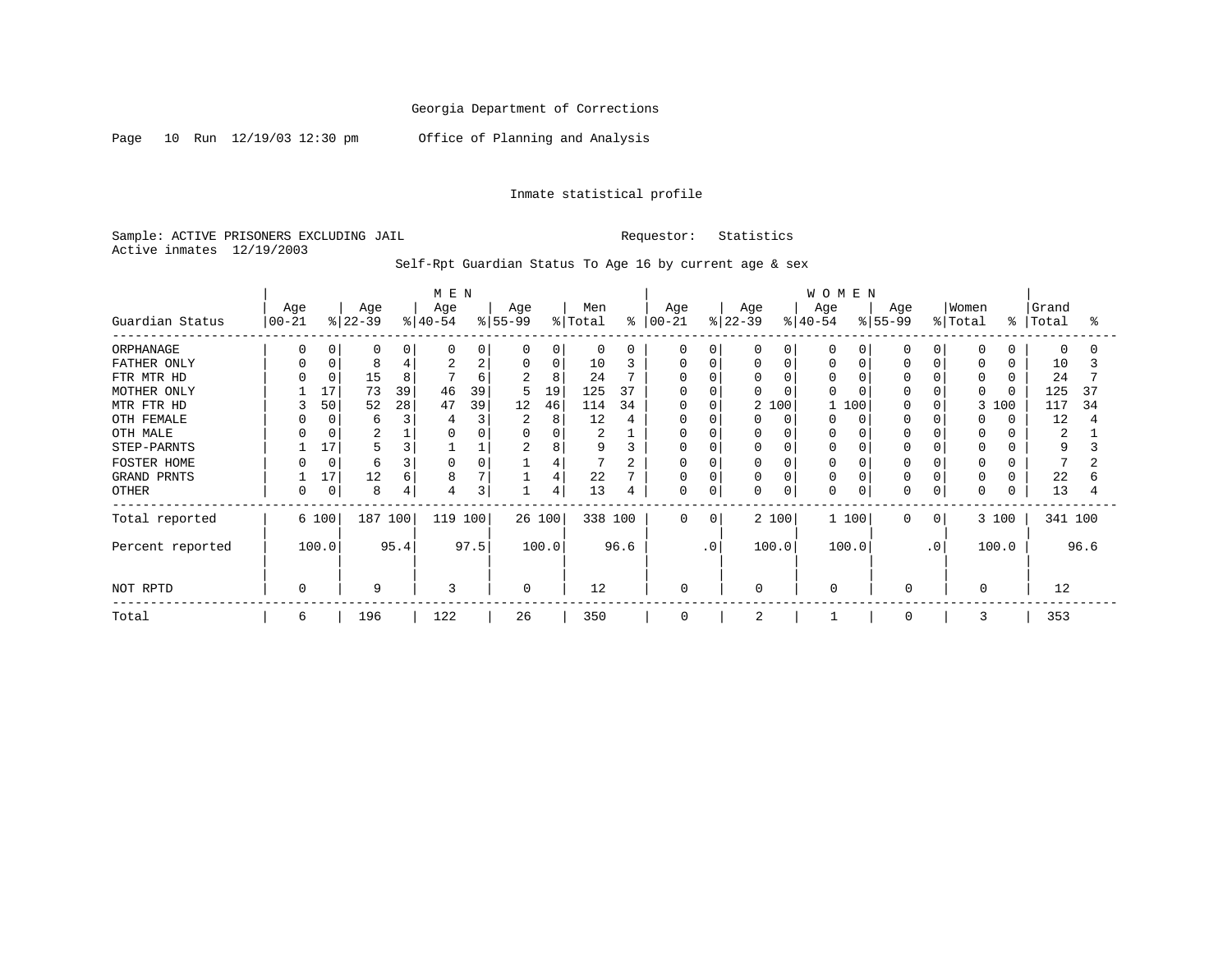Georgia Department of Corrections

Page 10 Run 12/19/03 12:30 pm Office of Planning and Analysis

Inmate statistical profile

Sample: ACTIVE PRISONERS EXCLUDING JAIL Requestor: Statistics
Active inmates 12/19/2003

Self-Rpt Guardian Status To Age 16 by current age & sex

| | MEN | | | | | | | | | | WOMEN | | | | | | | | | | | |
|---|---|---|---|---|---|---|---|---|---|---|---|---|---|---|---|---|---|---|---|---|---|---|
| Guardian Status | Age 00-21 | % | Age 22-39 | % | Age 40-54 | % | Age 55-99 | % | Men Total | % | Age 00-21 | % | Age 22-39 | % | Age 40-54 | % | Age 55-99 | % | Women Total | % | Grand Total | % |
| ORPHANAGE | 0 | 0 | 0 | 0 | 0 | 0 | 0 | 0 | 0 | 0 | 0 | 0 | 0 | 0 | 0 | 0 | 0 | 0 | 0 | 0 | 0 | 0 |
| FATHER ONLY | 0 | 0 | 8 | 4 | 2 | 2 | 0 | 0 | 10 | 3 | 0 | 0 | 0 | 0 | 0 | 0 | 0 | 0 | 0 | 0 | 10 | 3 |
| FTR MTR HD | 0 | 0 | 15 | 8 | 7 | 6 | 2 | 8 | 24 | 7 | 0 | 0 | 0 | 0 | 0 | 0 | 0 | 0 | 0 | 0 | 24 | 7 |
| MOTHER ONLY | 1 | 17 | 73 | 39 | 46 | 39 | 5 | 19 | 125 | 37 | 0 | 0 | 0 | 0 | 0 | 0 | 0 | 0 | 0 | 0 | 125 | 37 |
| MTR FTR HD | 3 | 50 | 52 | 28 | 47 | 39 | 12 | 46 | 114 | 34 | 0 | 0 | 2 | 100 | 1 | 100 | 0 | 0 | 3 | 100 | 117 | 34 |
| OTH FEMALE | 0 | 0 | 6 | 3 | 4 | 3 | 2 | 8 | 12 | 4 | 0 | 0 | 0 | 0 | 0 | 0 | 0 | 0 | 0 | 0 | 12 | 4 |
| OTH MALE | 0 | 0 | 2 | 1 | 0 | 0 | 0 | 0 | 2 | 1 | 0 | 0 | 0 | 0 | 0 | 0 | 0 | 0 | 0 | 0 | 2 | 1 |
| STEP-PARNTS | 1 | 17 | 5 | 3 | 1 | 1 | 2 | 8 | 9 | 3 | 0 | 0 | 0 | 0 | 0 | 0 | 0 | 0 | 0 | 0 | 9 | 3 |
| FOSTER HOME | 0 | 0 | 6 | 3 | 0 | 0 | 1 | 4 | 7 | 2 | 0 | 0 | 0 | 0 | 0 | 0 | 0 | 0 | 0 | 0 | 7 | 2 |
| GRAND PRNTS | 1 | 17 | 12 | 6 | 8 | 7 | 1 | 4 | 22 | 7 | 0 | 0 | 0 | 0 | 0 | 0 | 0 | 0 | 0 | 0 | 22 | 6 |
| OTHER | 0 | 0 | 8 | 4 | 4 | 3 | 1 | 4 | 13 | 4 | 0 | 0 | 0 | 0 | 0 | 0 | 0 | 0 | 0 | 0 | 13 | 4 |
| Total reported | 6 | 100 | 187 | 100 | 119 | 100 | 26 | 100 | 338 | 100 | 0 | 0 | 2 | 100 | 1 | 100 | 0 | 0 | 3 | 100 | 341 | 100 |
| Percent reported | | 100.0 | | 95.4 | | 97.5 | | 100.0 | | 96.6 | | .0 | | 100.0 | | 100.0 | | .0 | | 100.0 | | 96.6 |
| NOT RPTD | 0 | | 9 | | 3 | | 0 | | 12 | | 0 | | 0 | | 0 | | 0 | | 0 | | 12 | |
| Total | 6 | | 196 | | 122 | | 26 | | 350 | | 0 | | 2 | | 1 | | 0 | | 3 | | 353 | |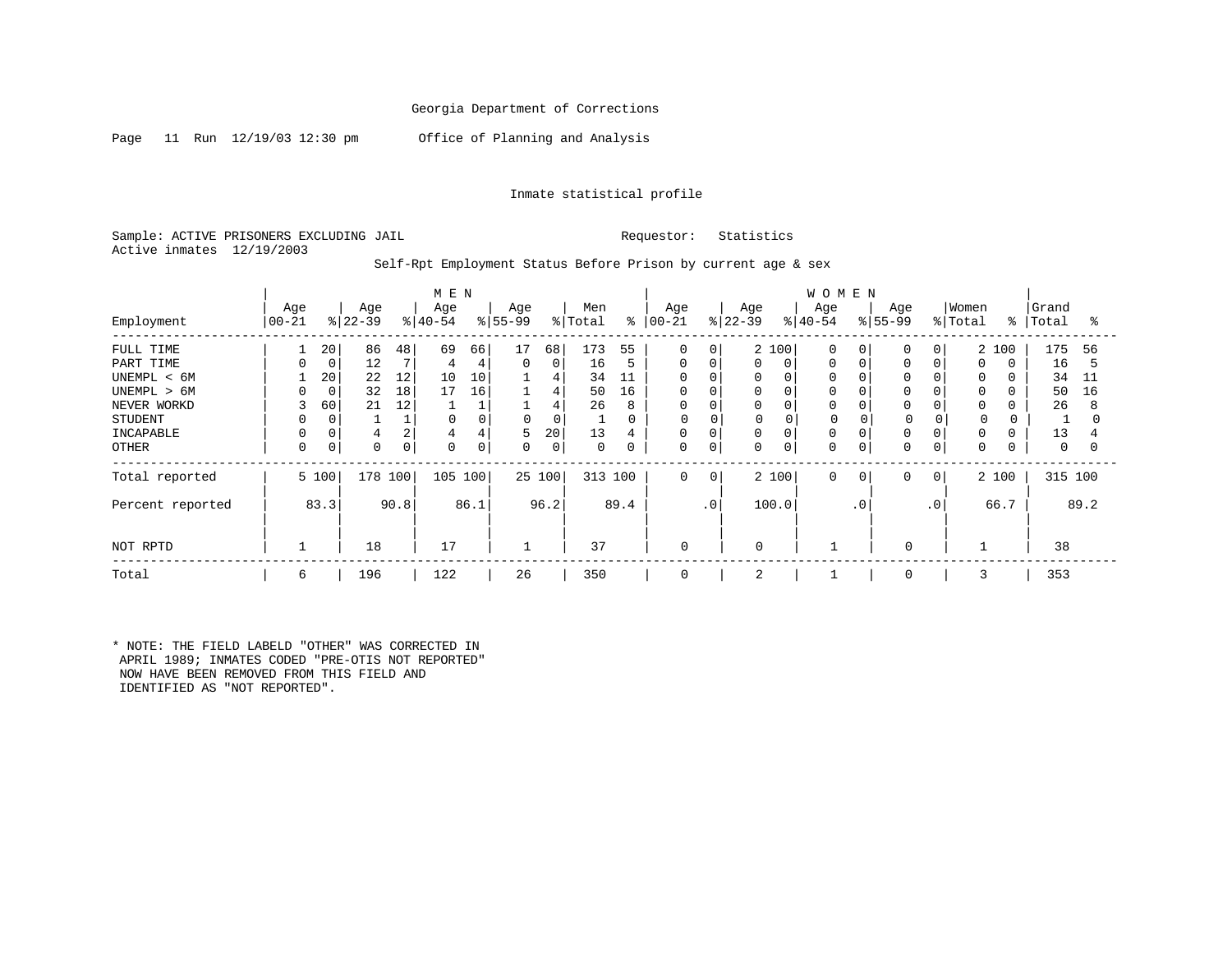Georgia Department of Corrections

Page 11 Run 12/19/03 12:30 pm Office of Planning and Analysis

Inmate statistical profile

Sample: ACTIVE PRISONERS EXCLUDING JAIL Requestor: Statistics
Active inmates 12/19/2003

Self-Rpt Employment Status Before Prison by current age & sex

| Employment | MEN Age 00-21 | % | Age 22-39 | % | Age 40-54 | % | Age 55-99 | % | Men Total | % | WOMEN Age 00-21 | % | Age 22-39 | % | Age 40-54 | % | Age 55-99 | % | Women Total | % | Grand Total | % |
|---|---|---|---|---|---|---|---|---|---|---|---|---|---|---|---|---|---|---|---|---|---|---|
| FULL TIME | 1 | 20 | 86 | 48 | 69 | 66 | 17 | 68 | 173 | 55 | 0 | 0 | 2 | 100 | 0 | 0 | 0 | 0 | 2 | 100 | 175 | 56 |
| PART TIME | 0 | 0 | 12 | 7 | 4 | 4 | 0 | 0 | 16 | 5 | 0 | 0 | 0 | 0 | 0 | 0 | 0 | 0 | 0 | 0 | 16 | 5 |
| UNEMPL < 6M | 1 | 20 | 22 | 12 | 10 | 10 | 1 | 4 | 34 | 11 | 0 | 0 | 0 | 0 | 0 | 0 | 0 | 0 | 0 | 0 | 34 | 11 |
| UNEMPL > 6M | 0 | 0 | 32 | 18 | 17 | 16 | 1 | 4 | 50 | 16 | 0 | 0 | 0 | 0 | 0 | 0 | 0 | 0 | 0 | 0 | 50 | 16 |
| NEVER WORKD | 3 | 60 | 21 | 12 | 1 | 1 | 1 | 4 | 26 | 8 | 0 | 0 | 0 | 0 | 0 | 0 | 0 | 0 | 0 | 0 | 26 | 8 |
| STUDENT | 0 | 0 | 1 | 1 | 0 | 0 | 0 | 0 | 1 | 0 | 0 | 0 | 0 | 0 | 0 | 0 | 0 | 0 | 0 | 0 | 1 | 0 |
| INCAPABLE | 0 | 0 | 4 | 2 | 4 | 4 | 5 | 20 | 13 | 4 | 0 | 0 | 0 | 0 | 0 | 0 | 0 | 0 | 0 | 0 | 13 | 4 |
| OTHER | 0 | 0 | 0 | 0 | 0 | 0 | 0 | 0 | 0 | 0 | 0 | 0 | 0 | 0 | 0 | 0 | 0 | 0 | 0 | 0 | 0 | 0 |
| Total reported | 5 | 100 | 178 | 100 | 105 | 100 | 25 | 100 | 313 | 100 | 0 | 0 | 2 | 100 | 0 | 0 | 0 | 0 | 2 | 100 | 315 | 100 |
| Percent reported | | 83.3 | | 90.8 | | 86.1 | | 96.2 | | 89.4 | | .0 | | 100.0 | | .0 | | .0 | | 66.7 | | 89.2 |
| NOT RPTD | 1 | | 18 | | 17 | | 1 | | 37 | | 0 | | 0 | | 1 | | 0 | | 1 | | 38 | |
| Total | 6 | | 196 | | 122 | | 26 | | 350 | | 0 | | 2 | | 1 | | 0 | | 3 | | 353 | |

* NOTE: THE FIELD LABELD "OTHER" WAS CORRECTED IN
APRIL 1989; INMATES CODED "PRE-OTIS NOT REPORTED"
NOW HAVE BEEN REMOVED FROM THIS FIELD AND
IDENTIFIED AS "NOT REPORTED".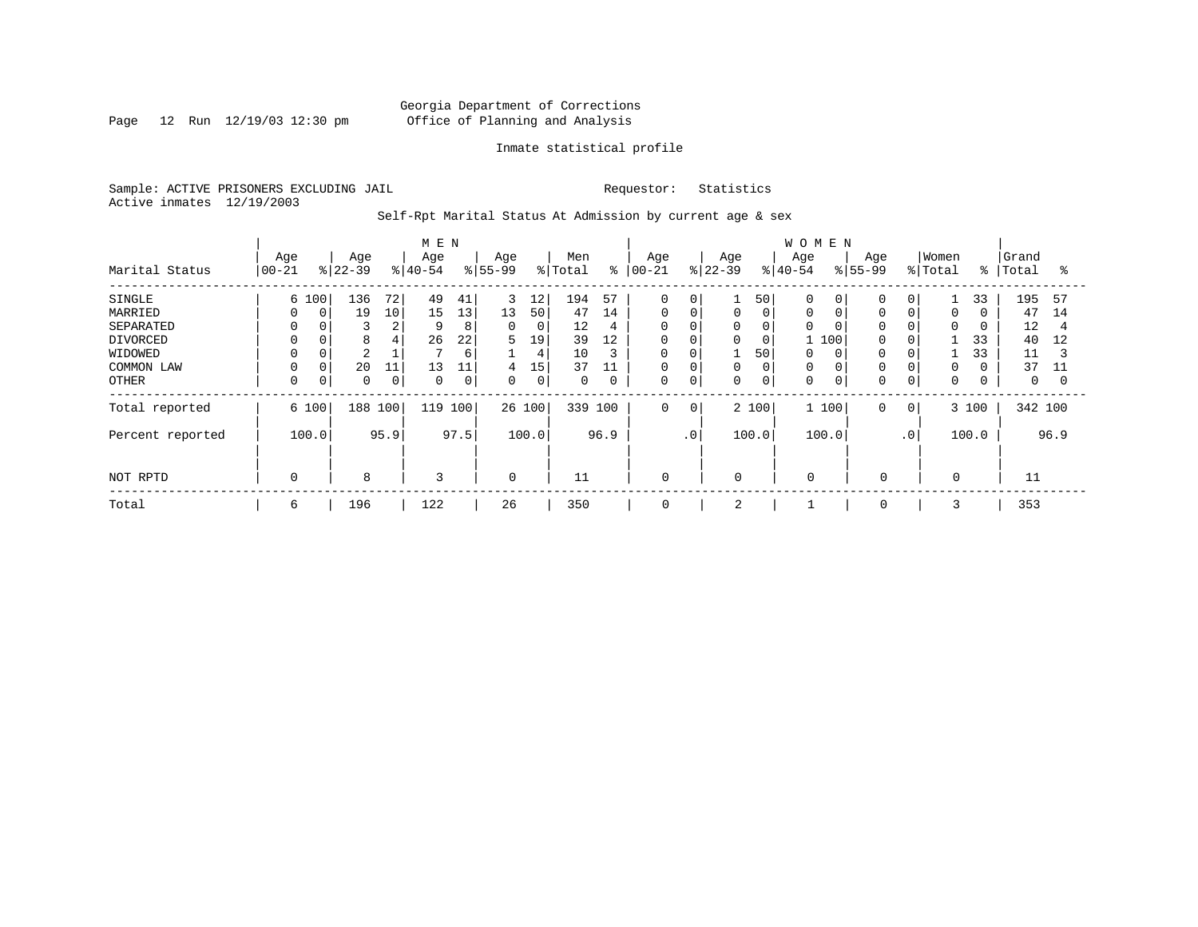Georgia Department of Corrections
Office of Planning and Analysis

Inmate statistical profile

Sample: ACTIVE PRISONERS EXCLUDING JAIL Requestor: Statistics
Active inmates 12/19/2003

Self-Rpt Marital Status At Admission by current age & sex

| Marital Status | MEN Age 00-21 | % | MEN Age 22-39 | % | MEN Age 40-54 | % | MEN Age 55-99 | % | Men Total | % | WOMEN Age 00-21 | % | WOMEN Age 22-39 | % | WOMEN Age 40-54 | % | WOMEN Age 55-99 | % | Women Total | % | Grand Total | % |
|---|---|---|---|---|---|---|---|---|---|---|---|---|---|---|---|---|---|---|---|---|---|---|
| SINGLE | 6 | 100 | 136 | 72 | 49 | 41 | 3 | 12 | 194 | 57 | 0 | 0 | 1 | 50 | 0 | 0 | 0 | 0 | 1 | 33 | 195 | 57 |
| MARRIED | 0 | 0 | 19 | 10 | 15 | 13 | 13 | 50 | 47 | 14 | 0 | 0 | 0 | 0 | 0 | 0 | 0 | 0 | 0 | 0 | 47 | 14 |
| SEPARATED | 0 | 0 | 3 | 2 | 9 | 8 | 0 | 0 | 12 | 4 | 0 | 0 | 0 | 0 | 0 | 0 | 0 | 0 | 0 | 0 | 12 | 4 |
| DIVORCED | 0 | 0 | 8 | 4 | 26 | 22 | 5 | 19 | 39 | 12 | 0 | 0 | 0 | 0 | 1 | 100 | 0 | 0 | 1 | 33 | 40 | 12 |
| WIDOWED | 0 | 0 | 2 | 1 | 7 | 6 | 1 | 4 | 10 | 3 | 0 | 0 | 1 | 50 | 0 | 0 | 0 | 0 | 1 | 33 | 11 | 3 |
| COMMON LAW | 0 | 0 | 20 | 11 | 13 | 11 | 4 | 15 | 37 | 11 | 0 | 0 | 0 | 0 | 0 | 0 | 0 | 0 | 0 | 0 | 37 | 11 |
| OTHER | 0 | 0 | 0 | 0 | 0 | 0 | 0 | 0 | 0 | 0 | 0 | 0 | 0 | 0 | 0 | 0 | 0 | 0 | 0 | 0 | 0 | 0 |
| Total reported | 6 | 100 | 188 | 100 | 119 | 100 | 26 | 100 | 339 | 100 | 0 | 0 | 2 | 100 | 1 | 100 | 0 | 0 | 3 | 100 | 342 | 100 |
| Percent reported | | 100.0 | | 95.9 | | 97.5 | | 100.0 | | 96.9 | | .0 | | 100.0 | | 100.0 | | .0 | | 100.0 | | 96.9 |
| NOT RPTD | 0 | | 8 | | 3 | | 0 | | 11 | | 0 | | 0 | | 0 | | 0 | | 0 | | 11 | |
| Total | 6 | | 196 | | 122 | | 26 | | 350 | | 0 | | 2 | | 1 | | 0 | | 3 | | 353 | |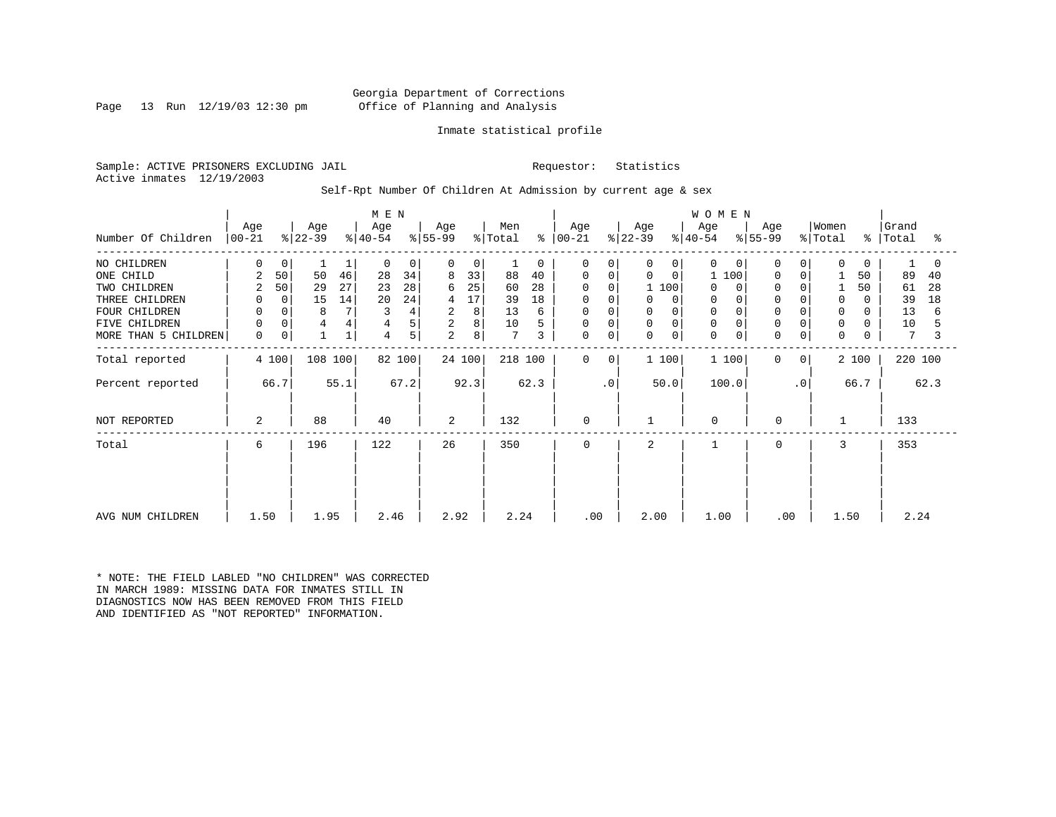Georgia Department of Corrections
Office of Planning and Analysis

Inmate statistical profile

Sample: ACTIVE PRISONERS EXCLUDING JAIL  Requestor: Statistics
Active inmates 12/19/2003

Self-Rpt Number Of Children At Admission by current age & sex

| | MEN | | | | | | | | | | WOMEN | | | | | | | | | | | |
|---|---|---|---|---|---|---|---|---|---|---|---|---|---|---|---|---|---|---|---|---|---|---|
| Number Of Children | Age 00-21 | % | Age 22-39 | % | Age 40-54 | % | Age 55-99 | % | Men Total | % | Age 00-21 | % | Age 22-39 | % | Age 40-54 | % | Age 55-99 | % | Women Total | % | Grand Total | % |
| NO CHILDREN | 0 | 0 | 1 | 1 | 0 | 0 | 0 | 0 | 1 | 0 | 0 | 0 | 0 | 0 | 0 | 0 | 0 | 0 | 0 | 0 | 1 | 0 |
| ONE CHILD | 2 | 50 | 50 | 46 | 28 | 34 | 8 | 33 | 88 | 40 | 0 | 0 | 0 | 0 | 1 | 100 | 0 | 0 | 1 | 50 | 89 | 40 |
| TWO CHILDREN | 2 | 50 | 29 | 27 | 23 | 28 | 6 | 25 | 60 | 28 | 0 | 0 | 1 | 100 | 0 | 0 | 0 | 0 | 1 | 50 | 61 | 28 |
| THREE CHILDREN | 0 | 0 | 15 | 14 | 20 | 24 | 4 | 17 | 39 | 18 | 0 | 0 | 0 | 0 | 0 | 0 | 0 | 0 | 0 | 0 | 39 | 18 |
| FOUR CHILDREN | 0 | 0 | 8 | 7 | 3 | 4 | 2 | 8 | 13 | 6 | 0 | 0 | 0 | 0 | 0 | 0 | 0 | 0 | 0 | 0 | 13 | 6 |
| FIVE CHILDREN | 0 | 0 | 4 | 4 | 4 | 5 | 2 | 8 | 10 | 5 | 0 | 0 | 0 | 0 | 0 | 0 | 0 | 0 | 0 | 0 | 10 | 5 |
| MORE THAN 5 CHILDREN | 0 | 0 | 1 | 1 | 4 | 5 | 2 | 8 | 7 | 3 | 0 | 0 | 0 | 0 | 0 | 0 | 0 | 0 | 0 | 0 | 7 | 3 |
| Total reported | 4 | 100 | 108 | 100 | 82 | 100 | 24 | 100 | 218 | 100 | 0 | 0 | 1 | 100 | 1 | 100 | 0 | 0 | 2 | 100 | 220 | 100 |
| Percent reported | | 66.7 | | 55.1 | | 67.2 | | 92.3 | | 62.3 | | .0 | | 50.0 | | 100.0 | | .0 | | 66.7 | | 62.3 |
| NOT REPORTED | 2 | | 88 | | 40 | | 2 | | 132 | | 0 | | 1 | | 0 | | 0 | | 1 | | 133 | |
| Total | 6 | | 196 | | 122 | | 26 | | 350 | | 0 | | 2 | | 1 | | 0 | | 3 | | 353 | |
| AVG NUM CHILDREN | 1.50 | | 1.95 | | 2.46 | | 2.92 | | 2.24 | | .00 | | 2.00 | | 1.00 | | .00 | | 1.50 | | 2.24 | |

* NOTE: THE FIELD LABLED "NO CHILDREN" WAS CORRECTED IN MARCH 1989: MISSING DATA FOR INMATES STILL IN DIAGNOSTICS NOW HAS BEEN REMOVED FROM THIS FIELD AND IDENTIFIED AS "NOT REPORTED" INFORMATION.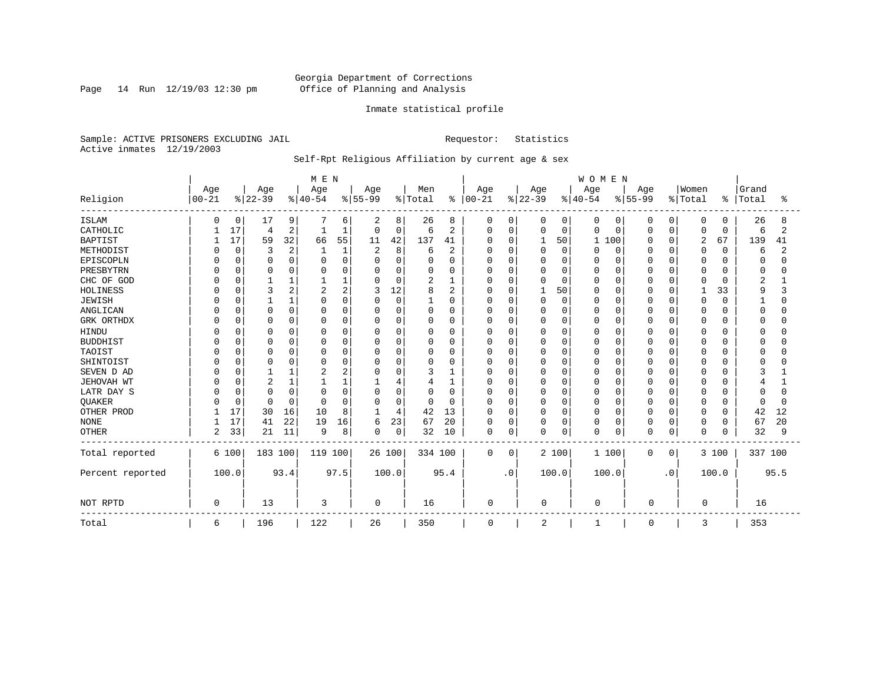Georgia Department of Corrections
Office of Planning and Analysis

Inmate statistical profile

Sample: ACTIVE PRISONERS EXCLUDING JAIL          Requestor: Statistics
Active inmates 12/19/2003

Self-Rpt Religious Affiliation by current age & sex

| Religion | MEN Age 00-21 | % | Age 22-39 | % | Age 40-54 | % | Age 55-99 | % | Men Total | % | WOMEN Age 00-21 | % | Age 22-39 | % | Age 40-54 | % | Age 55-99 | % | Women Total | % | Grand Total | % |
|---|---|---|---|---|---|---|---|---|---|---|---|---|---|---|---|---|---|---|---|---|---|---|
| ISLAM | 0 | 0 | 17 | 9 | 7 | 6 | 2 | 8 | 26 | 8 | 0 | 0 | 0 | 0 | 0 | 0 | 0 | 0 | 0 | 0 | 26 | 8 |
| CATHOLIC | 1 | 17 | 4 | 2 | 1 | 1 | 0 | 0 | 6 | 2 | 0 | 0 | 0 | 0 | 0 | 0 | 0 | 0 | 0 | 0 | 6 | 2 |
| BAPTIST | 1 | 17 | 59 | 32 | 66 | 55 | 11 | 42 | 137 | 41 | 0 | 0 | 1 | 50 | 1 | 100 | 0 | 0 | 2 | 67 | 139 | 41 |
| METHODIST | 0 | 0 | 3 | 2 | 1 | 1 | 2 | 8 | 6 | 2 | 0 | 0 | 0 | 0 | 0 | 0 | 0 | 0 | 0 | 0 | 6 | 2 |
| EPISCOPLN | 0 | 0 | 0 | 0 | 0 | 0 | 0 | 0 | 0 | 0 | 0 | 0 | 0 | 0 | 0 | 0 | 0 | 0 | 0 | 0 | 0 | 0 |
| PRESBYTRN | 0 | 0 | 0 | 0 | 0 | 0 | 0 | 0 | 0 | 0 | 0 | 0 | 0 | 0 | 0 | 0 | 0 | 0 | 0 | 0 | 0 | 0 |
| CHC OF GOD | 0 | 0 | 1 | 1 | 1 | 1 | 0 | 0 | 2 | 1 | 0 | 0 | 0 | 0 | 0 | 0 | 0 | 0 | 0 | 0 | 2 | 1 |
| HOLINESS | 0 | 0 | 3 | 2 | 2 | 2 | 3 | 12 | 8 | 2 | 0 | 0 | 1 | 50 | 0 | 0 | 0 | 0 | 1 | 33 | 9 | 3 |
| JEWISH | 0 | 0 | 1 | 1 | 0 | 0 | 0 | 0 | 1 | 0 | 0 | 0 | 0 | 0 | 0 | 0 | 0 | 0 | 0 | 0 | 1 | 0 |
| ANGLICAN | 0 | 0 | 0 | 0 | 0 | 0 | 0 | 0 | 0 | 0 | 0 | 0 | 0 | 0 | 0 | 0 | 0 | 0 | 0 | 0 | 0 | 0 |
| GRK ORTHDX | 0 | 0 | 0 | 0 | 0 | 0 | 0 | 0 | 0 | 0 | 0 | 0 | 0 | 0 | 0 | 0 | 0 | 0 | 0 | 0 | 0 | 0 |
| HINDU | 0 | 0 | 0 | 0 | 0 | 0 | 0 | 0 | 0 | 0 | 0 | 0 | 0 | 0 | 0 | 0 | 0 | 0 | 0 | 0 | 0 | 0 |
| BUDDHIST | 0 | 0 | 0 | 0 | 0 | 0 | 0 | 0 | 0 | 0 | 0 | 0 | 0 | 0 | 0 | 0 | 0 | 0 | 0 | 0 | 0 | 0 |
| TAOIST | 0 | 0 | 0 | 0 | 0 | 0 | 0 | 0 | 0 | 0 | 0 | 0 | 0 | 0 | 0 | 0 | 0 | 0 | 0 | 0 | 0 | 0 |
| SHINTOIST | 0 | 0 | 0 | 0 | 0 | 0 | 0 | 0 | 0 | 0 | 0 | 0 | 0 | 0 | 0 | 0 | 0 | 0 | 0 | 0 | 0 | 0 |
| SEVEN D AD | 0 | 0 | 1 | 1 | 2 | 2 | 0 | 0 | 3 | 1 | 0 | 0 | 0 | 0 | 0 | 0 | 0 | 0 | 0 | 0 | 3 | 1 |
| JEHOVAH WT | 0 | 0 | 2 | 1 | 1 | 1 | 1 | 4 | 4 | 1 | 0 | 0 | 0 | 0 | 0 | 0 | 0 | 0 | 0 | 0 | 4 | 1 |
| LATR DAY S | 0 | 0 | 0 | 0 | 0 | 0 | 0 | 0 | 0 | 0 | 0 | 0 | 0 | 0 | 0 | 0 | 0 | 0 | 0 | 0 | 0 | 0 |
| QUAKER | 0 | 0 | 0 | 0 | 0 | 0 | 0 | 0 | 0 | 0 | 0 | 0 | 0 | 0 | 0 | 0 | 0 | 0 | 0 | 0 | 0 | 0 |
| OTHER PROD | 1 | 17 | 30 | 16 | 10 | 8 | 1 | 4 | 42 | 13 | 0 | 0 | 0 | 0 | 0 | 0 | 0 | 0 | 0 | 0 | 42 | 12 |
| NONE | 1 | 17 | 41 | 22 | 19 | 16 | 6 | 23 | 67 | 20 | 0 | 0 | 0 | 0 | 0 | 0 | 0 | 0 | 0 | 0 | 67 | 20 |
| OTHER | 2 | 33 | 21 | 11 | 9 | 8 | 0 | 0 | 32 | 10 | 0 | 0 | 0 | 0 | 0 | 0 | 0 | 0 | 0 | 0 | 32 | 9 |
| Total reported | 6 | 100 | 183 | 100 | 119 | 100 | 26 | 100 | 334 | 100 | 0 | 0 | 2 | 100 | 1 | 100 | 0 | 0 | 3 | 100 | 337 | 100 |
| Percent reported | | 100.0 | | 93.4 | | 97.5 | | 100.0 | | 95.4 | | .0 | | 100.0 | | 100.0 | | .0 | | 100.0 | | 95.5 |
| NOT RPTD | 0 | | 13 | | 3 | | 0 | | 16 | | 0 | | 0 | | 0 | | 0 | | 0 | | 16 | |
| Total | 6 | | 196 | | 122 | | 26 | | 350 | | 0 | | 2 | | 1 | | 0 | | 3 | | 353 | |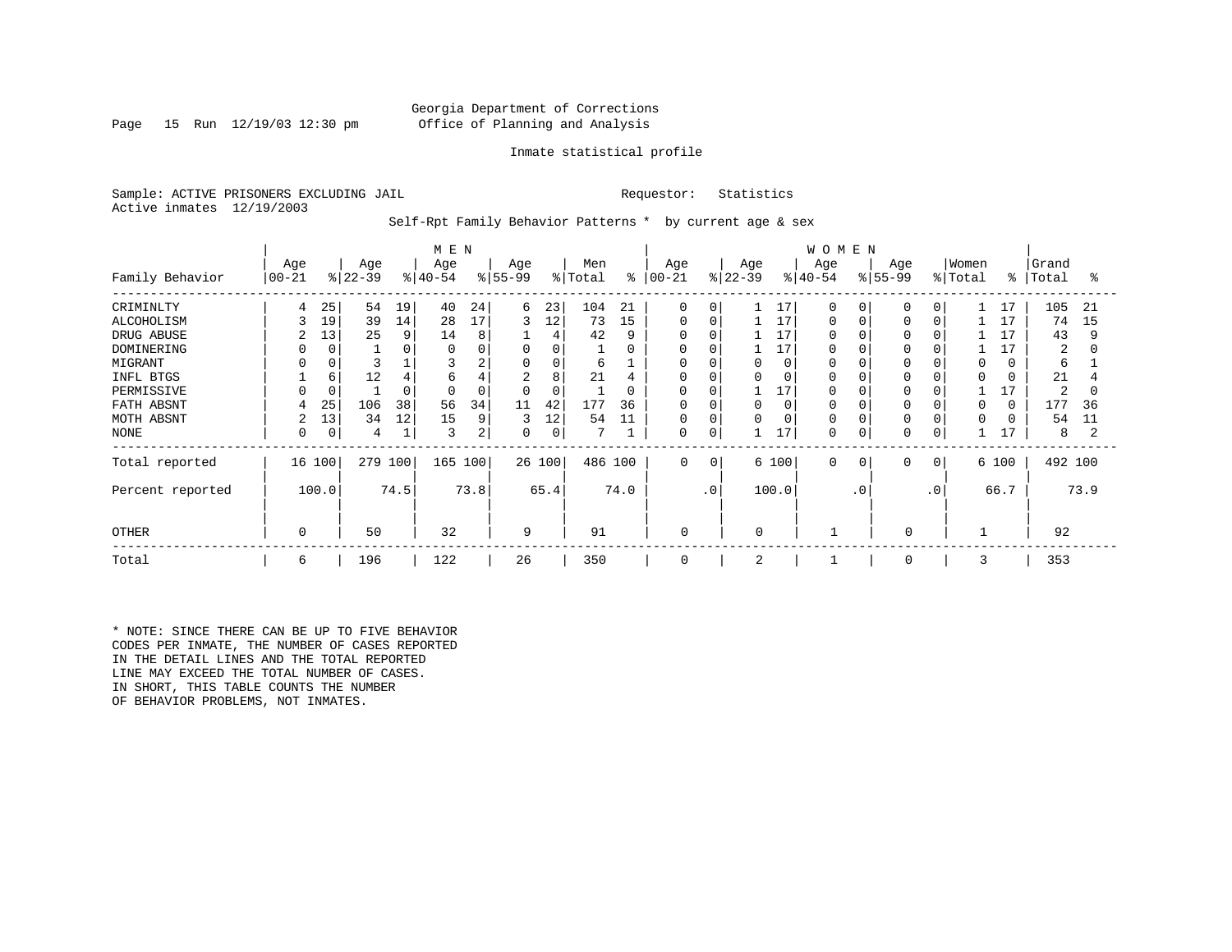Georgia Department of Corrections
Office of Planning and Analysis

Inmate statistical profile

Sample: ACTIVE PRISONERS EXCLUDING JAIL

Requestor: Statistics

Active inmates 12/19/2003

Self-Rpt Family Behavior Patterns * by current age & sex

| | MEN | | | | | | | | | | WOMEN | | | | | | | | | | | |
|---|---|---|---|---|---|---|---|---|---|---|---|---|---|---|---|---|---|---|---|---|---|---|
| Family Behavior | Age 00-21 | % | Age 22-39 | % | Age 40-54 | % | Age 55-99 | % | Men Total | % | Age 00-21 | % | Age 22-39 | % | Age 40-54 | % | Age 55-99 | % | Women Total | % | Grand Total | % |
| CRIMINLTY | 4 | 25 | 54 | 19 | 40 | 24 | 6 | 23 | 104 | 21 | 0 | 0 | 1 | 17 | 0 | 0 | 0 | 0 | 1 | 17 | 105 | 21 |
| ALCOHOLISM | 3 | 19 | 39 | 14 | 28 | 17 | 3 | 12 | 73 | 15 | 0 | 0 | 1 | 17 | 0 | 0 | 0 | 0 | 1 | 17 | 74 | 15 |
| DRUG ABUSE | 2 | 13 | 25 | 9 | 14 | 8 | 1 | 4 | 42 | 9 | 0 | 0 | 1 | 17 | 0 | 0 | 0 | 0 | 1 | 17 | 43 | 9 |
| DOMINERING | 0 | 0 | 1 | 0 | 0 | 0 | 0 | 0 | 1 | 0 | 0 | 0 | 1 | 17 | 0 | 0 | 0 | 0 | 1 | 17 | 2 | 0 |
| MIGRANT | 0 | 0 | 3 | 1 | 3 | 2 | 0 | 0 | 6 | 1 | 0 | 0 | 0 | 0 | 0 | 0 | 0 | 0 | 0 | 0 | 6 | 1 |
| INFL BTGS | 1 | 6 | 12 | 4 | 6 | 4 | 2 | 8 | 21 | 4 | 0 | 0 | 0 | 0 | 0 | 0 | 0 | 0 | 0 | 0 | 21 | 4 |
| PERMISSIVE | 0 | 0 | 1 | 0 | 0 | 0 | 0 | 0 | 1 | 0 | 0 | 0 | 1 | 17 | 0 | 0 | 0 | 0 | 1 | 17 | 2 | 0 |
| FATH ABSNT | 4 | 25 | 106 | 38 | 56 | 34 | 11 | 42 | 177 | 36 | 0 | 0 | 0 | 0 | 0 | 0 | 0 | 0 | 0 | 0 | 177 | 36 |
| MOTH ABSNT | 2 | 13 | 34 | 12 | 15 | 9 | 3 | 12 | 54 | 11 | 0 | 0 | 0 | 0 | 0 | 0 | 0 | 0 | 0 | 0 | 54 | 11 |
| NONE | 0 | 0 | 4 | 1 | 3 | 2 | 0 | 0 | 7 | 1 | 0 | 0 | 1 | 17 | 0 | 0 | 0 | 0 | 1 | 17 | 8 | 2 |
| Total reported | 16 | 100 | 279 | 100 | 165 | 100 | 26 | 100 | 486 | 100 | 0 | 0 | 6 | 100 | 0 | 0 | 0 | 0 | 6 | 100 | 492 | 100 |
| Percent reported | | 100.0 | | 74.5 | | 73.8 | | 65.4 | | 74.0 | | .0 | | 100.0 | | .0 | | .0 | | 66.7 | | 73.9 |
| OTHER | 0 | | 50 | | 32 | | 9 | | 91 | | 0 | | 0 | | 1 | | 0 | | 1 | | 92 | |
| Total | 6 | | 196 | | 122 | | 26 | | 350 | | 0 | | 2 | | 1 | | 0 | | 3 | | 353 | |

\* NOTE: SINCE THERE CAN BE UP TO FIVE BEHAVIOR CODES PER INMATE, THE NUMBER OF CASES REPORTED IN THE DETAIL LINES AND THE TOTAL REPORTED LINE MAY EXCEED THE TOTAL NUMBER OF CASES. IN SHORT, THIS TABLE COUNTS THE NUMBER OF BEHAVIOR PROBLEMS, NOT INMATES.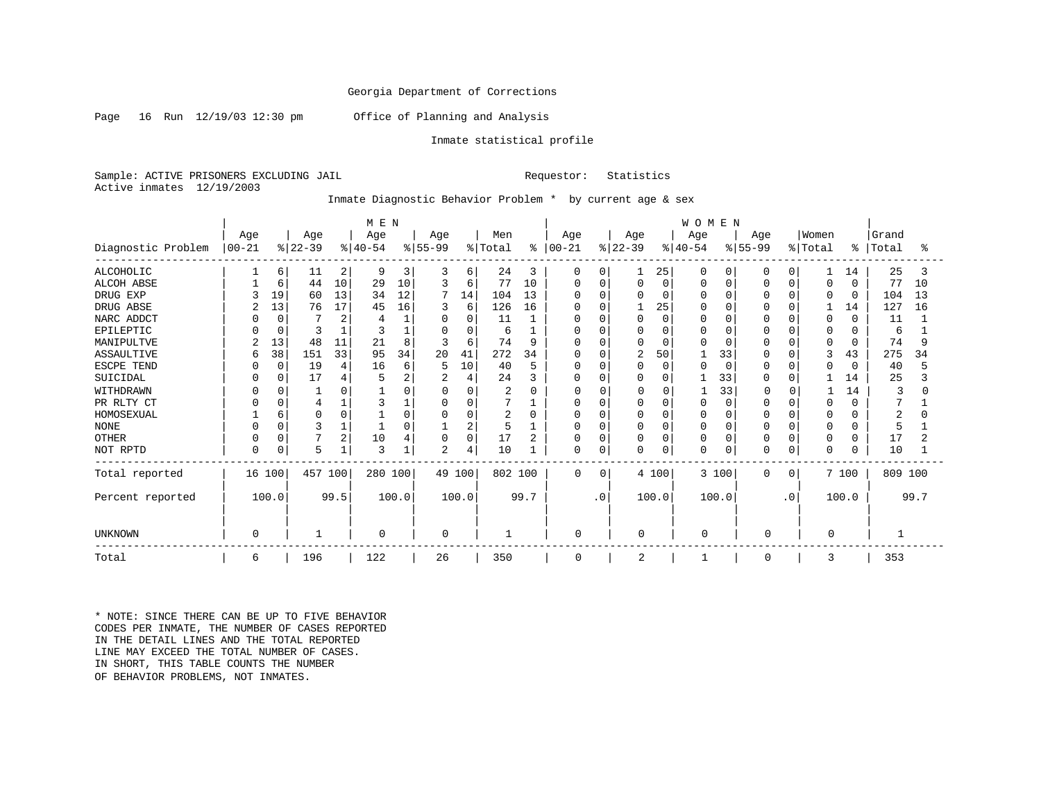Georgia Department of Corrections

Page 16 Run 12/19/03 12:30 pm Office of Planning and Analysis

Inmate statistical profile

Sample: ACTIVE PRISONERS EXCLUDING JAIL Requestor: Statistics
Active inmates 12/19/2003

Inmate Diagnostic Behavior Problem * by current age & sex

| | MEN | | | | | | | | | | WOMEN | | | | | | | | | | | |
|---|---|---|---|---|---|---|---|---|---|---|---|---|---|---|---|---|---|---|---|---|---|---|
| Diagnostic Problem | Age 00-21 | % | Age 22-39 | % | Age 40-54 | % | Age 55-99 | % | Men Total | % | Age 00-21 | % | Age 22-39 | % | Age 40-54 | % | Age 55-99 | % | Women Total | % | Grand Total | % |
| ALCOHOLIC | 1 | 6 | 11 | 2 | 9 | 3 | 3 | 6 | 24 | 3 | 0 | 0 | 1 | 25 | 0 | 0 | 0 | 0 | 1 | 14 | 25 | 3 |
| ALCOH ABSE | 1 | 6 | 44 | 10 | 29 | 10 | 3 | 6 | 77 | 10 | 0 | 0 | 0 | 0 | 0 | 0 | 0 | 0 | 0 | 0 | 77 | 10 |
| DRUG EXP | 3 | 19 | 60 | 13 | 34 | 12 | 7 | 14 | 104 | 13 | 0 | 0 | 0 | 0 | 0 | 0 | 0 | 0 | 0 | 0 | 104 | 13 |
| DRUG ABSE | 2 | 13 | 76 | 17 | 45 | 16 | 3 | 6 | 126 | 16 | 0 | 0 | 1 | 25 | 0 | 0 | 0 | 0 | 1 | 14 | 127 | 16 |
| NARC ADDCT | 0 | 0 | 7 | 2 | 4 | 1 | 0 | 0 | 11 | 1 | 0 | 0 | 0 | 0 | 0 | 0 | 0 | 0 | 0 | 0 | 11 | 1 |
| EPILEPTIC | 0 | 0 | 3 | 1 | 3 | 1 | 0 | 0 | 6 | 1 | 0 | 0 | 0 | 0 | 0 | 0 | 0 | 0 | 0 | 0 | 6 | 1 |
| MANIPULTVE | 2 | 13 | 48 | 11 | 21 | 8 | 3 | 6 | 74 | 9 | 0 | 0 | 0 | 0 | 0 | 0 | 0 | 0 | 0 | 0 | 74 | 9 |
| ASSAULTIVE | 6 | 38 | 151 | 33 | 95 | 34 | 20 | 41 | 272 | 34 | 0 | 0 | 2 | 50 | 1 | 33 | 0 | 0 | 3 | 43 | 275 | 34 |
| ESCPE TEND | 0 | 0 | 19 | 4 | 16 | 6 | 5 | 10 | 40 | 5 | 0 | 0 | 0 | 0 | 0 | 0 | 0 | 0 | 0 | 0 | 40 | 5 |
| SUICIDAL | 0 | 0 | 17 | 4 | 5 | 2 | 2 | 4 | 24 | 3 | 0 | 0 | 0 | 0 | 1 | 33 | 0 | 0 | 1 | 14 | 25 | 3 |
| WITHDRAWN | 0 | 0 | 1 | 0 | 1 | 0 | 0 | 0 | 2 | 0 | 0 | 0 | 0 | 0 | 1 | 33 | 0 | 0 | 1 | 14 | 3 | 0 |
| PR RLTY CT | 0 | 0 | 4 | 1 | 3 | 1 | 0 | 0 | 7 | 1 | 0 | 0 | 0 | 0 | 0 | 0 | 0 | 0 | 0 | 0 | 7 | 1 |
| HOMOSEXUAL | 1 | 6 | 0 | 0 | 1 | 0 | 0 | 0 | 2 | 0 | 0 | 0 | 0 | 0 | 0 | 0 | 0 | 0 | 0 | 0 | 2 | 0 |
| NONE | 0 | 0 | 3 | 1 | 1 | 0 | 1 | 2 | 5 | 1 | 0 | 0 | 0 | 0 | 0 | 0 | 0 | 0 | 0 | 0 | 5 | 1 |
| OTHER | 0 | 0 | 7 | 2 | 10 | 4 | 0 | 0 | 17 | 2 | 0 | 0 | 0 | 0 | 0 | 0 | 0 | 0 | 0 | 0 | 17 | 2 |
| NOT RPTD | 0 | 0 | 5 | 1 | 3 | 1 | 2 | 4 | 10 | 1 | 0 | 0 | 0 | 0 | 0 | 0 | 0 | 0 | 0 | 0 | 10 | 1 |
| Total reported | 16 | 100 | 457 | 100 | 280 | 100 | 49 | 100 | 802 | 100 | 0 | 0 | 4 | 100 | 3 | 100 | 0 | 0 | 7 | 100 | 809 | 100 |
| Percent reported | 100.0 | | 99.5 | | 100.0 | | 100.0 | | 99.7 | | .0 | | 100.0 | | 100.0 | | .0 | | 100.0 | | 99.7 | |
| UNKNOWN | 0 | | 1 | | 0 | | 0 | | 1 | | 0 | | 0 | | 0 | | 0 | | 0 | | 1 | |
| Total | 6 | | 196 | | 122 | | 26 | | 350 | | 0 | | 2 | | 1 | | 0 | | 3 | | 353 | |

* NOTE: SINCE THERE CAN BE UP TO FIVE BEHAVIOR CODES PER INMATE, THE NUMBER OF CASES REPORTED IN THE DETAIL LINES AND THE TOTAL REPORTED LINE MAY EXCEED THE TOTAL NUMBER OF CASES. IN SHORT, THIS TABLE COUNTS THE NUMBER OF BEHAVIOR PROBLEMS, NOT INMATES.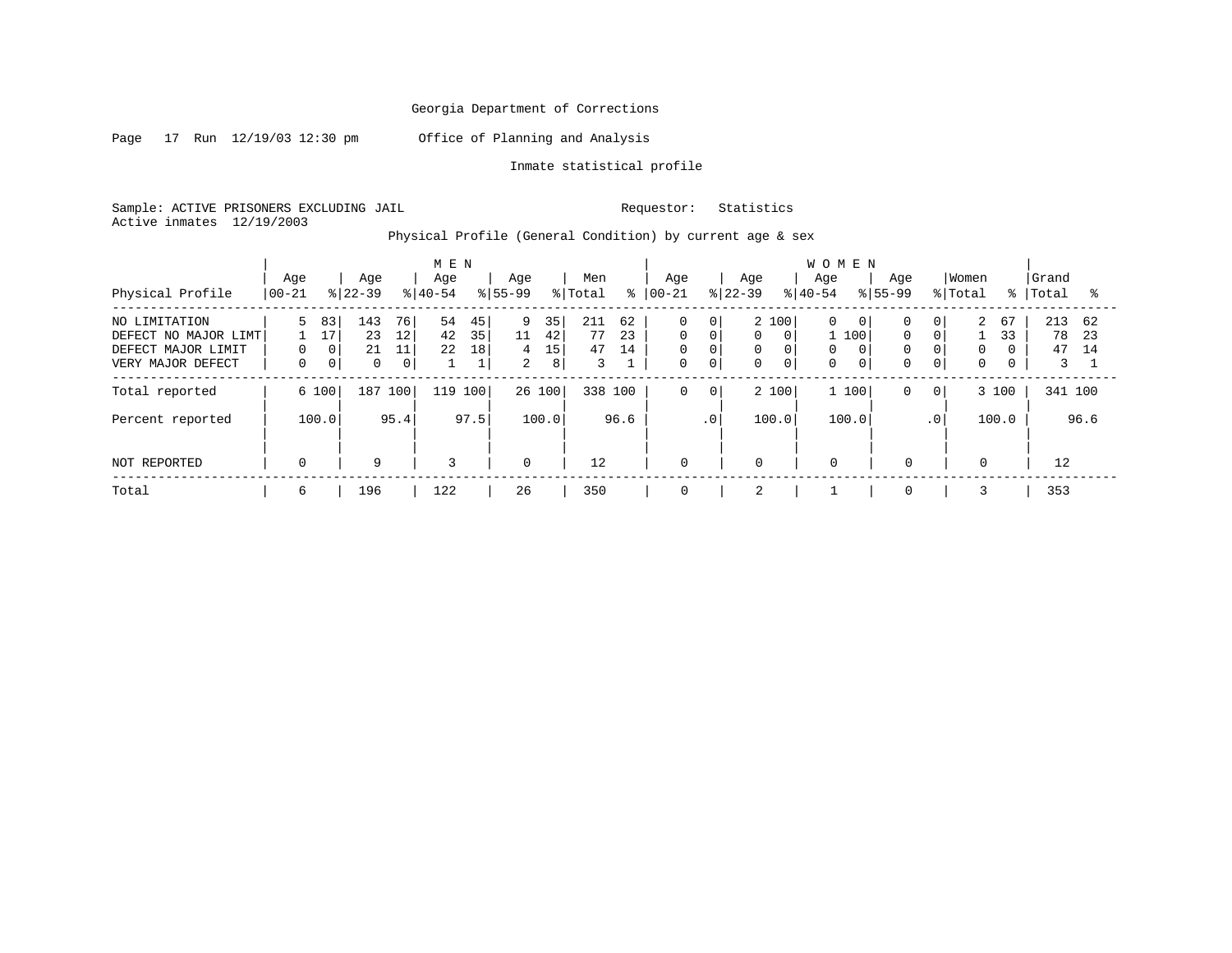Georgia Department of Corrections

Page 17 Run 12/19/03 12:30 pm Office of Planning and Analysis

Inmate statistical profile

Sample: ACTIVE PRISONERS EXCLUDING JAIL Requestor: Statistics
Active inmates 12/19/2003

Physical Profile (General Condition) by current age & sex

| Physical Profile | MEN Age 00-21 | % | Age 22-39 | % | Age 40-54 | % | Age 55-99 | % | Men Total | % | WOMEN Age 00-21 | % | Age 22-39 | % | Age 40-54 | % | Age 55-99 | % | Women Total | % | Grand Total | % |
|---|---|---|---|---|---|---|---|---|---|---|---|---|---|---|---|---|---|---|---|---|---|---|
| NO LIMITATION | 5 | 83 | 143 | 76 | 54 | 45 | 9 | 35 | 211 | 62 | 0 | 0 | 2 | 100 | 0 | 0 | 0 | 0 | 2 | 67 | 213 | 62 |
| DEFECT NO MAJOR LIMT | 1 | 17 | 23 | 12 | 42 | 35 | 11 | 42 | 77 | 23 | 0 | 0 | 0 | 0 | 1 | 100 | 0 | 0 | 1 | 33 | 78 | 23 |
| DEFECT MAJOR LIMIT | 0 | 0 | 21 | 11 | 22 | 18 | 4 | 15 | 47 | 14 | 0 | 0 | 0 | 0 | 0 | 0 | 0 | 0 | 0 | 0 | 47 | 14 |
| VERY MAJOR DEFECT | 0 | 0 | 0 | 0 | 1 | 1 | 2 | 8 | 3 | 1 | 0 | 0 | 0 | 0 | 0 | 0 | 0 | 0 | 0 | 0 | 3 | 1 |
| Total reported | 6 | 100 | 187 | 100 | 119 | 100 | 26 | 100 | 338 | 100 | 0 | 0 | 2 | 100 | 1 | 100 | 0 | 0 | 3 | 100 | 341 | 100 |
| Percent reported | | 100.0 | | 95.4 | | 97.5 | | 100.0 | | 96.6 | | .0 | | 100.0 | | 100.0 | | .0 | | 100.0 | | 96.6 |
| NOT REPORTED | 0 | | 9 | | 3 | | 0 | | 12 | | 0 | | 0 | | 0 | | 0 | | 0 | | 12 | |
| Total | 6 | | 196 | | 122 | | 26 | | 350 | | 0 | | 2 | | 1 | | 0 | | 3 | | 353 | |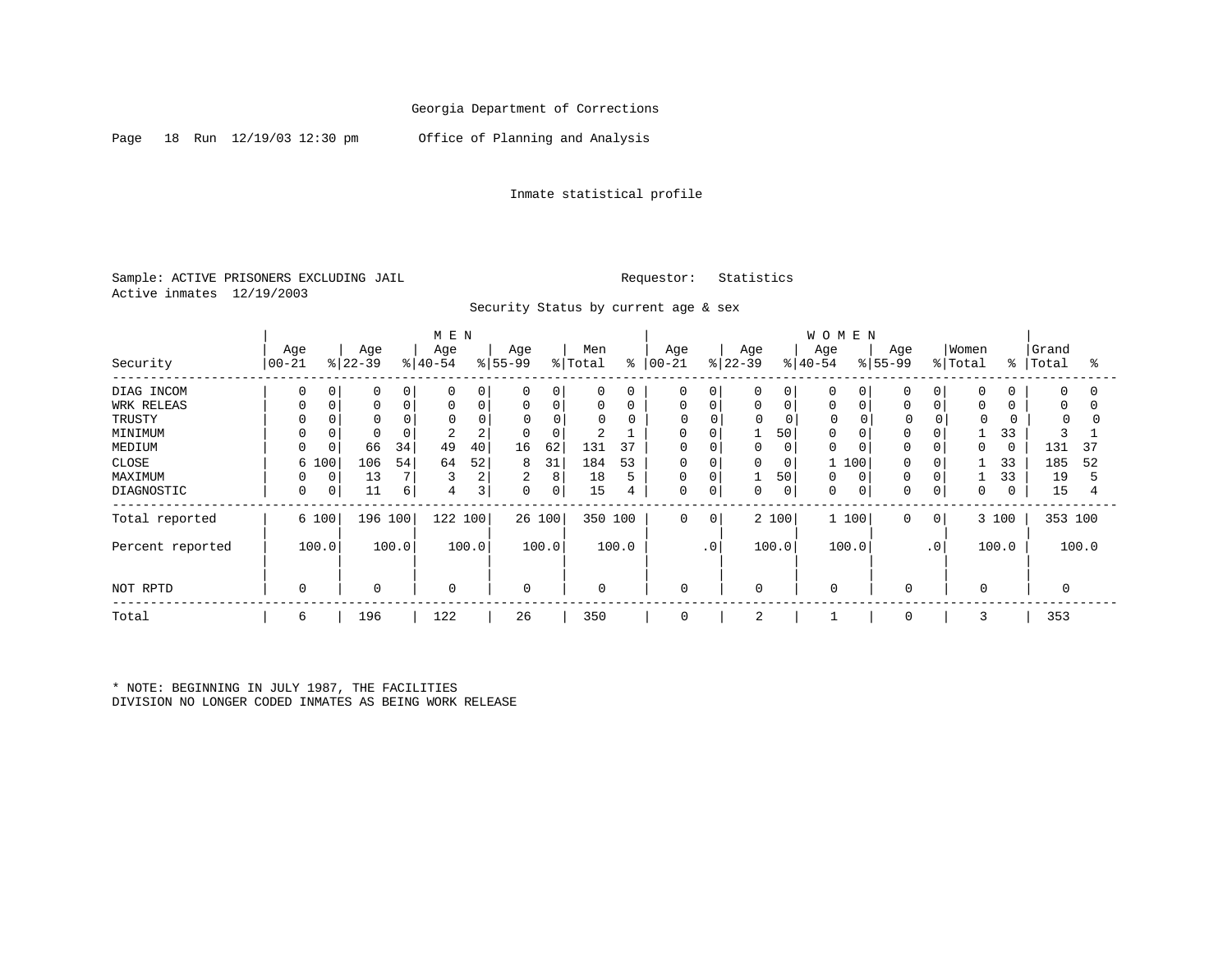Georgia Department of Corrections

Run 12/19/03 12:30 pm Office of Planning and Analysis

Inmate statistical profile

Sample: ACTIVE PRISONERS EXCLUDING JAIL Requestor: Statistics
Active inmates 12/19/2003

Security Status by current age & sex

| Security | MEN Age 00-21 | % | Age 22-39 | % | Age 40-54 | % | Age 55-99 | % | Men Total | % | WOMEN Age 00-21 | % | Age 22-39 | % | Age 40-54 | % | Age 55-99 | % | Women Total | % | Grand Total | % |
|---|---|---|---|---|---|---|---|---|---|---|---|---|---|---|---|---|---|---|---|---|---|---|
| DIAG INCOM | 0 | 0 | 0 | 0 | 0 | 0 | 0 | 0 | 0 | 0 | 0 | 0 | 0 | 0 | 0 | 0 | 0 | 0 | 0 | 0 | 0 | 0 |
| WRK RELEAS | 0 | 0 | 0 | 0 | 0 | 0 | 0 | 0 | 0 | 0 | 0 | 0 | 0 | 0 | 0 | 0 | 0 | 0 | 0 | 0 | 0 | 0 |
| TRUSTY | 0 | 0 | 0 | 0 | 0 | 0 | 0 | 0 | 0 | 0 | 0 | 0 | 0 | 0 | 0 | 0 | 0 | 0 | 0 | 0 | 0 | 0 |
| MINIMUM | 0 | 0 | 0 | 0 | 2 | 2 | 0 | 0 | 2 | 1 | 0 | 0 | 1 | 50 | 0 | 0 | 0 | 0 | 1 | 33 | 3 | 1 |
| MEDIUM | 0 | 0 | 66 | 34 | 49 | 40 | 16 | 62 | 131 | 37 | 0 | 0 | 0 | 0 | 0 | 0 | 0 | 0 | 0 | 0 | 131 | 37 |
| CLOSE | 6 | 100 | 106 | 54 | 64 | 52 | 8 | 31 | 184 | 53 | 0 | 0 | 0 | 0 | 1 | 100 | 0 | 0 | 1 | 33 | 185 | 52 |
| MAXIMUM | 0 | 0 | 13 | 7 | 3 | 2 | 2 | 8 | 18 | 5 | 0 | 0 | 1 | 50 | 0 | 0 | 0 | 0 | 1 | 33 | 19 | 5 |
| DIAGNOSTIC | 0 | 0 | 11 | 6 | 4 | 3 | 0 | 0 | 15 | 4 | 0 | 0 | 0 | 0 | 0 | 0 | 0 | 0 | 0 | 0 | 15 | 4 |
| Total reported | 6 | 100 | 196 | 100 | 122 | 100 | 26 | 100 | 350 | 100 | 0 | 0 | 2 | 100 | 1 | 100 | 0 | 0 | 3 | 100 | 353 | 100 |
| Percent reported | | 100.0 | | 100.0 | | 100.0 | | 100.0 | | 100.0 | | .0 | | 100.0 | | 100.0 | | .0 | | 100.0 | | 100.0 |
| NOT RPTD | 0 | | 0 | | 0 | | 0 | | 0 | | 0 | | 0 | | 0 | | 0 | | 0 | | 0 | |
| Total | 6 | | 196 | | 122 | | 26 | | 350 | | 0 | | 2 | | 1 | | 0 | | 3 | | 353 | |

* NOTE: BEGINNING IN JULY 1987, THE FACILITIES DIVISION NO LONGER CODED INMATES AS BEING WORK RELEASE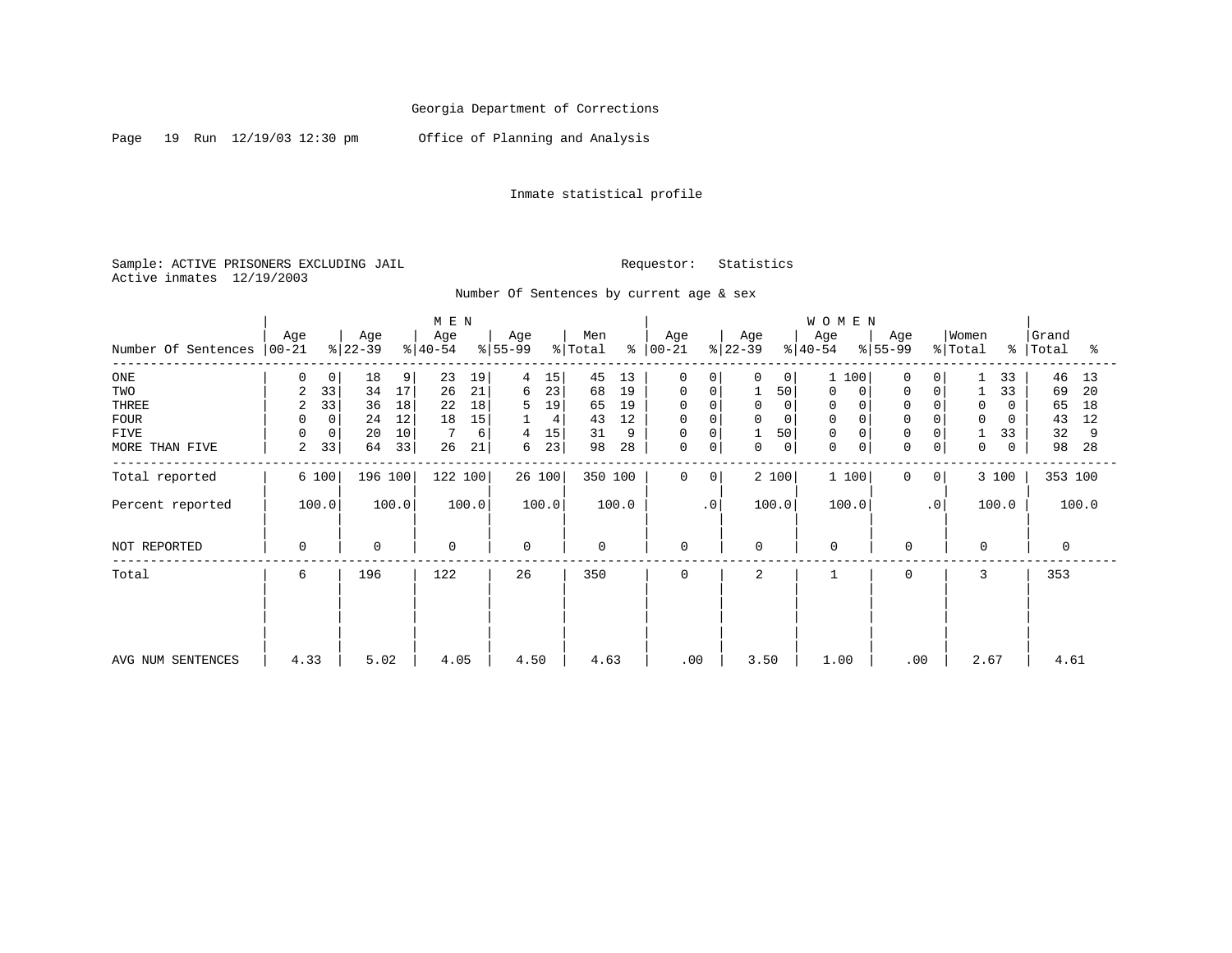Georgia Department of Corrections

Office of Planning and Analysis

Inmate statistical profile

Sample: ACTIVE PRISONERS EXCLUDING JAIL

Requestor: Statistics

Active inmates 12/19/2003

Number Of Sentences by current age & sex

| Number Of Sentences | MEN Age 00-21 | % | Age 22-39 | % | Age 40-54 | % | Age 55-99 | % | Men Total | % | WOMEN Age 00-21 | % | Age 22-39 | % | Age 40-54 | % | Age 55-99 | % | Women Total | % | Grand Total | % |
|---|---|---|---|---|---|---|---|---|---|---|---|---|---|---|---|---|---|---|---|---|---|---|
| ONE | 0 | 0 | 18 | 9 | 23 | 19 | 4 | 15 | 45 | 13 | 0 | 0 | 0 | 0 | 1 | 100 | 0 | 0 | 1 | 33 | 46 | 13 |
| TWO | 2 | 33 | 34 | 17 | 26 | 21 | 6 | 23 | 68 | 19 | 0 | 0 | 1 | 50 | 0 | 0 | 0 | 0 | 1 | 33 | 69 | 20 |
| THREE | 2 | 33 | 36 | 18 | 22 | 18 | 5 | 19 | 65 | 19 | 0 | 0 | 0 | 0 | 0 | 0 | 0 | 0 | 0 | 0 | 65 | 18 |
| FOUR | 0 | 0 | 24 | 12 | 18 | 15 | 1 | 4 | 43 | 12 | 0 | 0 | 0 | 0 | 0 | 0 | 0 | 0 | 0 | 0 | 43 | 12 |
| FIVE | 0 | 0 | 20 | 10 | 7 | 6 | 4 | 15 | 31 | 9 | 0 | 0 | 1 | 50 | 0 | 0 | 0 | 0 | 1 | 33 | 32 | 9 |
| MORE THAN FIVE | 2 | 33 | 64 | 33 | 26 | 21 | 6 | 23 | 98 | 28 | 0 | 0 | 0 | 0 | 0 | 0 | 0 | 0 | 0 | 0 | 98 | 28 |
| Total reported | 6 | 100 | 196 | 100 | 122 | 100 | 26 | 100 | 350 | 100 | 0 | 0 | 2 | 100 | 1 | 100 | 0 | 0 | 3 | 100 | 353 | 100 |
| Percent reported | 100.0 | | 100.0 | | 100.0 | | 100.0 | | 100.0 | | .0 | | 100.0 | | 100.0 | | .0 | | 100.0 | | 100.0 | |
| NOT REPORTED | 0 | | 0 | | 0 | | 0 | | 0 | | 0 | | 0 | | 0 | | 0 | | 0 | | 0 | |
| Total | 6 | | 196 | | 122 | | 26 | | 350 | | 0 | | 2 | | 1 | | 0 | | 3 | | 353 | |
| AVG NUM SENTENCES | 4.33 | | 5.02 | | 4.05 | | 4.50 | | 4.63 | | .00 | | 3.50 | | 1.00 | | .00 | | 2.67 | | 4.61 | |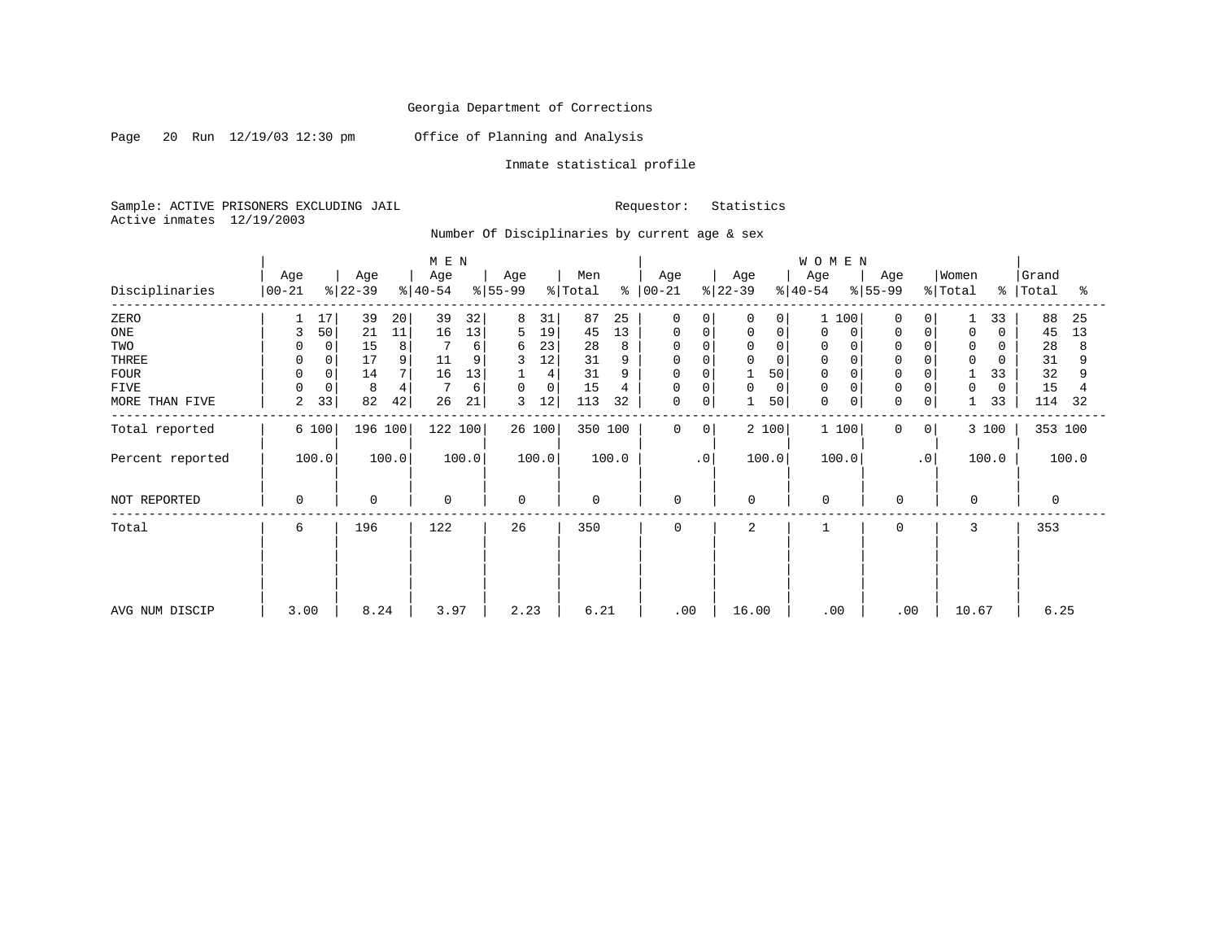Georgia Department of Corrections

Page 20 Run 12/19/03 12:30 pm Office of Planning and Analysis

Inmate statistical profile

Sample: ACTIVE PRISONERS EXCLUDING JAIL Requestor: Statistics
Active inmates 12/19/2003

Number Of Disciplinaries by current age & sex

| Disciplinaries | MEN Age 00-21 | % | Age 22-39 | % | Age 40-54 | % | Age 55-99 | % | Men Total | % | WOMEN Age 00-21 | % | Age 22-39 | % | Age 40-54 | % | Age 55-99 | % | Women Total | % | Grand Total | % |
|---|---|---|---|---|---|---|---|---|---|---|---|---|---|---|---|---|---|---|---|---|---|---|
| ZERO | 1 | 17 | 39 | 20 | 39 | 32 | 8 | 31 | 87 | 25 | 0 | 0 | 0 | 0 | 1 | 100 | 0 | 0 | 1 | 33 | 88 | 25 |
| ONE | 3 | 50 | 21 | 11 | 16 | 13 | 5 | 19 | 45 | 13 | 0 | 0 | 0 | 0 | 0 | 0 | 0 | 0 | 0 | 0 | 45 | 13 |
| TWO | 0 | 0 | 15 | 8 | 7 | 6 | 6 | 23 | 28 | 8 | 0 | 0 | 0 | 0 | 0 | 0 | 0 | 0 | 0 | 0 | 28 | 8 |
| THREE | 0 | 0 | 17 | 9 | 11 | 9 | 3 | 12 | 31 | 9 | 0 | 0 | 0 | 0 | 0 | 0 | 0 | 0 | 0 | 0 | 31 | 9 |
| FOUR | 0 | 0 | 14 | 7 | 16 | 13 | 1 | 4 | 31 | 9 | 0 | 0 | 1 | 50 | 0 | 0 | 0 | 0 | 1 | 33 | 32 | 9 |
| FIVE | 0 | 0 | 8 | 4 | 7 | 6 | 0 | 0 | 15 | 4 | 0 | 0 | 0 | 0 | 0 | 0 | 0 | 0 | 0 | 0 | 15 | 4 |
| MORE THAN FIVE | 2 | 33 | 82 | 42 | 26 | 21 | 3 | 12 | 113 | 32 | 0 | 0 | 1 | 50 | 0 | 0 | 0 | 0 | 1 | 33 | 114 | 32 |
| Total reported | 6 | 100 | 196 | 100 | 122 | 100 | 26 | 100 | 350 | 100 | 0 | 0 | 2 | 100 | 1 | 100 | 0 | 0 | 3 | 100 | 353 | 100 |
| Percent reported | | 100.0 | | 100.0 | | 100.0 | | 100.0 | | 100.0 | | .0 | | 100.0 | | 100.0 | | .0 | | 100.0 | | 100.0 |
| NOT REPORTED | 0 | | 0 | | 0 | | 0 | | 0 | | 0 | | 0 | | 0 | | 0 | | 0 | | 0 | |
| Total | 6 | | 196 | | 122 | | 26 | | 350 | | 0 | | 2 | | 1 | | 0 | | 3 | | 353 | |
| AVG NUM DISCIP | 3.00 | | 8.24 | | 3.97 | | 2.23 | | 6.21 | | .00 | | 16.00 | | .00 | | .00 | | 10.67 | | 6.25 | |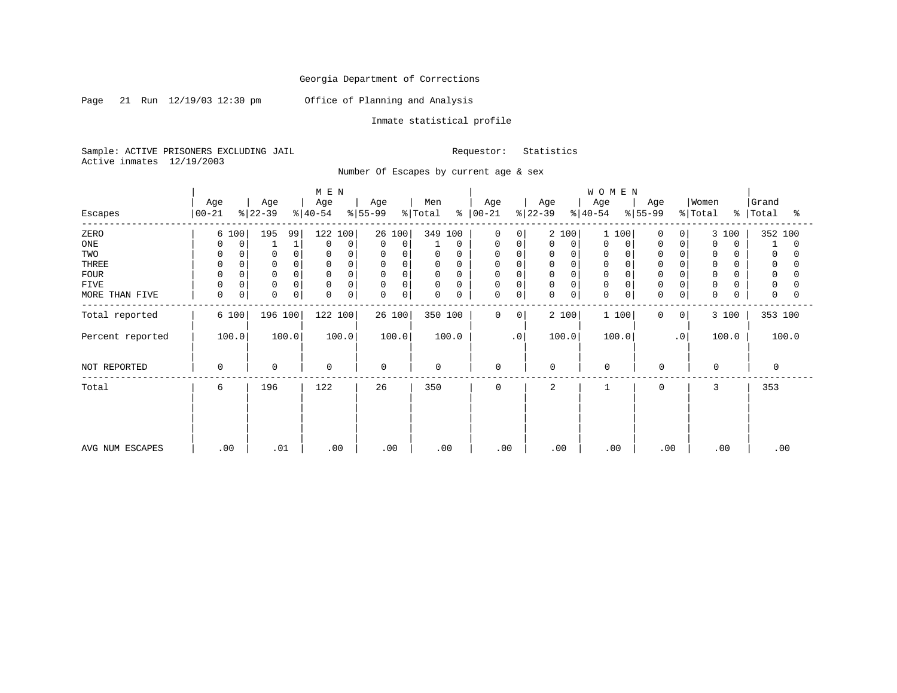Georgia Department of Corrections

Page 21 Run 12/19/03 12:30 pm

Office of Planning and Analysis

Inmate statistical profile

Sample: ACTIVE PRISONERS EXCLUDING JAIL

Requestor: Statistics

Active inmates 12/19/2003

Number Of Escapes by current age & sex

| Escapes | MEN Age 00-21 | % | Age 22-39 | % | Age 40-54 | % | Age 55-99 | % | Men Total | % | WOMEN Age 00-21 | % | Age 22-39 | % | Age 40-54 | % | Age 55-99 | % | Women Total | % | Grand Total | % |
|---|---|---|---|---|---|---|---|---|---|---|---|---|---|---|---|---|---|---|---|---|---|---|
| ZERO | 6 | 100 | 195 | 99 | 122 | 100 | 26 | 100 | 349 | 100 | 0 | 0 | 2 | 100 | 1 | 100 | 0 | 0 | 3 | 100 | 352 | 100 |
| ONE | 0 | 0 | 1 | 1 | 0 | 0 | 0 | 0 | 1 | 0 | 0 | 0 | 0 | 0 | 0 | 0 | 0 | 0 | 0 | 0 | 1 | 0 |
| TWO | 0 | 0 | 0 | 0 | 0 | 0 | 0 | 0 | 0 | 0 | 0 | 0 | 0 | 0 | 0 | 0 | 0 | 0 | 0 | 0 | 0 | 0 |
| THREE | 0 | 0 | 0 | 0 | 0 | 0 | 0 | 0 | 0 | 0 | 0 | 0 | 0 | 0 | 0 | 0 | 0 | 0 | 0 | 0 | 0 | 0 |
| FOUR | 0 | 0 | 0 | 0 | 0 | 0 | 0 | 0 | 0 | 0 | 0 | 0 | 0 | 0 | 0 | 0 | 0 | 0 | 0 | 0 | 0 | 0 |
| FIVE | 0 | 0 | 0 | 0 | 0 | 0 | 0 | 0 | 0 | 0 | 0 | 0 | 0 | 0 | 0 | 0 | 0 | 0 | 0 | 0 | 0 | 0 |
| MORE THAN FIVE | 0 | 0 | 0 | 0 | 0 | 0 | 0 | 0 | 0 | 0 | 0 | 0 | 0 | 0 | 0 | 0 | 0 | 0 | 0 | 0 | 0 | 0 |
| Total reported | 6 | 100 | 196 | 100 | 122 | 100 | 26 | 100 | 350 | 100 | 0 | 0 | 2 | 100 | 1 | 100 | 0 | 0 | 3 | 100 | 353 | 100 |
| Percent reported | 100.0 | | 100.0 | | 100.0 | | 100.0 | | 100.0 | | .0 | | 100.0 | | 100.0 | | .0 | | 100.0 | | 100.0 | |
| NOT REPORTED | 0 | | 0 | | 0 | | 0 | | 0 | | 0 | | 0 | | 0 | | 0 | | 0 | | 0 | |
| Total | 6 | | 196 | | 122 | | 26 | | 350 | | 0 | | 2 | | 1 | | 0 | | 3 | | 353 | |
| AVG NUM ESCAPES | .00 | | .01 | | .00 | | .00 | | .00 | | .00 | | .00 | | .00 | | .00 | | .00 | | .00 | |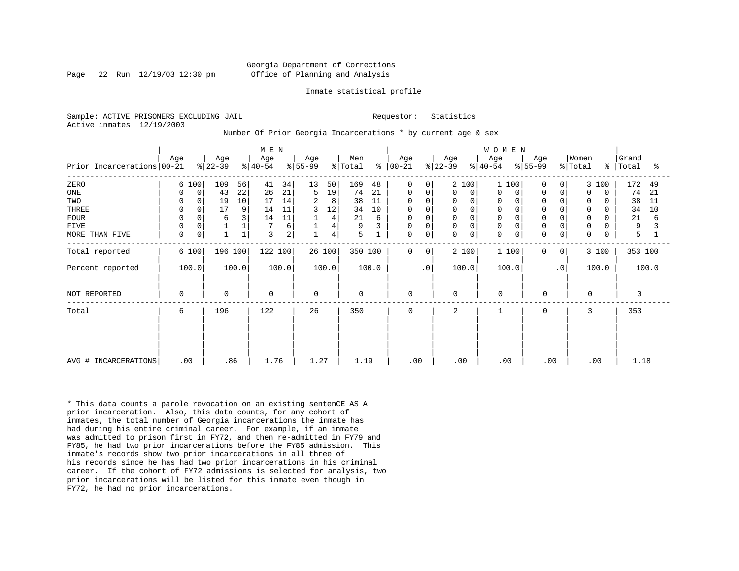Georgia Department of Corrections
Office of Planning and Analysis

Inmate statistical profile

Sample: ACTIVE PRISONERS EXCLUDING JAIL
Active inmates 12/19/2003

Requestor: Statistics

Number Of Prior Georgia Incarcerations * by current age & sex

| Prior Incarcerations | MEN Age 00-21 | % | Age 22-39 | % | Age 40-54 | % | Age 55-99 | % | Men Total | % | WOMEN Age 00-21 | % | Age 22-39 | % | Age 40-54 | % | Age 55-99 | % | Women Total | % | Grand Total | % |
|---|---|---|---|---|---|---|---|---|---|---|---|---|---|---|---|---|---|---|---|---|---|---|
| ZERO | 6 | 100 | 109 | 56 | 41 | 34 | 13 | 50 | 169 | 48 | 0 | 0 | 2 | 100 | 1 | 100 | 0 | 0 | 3 | 100 | 172 | 49 |
| ONE | 0 | 0 | 43 | 22 | 26 | 21 | 5 | 19 | 74 | 21 | 0 | 0 | 0 | 0 | 0 | 0 | 0 | 0 | 0 | 0 | 74 | 21 |
| TWO | 0 | 0 | 19 | 10 | 17 | 14 | 2 | 8 | 38 | 11 | 0 | 0 | 0 | 0 | 0 | 0 | 0 | 0 | 0 | 0 | 38 | 11 |
| THREE | 0 | 0 | 17 | 9 | 14 | 11 | 3 | 12 | 34 | 10 | 0 | 0 | 0 | 0 | 0 | 0 | 0 | 0 | 0 | 0 | 34 | 10 |
| FOUR | 0 | 0 | 6 | 3 | 14 | 11 | 1 | 4 | 21 | 6 | 0 | 0 | 0 | 0 | 0 | 0 | 0 | 0 | 0 | 0 | 21 | 6 |
| FIVE | 0 | 0 | 1 | 1 | 7 | 6 | 1 | 4 | 9 | 3 | 0 | 0 | 0 | 0 | 0 | 0 | 0 | 0 | 0 | 0 | 9 | 3 |
| MORE THAN FIVE | 0 | 0 | 1 | 1 | 3 | 2 | 1 | 4 | 5 | 1 | 0 | 0 | 0 | 0 | 0 | 0 | 0 | 0 | 0 | 0 | 5 | 1 |
| Total reported | 6 | 100 | 196 | 100 | 122 | 100 | 26 | 100 | 350 | 100 | 0 | 0 | 2 | 100 | 1 | 100 | 0 | 0 | 3 | 100 | 353 | 100 |
| Percent reported | 100.0 | | 100.0 | | 100.0 | | 100.0 | | 100.0 | | .0 | | 100.0 | | 100.0 | | .0 | | 100.0 | | 100.0 | |
| NOT REPORTED | 0 | | 0 | | 0 | | 0 | | 0 | | 0 | | 0 | | 0 | | 0 | | 0 | | 0 | |
| Total | 6 | | 196 | | 122 | | 26 | | 350 | | 0 | | 2 | | 1 | | 0 | | 3 | | 353 | |
| AVG # INCARCERATIONS | .00 | | .86 | | 1.76 | | 1.27 | | 1.19 | | .00 | | .00 | | .00 | | .00 | | .00 | | 1.18 | |

* This data counts a parole revocation on an existing sentenCE AS A prior incarceration. Also, this data counts, for any cohort of inmates, the total number of Georgia incarcerations the inmate has had during his entire criminal career. For example, if an inmate was admitted to prison first in FY72, and then re-admitted in FY79 and FY85, he had two prior incarcerations before the FY85 admission. This inmate's records show two prior incarcerations in all three of his records since he has had two prior incarcerations in his criminal career. If the cohort of FY72 admissions is selected for analysis, two prior incarcerations will be listed for this inmate even though in FY72, he had no prior incarcerations.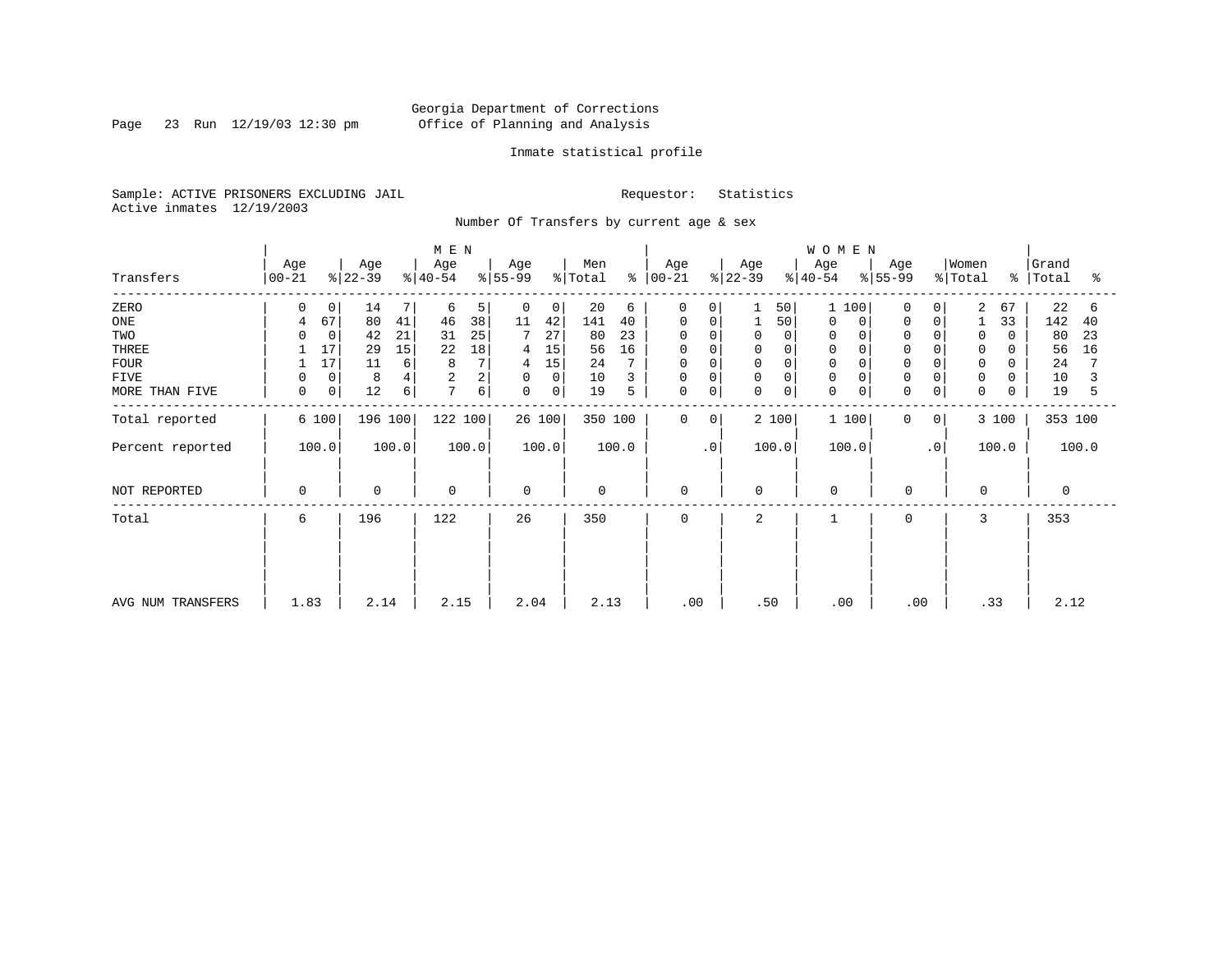Georgia Department of Corrections
Office of Planning and Analysis

Inmate statistical profile

Sample: ACTIVE PRISONERS EXCLUDING JAIL
Active inmates 12/19/2003

Requestor: Statistics

Number Of Transfers by current age & sex

| Transfers | MEN Age 00-21 | % | Age 22-39 | % | Age 40-54 | % | Age 55-99 | % | Men Total | % | WOMEN Age 00-21 | % | Age 22-39 | % | Age 40-54 | % | Age 55-99 | % | Women Total | % | Grand Total | % |
|---|---|---|---|---|---|---|---|---|---|---|---|---|---|---|---|---|---|---|---|---|---|---|
| ZERO | 0 | 0 | 14 | 7 | 6 | 5 | 0 | 0 | 20 | 6 | 0 | 0 | 1 | 50 | 1 | 100 | 0 | 0 | 2 | 67 | 22 | 6 |
| ONE | 4 | 67 | 80 | 41 | 46 | 38 | 11 | 42 | 141 | 40 | 0 | 0 | 1 | 50 | 0 | 0 | 0 | 0 | 1 | 33 | 142 | 40 |
| TWO | 0 | 0 | 42 | 21 | 31 | 25 | 7 | 27 | 80 | 23 | 0 | 0 | 0 | 0 | 0 | 0 | 0 | 0 | 0 | 0 | 80 | 23 |
| THREE | 1 | 17 | 29 | 15 | 22 | 18 | 4 | 15 | 56 | 16 | 0 | 0 | 0 | 0 | 0 | 0 | 0 | 0 | 0 | 0 | 56 | 16 |
| FOUR | 1 | 17 | 11 | 6 | 8 | 7 | 4 | 15 | 24 | 7 | 0 | 0 | 0 | 0 | 0 | 0 | 0 | 0 | 0 | 0 | 24 | 7 |
| FIVE | 0 | 0 | 8 | 4 | 2 | 2 | 0 | 0 | 10 | 3 | 0 | 0 | 0 | 0 | 0 | 0 | 0 | 0 | 0 | 0 | 10 | 3 |
| MORE THAN FIVE | 0 | 0 | 12 | 6 | 7 | 6 | 0 | 0 | 19 | 5 | 0 | 0 | 0 | 0 | 0 | 0 | 0 | 0 | 0 | 0 | 19 | 5 |
| Total reported | 6 | 100 | 196 | 100 | 122 | 100 | 26 | 100 | 350 | 100 | 0 | 0 | 2 | 100 | 1 | 100 | 0 | 0 | 3 | 100 | 353 | 100 |
| Percent reported | 100.0 | | 100.0 | | 100.0 | | 100.0 | | 100.0 | | .0 | | 100.0 | | 100.0 | | .0 | | 100.0 | | 100.0 | |
| NOT REPORTED | 0 | | 0 | | 0 | | 0 | | 0 | | 0 | | 0 | | 0 | | 0 | | 0 | | 0 | |
| Total | 6 | | 196 | | 122 | | 26 | | 350 | | 0 | | 2 | | 1 | | 0 | | 3 | | 353 | |
| AVG NUM TRANSFERS | 1.83 | | 2.14 | | 2.15 | | 2.04 | | 2.13 | | .00 | | .50 | | .00 | | .00 | | .33 | | 2.12 | |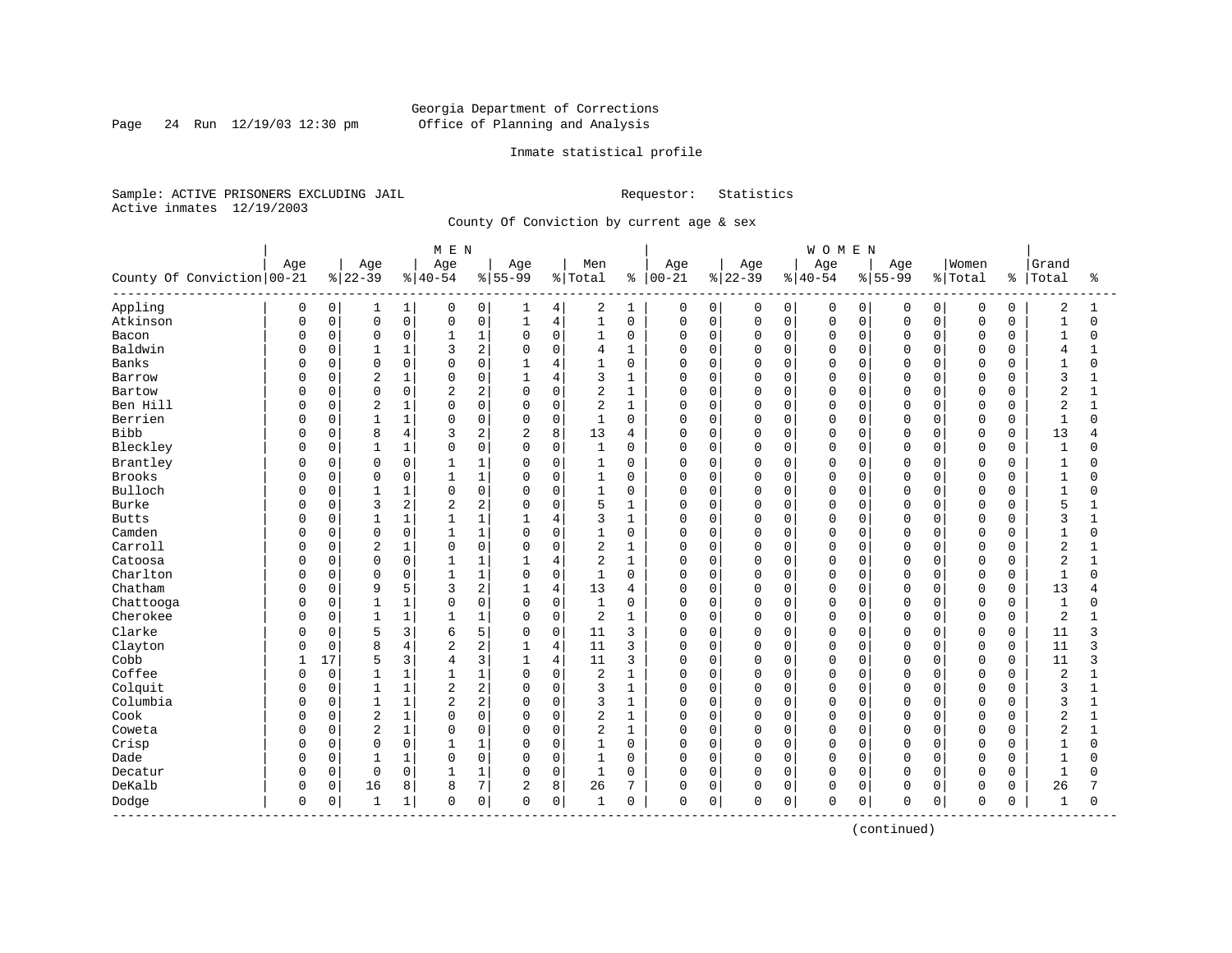Georgia Department of Corrections
Office of Planning and Analysis

Inmate statistical profile

Sample: ACTIVE PRISONERS EXCLUDING JAIL    Requestor: Statistics
Active inmates 12/19/2003

County Of Conviction by current age & sex

| | MEN | | | | | | | | | | WOMEN | | | | | | | | | | | |
|---|---|---|---|---|---|---|---|---|---|---|---|---|---|---|---|---|---|---|---|---|---|---|
| County Of Conviction | Age 00-21 | % | Age 22-39 | % | Age 40-54 | % | Age 55-99 | % | Men Total | % | Age 00-21 | % | Age 22-39 | % | Age 40-54 | % | Age 55-99 | % | Women Total | % | Grand Total | % |
| Appling | 0 | 0 | 1 | 1 | 0 | 0 | 1 | 4 | 2 | 1 | 0 | 0 | 0 | 0 | 0 | 0 | 0 | 0 | 0 | 0 | 2 | 1 |
| Atkinson | 0 | 0 | 0 | 0 | 0 | 0 | 1 | 4 | 1 | 0 | 0 | 0 | 0 | 0 | 0 | 0 | 0 | 0 | 0 | 0 | 1 | 0 |
| Bacon | 0 | 0 | 0 | 0 | 1 | 1 | 0 | 0 | 1 | 0 | 0 | 0 | 0 | 0 | 0 | 0 | 0 | 0 | 0 | 0 | 1 | 0 |
| Baldwin | 0 | 0 | 1 | 1 | 3 | 2 | 0 | 0 | 4 | 1 | 0 | 0 | 0 | 0 | 0 | 0 | 0 | 0 | 0 | 0 | 4 | 1 |
| Banks | 0 | 0 | 0 | 0 | 0 | 0 | 1 | 4 | 1 | 0 | 0 | 0 | 0 | 0 | 0 | 0 | 0 | 0 | 0 | 0 | 1 | 0 |
| Barrow | 0 | 0 | 2 | 1 | 0 | 0 | 1 | 4 | 3 | 1 | 0 | 0 | 0 | 0 | 0 | 0 | 0 | 0 | 0 | 0 | 3 | 1 |
| Bartow | 0 | 0 | 0 | 0 | 2 | 2 | 0 | 0 | 2 | 1 | 0 | 0 | 0 | 0 | 0 | 0 | 0 | 0 | 0 | 0 | 2 | 1 |
| Ben Hill | 0 | 0 | 2 | 1 | 0 | 0 | 0 | 0 | 2 | 1 | 0 | 0 | 0 | 0 | 0 | 0 | 0 | 0 | 0 | 0 | 2 | 1 |
| Berrien | 0 | 0 | 1 | 1 | 0 | 0 | 0 | 0 | 1 | 0 | 0 | 0 | 0 | 0 | 0 | 0 | 0 | 0 | 0 | 0 | 1 | 0 |
| Bibb | 0 | 0 | 8 | 4 | 3 | 2 | 2 | 8 | 13 | 4 | 0 | 0 | 0 | 0 | 0 | 0 | 0 | 0 | 0 | 0 | 13 | 4 |
| Bleckley | 0 | 0 | 1 | 1 | 0 | 0 | 0 | 0 | 1 | 0 | 0 | 0 | 0 | 0 | 0 | 0 | 0 | 0 | 0 | 0 | 1 | 0 |
| Brantley | 0 | 0 | 0 | 0 | 1 | 1 | 0 | 0 | 1 | 0 | 0 | 0 | 0 | 0 | 0 | 0 | 0 | 0 | 0 | 0 | 1 | 0 |
| Brooks | 0 | 0 | 0 | 0 | 1 | 1 | 0 | 0 | 1 | 0 | 0 | 0 | 0 | 0 | 0 | 0 | 0 | 0 | 0 | 0 | 1 | 0 |
| Bulloch | 0 | 0 | 1 | 1 | 0 | 0 | 0 | 0 | 1 | 0 | 0 | 0 | 0 | 0 | 0 | 0 | 0 | 0 | 0 | 0 | 1 | 0 |
| Burke | 0 | 0 | 3 | 2 | 2 | 2 | 0 | 0 | 5 | 1 | 0 | 0 | 0 | 0 | 0 | 0 | 0 | 0 | 0 | 0 | 5 | 1 |
| Butts | 0 | 0 | 1 | 1 | 1 | 1 | 1 | 4 | 3 | 1 | 0 | 0 | 0 | 0 | 0 | 0 | 0 | 0 | 0 | 0 | 3 | 1 |
| Camden | 0 | 0 | 0 | 0 | 1 | 1 | 0 | 0 | 1 | 0 | 0 | 0 | 0 | 0 | 0 | 0 | 0 | 0 | 0 | 0 | 1 | 0 |
| Carroll | 0 | 0 | 2 | 1 | 0 | 0 | 0 | 0 | 2 | 1 | 0 | 0 | 0 | 0 | 0 | 0 | 0 | 0 | 0 | 0 | 2 | 1 |
| Catoosa | 0 | 0 | 0 | 0 | 1 | 1 | 1 | 4 | 2 | 1 | 0 | 0 | 0 | 0 | 0 | 0 | 0 | 0 | 0 | 0 | 2 | 1 |
| Charlton | 0 | 0 | 0 | 0 | 1 | 1 | 0 | 0 | 1 | 0 | 0 | 0 | 0 | 0 | 0 | 0 | 0 | 0 | 0 | 0 | 1 | 0 |
| Chatham | 0 | 0 | 9 | 5 | 3 | 2 | 1 | 4 | 13 | 4 | 0 | 0 | 0 | 0 | 0 | 0 | 0 | 0 | 0 | 0 | 13 | 4 |
| Chattooga | 0 | 0 | 1 | 1 | 0 | 0 | 0 | 0 | 1 | 0 | 0 | 0 | 0 | 0 | 0 | 0 | 0 | 0 | 0 | 0 | 1 | 0 |
| Cherokee | 0 | 0 | 1 | 1 | 1 | 1 | 0 | 0 | 2 | 1 | 0 | 0 | 0 | 0 | 0 | 0 | 0 | 0 | 0 | 0 | 2 | 1 |
| Clarke | 0 | 0 | 5 | 3 | 6 | 5 | 0 | 0 | 11 | 3 | 0 | 0 | 0 | 0 | 0 | 0 | 0 | 0 | 0 | 0 | 11 | 3 |
| Clayton | 0 | 0 | 8 | 4 | 2 | 2 | 1 | 4 | 11 | 3 | 0 | 0 | 0 | 0 | 0 | 0 | 0 | 0 | 0 | 0 | 11 | 3 |
| Cobb | 1 | 17 | 5 | 3 | 4 | 3 | 1 | 4 | 11 | 3 | 0 | 0 | 0 | 0 | 0 | 0 | 0 | 0 | 0 | 0 | 11 | 3 |
| Coffee | 0 | 0 | 1 | 1 | 1 | 1 | 0 | 0 | 2 | 1 | 0 | 0 | 0 | 0 | 0 | 0 | 0 | 0 | 0 | 0 | 2 | 1 |
| Colquit | 0 | 0 | 1 | 1 | 2 | 2 | 0 | 0 | 3 | 1 | 0 | 0 | 0 | 0 | 0 | 0 | 0 | 0 | 0 | 0 | 3 | 1 |
| Columbia | 0 | 0 | 1 | 1 | 2 | 2 | 0 | 0 | 3 | 1 | 0 | 0 | 0 | 0 | 0 | 0 | 0 | 0 | 0 | 0 | 3 | 1 |
| Cook | 0 | 0 | 2 | 1 | 0 | 0 | 0 | 0 | 2 | 1 | 0 | 0 | 0 | 0 | 0 | 0 | 0 | 0 | 0 | 0 | 2 | 1 |
| Coweta | 0 | 0 | 2 | 1 | 0 | 0 | 0 | 0 | 2 | 1 | 0 | 0 | 0 | 0 | 0 | 0 | 0 | 0 | 0 | 0 | 2 | 1 |
| Crisp | 0 | 0 | 0 | 0 | 1 | 1 | 0 | 0 | 1 | 0 | 0 | 0 | 0 | 0 | 0 | 0 | 0 | 0 | 0 | 0 | 1 | 0 |
| Dade | 0 | 0 | 1 | 1 | 0 | 0 | 0 | 0 | 1 | 0 | 0 | 0 | 0 | 0 | 0 | 0 | 0 | 0 | 0 | 0 | 1 | 0 |
| Decatur | 0 | 0 | 0 | 0 | 1 | 1 | 0 | 0 | 1 | 0 | 0 | 0 | 0 | 0 | 0 | 0 | 0 | 0 | 0 | 0 | 1 | 0 |
| DeKalb | 0 | 0 | 16 | 8 | 8 | 7 | 2 | 8 | 26 | 7 | 0 | 0 | 0 | 0 | 0 | 0 | 0 | 0 | 0 | 0 | 26 | 7 |
| Dodge | 0 | 0 | 1 | 1 | 0 | 0 | 0 | 0 | 1 | 0 | 0 | 0 | 0 | 0 | 0 | 0 | 0 | 0 | 0 | 0 | 1 | 0 |

(continued)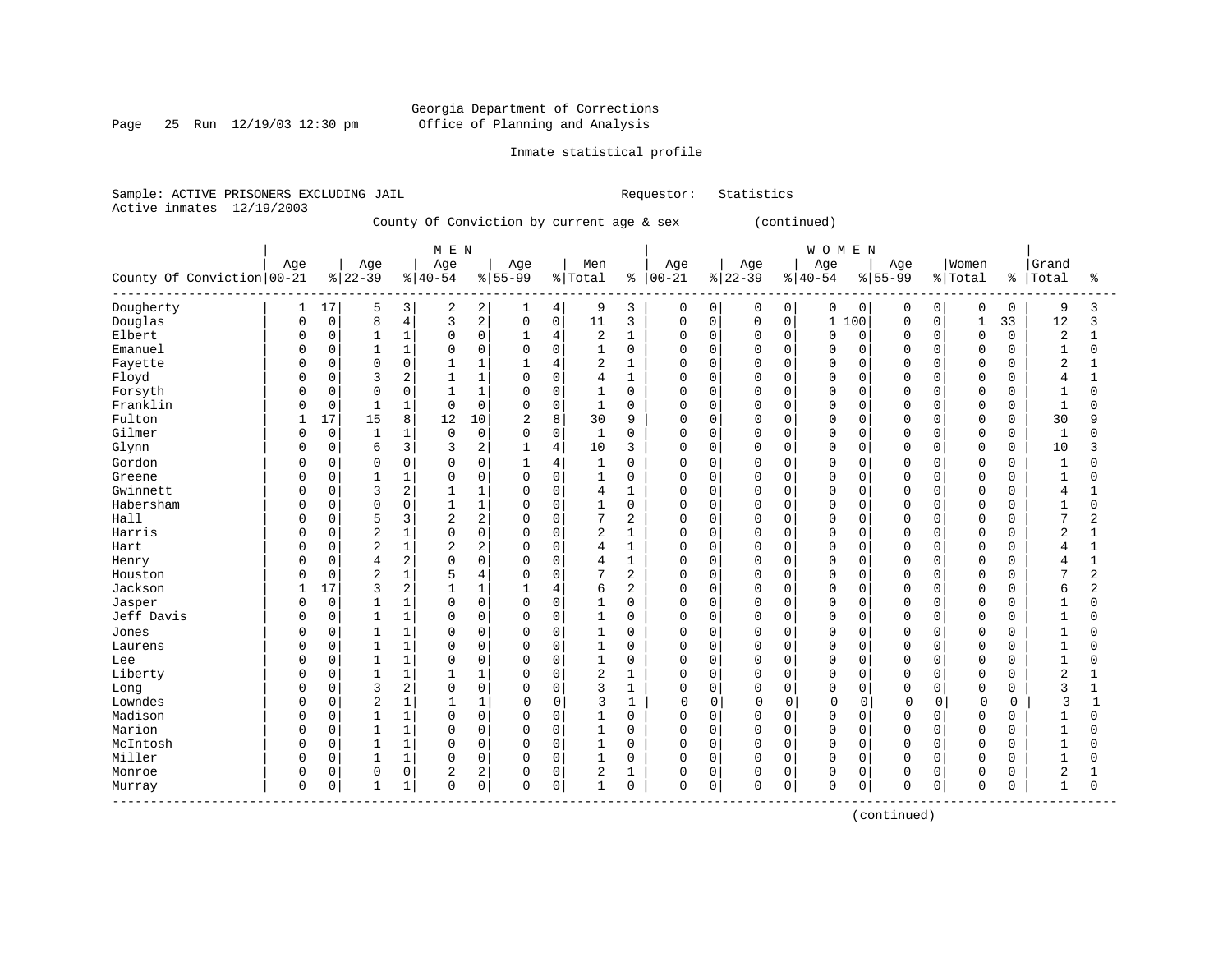Georgia Department of Corrections
Office of Planning and Analysis

Inmate statistical profile

Sample: ACTIVE PRISONERS EXCLUDING JAIL    Requestor: Statistics
Active inmates 12/19/2003

County Of Conviction by current age & sex (continued)

| County Of Conviction | MEN Age 00-21 | % | Age 22-39 | % | Age 40-54 | % | Age 55-99 | % | Men Total | % | WOMEN Age 00-21 | % | Age 22-39 | % | Age 40-54 | % | Age 55-99 | % | Women Total | % | Grand Total | % |
|---|---|---|---|---|---|---|---|---|---|---|---|---|---|---|---|---|---|---|---|---|---|---|
| Dougherty | 1 | 17 | 5 | 3 | 2 | 2 | 1 | 4 | 9 | 3 | 0 | 0 | 0 | 0 | 0 | 0 | 0 | 0 | 0 | 0 | 9 | 3 |
| Douglas | 0 | 0 | 8 | 4 | 3 | 2 | 0 | 0 | 11 | 3 | 0 | 0 | 0 | 0 | 1 | 100 | 0 | 0 | 1 | 33 | 12 | 3 |
| Elbert | 0 | 0 | 1 | 1 | 0 | 0 | 1 | 4 | 2 | 1 | 0 | 0 | 0 | 0 | 0 | 0 | 0 | 0 | 0 | 0 | 2 | 1 |
| Emanuel | 0 | 0 | 1 | 1 | 0 | 0 | 0 | 0 | 1 | 0 | 0 | 0 | 0 | 0 | 0 | 0 | 0 | 0 | 0 | 0 | 1 | 0 |
| Fayette | 0 | 0 | 0 | 0 | 1 | 1 | 1 | 4 | 2 | 1 | 0 | 0 | 0 | 0 | 0 | 0 | 0 | 0 | 0 | 0 | 2 | 1 |
| Floyd | 0 | 0 | 3 | 2 | 1 | 1 | 0 | 0 | 4 | 1 | 0 | 0 | 0 | 0 | 0 | 0 | 0 | 0 | 0 | 0 | 4 | 1 |
| Forsyth | 0 | 0 | 0 | 0 | 1 | 1 | 0 | 0 | 1 | 0 | 0 | 0 | 0 | 0 | 0 | 0 | 0 | 0 | 0 | 0 | 1 | 0 |
| Franklin | 0 | 0 | 1 | 1 | 0 | 0 | 0 | 0 | 1 | 0 | 0 | 0 | 0 | 0 | 0 | 0 | 0 | 0 | 0 | 0 | 1 | 0 |
| Fulton | 1 | 17 | 15 | 8 | 12 | 10 | 2 | 8 | 30 | 9 | 0 | 0 | 0 | 0 | 0 | 0 | 0 | 0 | 0 | 0 | 30 | 9 |
| Gilmer | 0 | 0 | 1 | 1 | 0 | 0 | 0 | 0 | 1 | 0 | 0 | 0 | 0 | 0 | 0 | 0 | 0 | 0 | 0 | 0 | 1 | 0 |
| Glynn | 0 | 0 | 6 | 3 | 3 | 2 | 1 | 4 | 10 | 3 | 0 | 0 | 0 | 0 | 0 | 0 | 0 | 0 | 0 | 0 | 10 | 3 |
| Gordon | 0 | 0 | 0 | 0 | 0 | 0 | 1 | 4 | 1 | 0 | 0 | 0 | 0 | 0 | 0 | 0 | 0 | 0 | 0 | 0 | 1 | 0 |
| Greene | 0 | 0 | 1 | 1 | 0 | 0 | 0 | 0 | 1 | 0 | 0 | 0 | 0 | 0 | 0 | 0 | 0 | 0 | 0 | 0 | 1 | 0 |
| Gwinnett | 0 | 0 | 3 | 2 | 1 | 1 | 0 | 0 | 4 | 1 | 0 | 0 | 0 | 0 | 0 | 0 | 0 | 0 | 0 | 0 | 4 | 1 |
| Habersham | 0 | 0 | 0 | 0 | 1 | 1 | 0 | 0 | 1 | 0 | 0 | 0 | 0 | 0 | 0 | 0 | 0 | 0 | 0 | 0 | 1 | 0 |
| Hall | 0 | 0 | 5 | 3 | 2 | 2 | 0 | 0 | 7 | 2 | 0 | 0 | 0 | 0 | 0 | 0 | 0 | 0 | 0 | 0 | 7 | 2 |
| Harris | 0 | 0 | 2 | 1 | 0 | 0 | 0 | 0 | 2 | 1 | 0 | 0 | 0 | 0 | 0 | 0 | 0 | 0 | 0 | 0 | 2 | 1 |
| Hart | 0 | 0 | 2 | 1 | 2 | 2 | 0 | 0 | 4 | 1 | 0 | 0 | 0 | 0 | 0 | 0 | 0 | 0 | 0 | 0 | 4 | 1 |
| Henry | 0 | 0 | 4 | 2 | 0 | 0 | 0 | 0 | 4 | 1 | 0 | 0 | 0 | 0 | 0 | 0 | 0 | 0 | 0 | 0 | 4 | 1 |
| Houston | 0 | 0 | 2 | 1 | 5 | 4 | 0 | 0 | 7 | 2 | 0 | 0 | 0 | 0 | 0 | 0 | 0 | 0 | 0 | 0 | 7 | 2 |
| Jackson | 1 | 17 | 3 | 2 | 1 | 1 | 1 | 4 | 6 | 2 | 0 | 0 | 0 | 0 | 0 | 0 | 0 | 0 | 0 | 0 | 6 | 2 |
| Jasper | 0 | 0 | 1 | 1 | 0 | 0 | 0 | 0 | 1 | 0 | 0 | 0 | 0 | 0 | 0 | 0 | 0 | 0 | 0 | 0 | 1 | 0 |
| Jeff Davis | 0 | 0 | 1 | 1 | 0 | 0 | 0 | 0 | 1 | 0 | 0 | 0 | 0 | 0 | 0 | 0 | 0 | 0 | 0 | 0 | 1 | 0 |
| Jones | 0 | 0 | 1 | 1 | 0 | 0 | 0 | 0 | 1 | 0 | 0 | 0 | 0 | 0 | 0 | 0 | 0 | 0 | 0 | 0 | 1 | 0 |
| Laurens | 0 | 0 | 1 | 1 | 0 | 0 | 0 | 0 | 1 | 0 | 0 | 0 | 0 | 0 | 0 | 0 | 0 | 0 | 0 | 0 | 1 | 0 |
| Lee | 0 | 0 | 1 | 1 | 0 | 0 | 0 | 0 | 1 | 0 | 0 | 0 | 0 | 0 | 0 | 0 | 0 | 0 | 0 | 0 | 1 | 0 |
| Liberty | 0 | 0 | 1 | 1 | 1 | 1 | 0 | 0 | 2 | 1 | 0 | 0 | 0 | 0 | 0 | 0 | 0 | 0 | 0 | 0 | 2 | 1 |
| Long | 0 | 0 | 3 | 2 | 0 | 0 | 0 | 0 | 3 | 1 | 0 | 0 | 0 | 0 | 0 | 0 | 0 | 0 | 0 | 0 | 3 | 1 |
| Lowndes | 0 | 0 | 2 | 1 | 1 | 1 | 0 | 0 | 3 | 1 | 0 | 0 | 0 | 0 | 0 | 0 | 0 | 0 | 0 | 0 | 3 | 1 |
| Madison | 0 | 0 | 1 | 1 | 0 | 0 | 0 | 0 | 1 | 0 | 0 | 0 | 0 | 0 | 0 | 0 | 0 | 0 | 0 | 0 | 1 | 0 |
| Marion | 0 | 0 | 1 | 1 | 0 | 0 | 0 | 0 | 1 | 0 | 0 | 0 | 0 | 0 | 0 | 0 | 0 | 0 | 0 | 0 | 1 | 0 |
| McIntosh | 0 | 0 | 1 | 1 | 0 | 0 | 0 | 0 | 1 | 0 | 0 | 0 | 0 | 0 | 0 | 0 | 0 | 0 | 0 | 0 | 1 | 0 |
| Miller | 0 | 0 | 1 | 1 | 0 | 0 | 0 | 0 | 1 | 0 | 0 | 0 | 0 | 0 | 0 | 0 | 0 | 0 | 0 | 0 | 1 | 0 |
| Monroe | 0 | 0 | 0 | 0 | 2 | 2 | 0 | 0 | 2 | 1 | 0 | 0 | 0 | 0 | 0 | 0 | 0 | 0 | 0 | 0 | 2 | 1 |
| Murray | 0 | 0 | 1 | 1 | 0 | 0 | 0 | 0 | 1 | 0 | 0 | 0 | 0 | 0 | 0 | 0 | 0 | 0 | 0 | 0 | 1 | 0 |

(continued)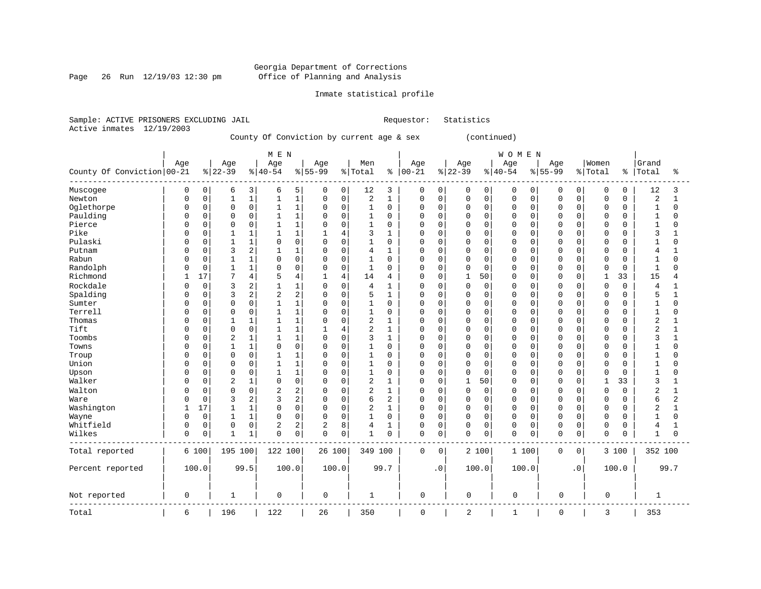Georgia Department of Corrections
Office of Planning and Analysis

Inmate statistical profile

Sample: ACTIVE PRISONERS EXCLUDING JAIL                Requestor: Statistics
Active inmates 12/19/2003

County Of Conviction by current age & sex (continued)

| County Of Conviction | MEN Age 00-21 | % | Age 22-39 | % | Age 40-54 | % | Age 55-99 | % | Men Total | % | WOMEN Age 00-21 | % | Age 22-39 | % | Age 40-54 | % | Age 55-99 | % | Women Total | % | Grand Total | % |
|---|---|---|---|---|---|---|---|---|---|---|---|---|---|---|---|---|---|---|---|---|---|---|
| Muscogee | 0 | 0 | 6 | 3 | 6 | 5 | 0 | 0 | 12 | 3 | 0 | 0 | 0 | 0 | 0 | 0 | 0 | 0 | 0 | 0 | 12 | 3 |
| Newton | 0 | 0 | 1 | 1 | 1 | 1 | 0 | 0 | 2 | 1 | 0 | 0 | 0 | 0 | 0 | 0 | 0 | 0 | 0 | 0 | 2 | 1 |
| Oglethorpe | 0 | 0 | 0 | 0 | 1 | 1 | 0 | 0 | 1 | 0 | 0 | 0 | 0 | 0 | 0 | 0 | 0 | 0 | 0 | 0 | 1 | 0 |
| Paulding | 0 | 0 | 0 | 0 | 1 | 1 | 0 | 0 | 1 | 0 | 0 | 0 | 0 | 0 | 0 | 0 | 0 | 0 | 0 | 0 | 1 | 0 |
| Pierce | 0 | 0 | 0 | 0 | 1 | 1 | 0 | 0 | 1 | 0 | 0 | 0 | 0 | 0 | 0 | 0 | 0 | 0 | 0 | 0 | 1 | 0 |
| Pike | 0 | 0 | 1 | 1 | 1 | 1 | 1 | 4 | 3 | 1 | 0 | 0 | 0 | 0 | 0 | 0 | 0 | 0 | 0 | 0 | 3 | 1 |
| Pulaski | 0 | 0 | 1 | 1 | 0 | 0 | 0 | 0 | 1 | 0 | 0 | 0 | 0 | 0 | 0 | 0 | 0 | 0 | 0 | 0 | 1 | 0 |
| Putnam | 0 | 0 | 3 | 2 | 1 | 1 | 0 | 0 | 4 | 1 | 0 | 0 | 0 | 0 | 0 | 0 | 0 | 0 | 0 | 0 | 4 | 1 |
| Rabun | 0 | 0 | 1 | 1 | 0 | 0 | 0 | 0 | 1 | 0 | 0 | 0 | 0 | 0 | 0 | 0 | 0 | 0 | 0 | 0 | 1 | 0 |
| Randolph | 0 | 0 | 1 | 1 | 0 | 0 | 0 | 0 | 1 | 0 | 0 | 0 | 0 | 0 | 0 | 0 | 0 | 0 | 0 | 0 | 1 | 0 |
| Richmond | 1 | 17 | 7 | 4 | 5 | 4 | 1 | 4 | 14 | 4 | 0 | 0 | 1 | 50 | 0 | 0 | 0 | 0 | 1 | 33 | 15 | 4 |
| Rockdale | 0 | 0 | 3 | 2 | 1 | 1 | 0 | 0 | 4 | 1 | 0 | 0 | 0 | 0 | 0 | 0 | 0 | 0 | 0 | 0 | 4 | 1 |
| Spalding | 0 | 0 | 3 | 2 | 2 | 2 | 0 | 0 | 5 | 1 | 0 | 0 | 0 | 0 | 0 | 0 | 0 | 0 | 0 | 0 | 5 | 1 |
| Sumter | 0 | 0 | 0 | 0 | 1 | 1 | 0 | 0 | 1 | 0 | 0 | 0 | 0 | 0 | 0 | 0 | 0 | 0 | 0 | 0 | 1 | 0 |
| Terrell | 0 | 0 | 0 | 0 | 1 | 1 | 0 | 0 | 1 | 0 | 0 | 0 | 0 | 0 | 0 | 0 | 0 | 0 | 0 | 0 | 1 | 0 |
| Thomas | 0 | 0 | 1 | 1 | 1 | 1 | 0 | 0 | 2 | 1 | 0 | 0 | 0 | 0 | 0 | 0 | 0 | 0 | 0 | 0 | 2 | 1 |
| Tift | 0 | 0 | 0 | 0 | 1 | 1 | 1 | 4 | 2 | 1 | 0 | 0 | 0 | 0 | 0 | 0 | 0 | 0 | 0 | 0 | 2 | 1 |
| Toombs | 0 | 0 | 2 | 1 | 1 | 1 | 0 | 0 | 3 | 1 | 0 | 0 | 0 | 0 | 0 | 0 | 0 | 0 | 0 | 0 | 3 | 1 |
| Towns | 0 | 0 | 1 | 1 | 0 | 0 | 0 | 0 | 1 | 0 | 0 | 0 | 0 | 0 | 0 | 0 | 0 | 0 | 0 | 0 | 1 | 0 |
| Troup | 0 | 0 | 0 | 0 | 1 | 1 | 0 | 0 | 1 | 0 | 0 | 0 | 0 | 0 | 0 | 0 | 0 | 0 | 0 | 0 | 1 | 0 |
| Union | 0 | 0 | 0 | 0 | 1 | 1 | 0 | 0 | 1 | 0 | 0 | 0 | 0 | 0 | 0 | 0 | 0 | 0 | 0 | 0 | 1 | 0 |
| Upson | 0 | 0 | 0 | 0 | 1 | 1 | 0 | 0 | 1 | 0 | 0 | 0 | 0 | 0 | 0 | 0 | 0 | 0 | 0 | 0 | 1 | 0 |
| Walker | 0 | 0 | 2 | 1 | 0 | 0 | 0 | 0 | 2 | 1 | 0 | 0 | 1 | 50 | 0 | 0 | 0 | 0 | 1 | 33 | 3 | 1 |
| Walton | 0 | 0 | 0 | 0 | 2 | 2 | 0 | 0 | 2 | 1 | 0 | 0 | 0 | 0 | 0 | 0 | 0 | 0 | 0 | 0 | 2 | 1 |
| Ware | 0 | 0 | 3 | 2 | 3 | 2 | 0 | 0 | 6 | 2 | 0 | 0 | 0 | 0 | 0 | 0 | 0 | 0 | 0 | 0 | 6 | 2 |
| Washington | 1 | 17 | 1 | 1 | 0 | 0 | 0 | 0 | 2 | 1 | 0 | 0 | 0 | 0 | 0 | 0 | 0 | 0 | 0 | 0 | 2 | 1 |
| Wayne | 0 | 0 | 1 | 1 | 0 | 0 | 0 | 0 | 1 | 0 | 0 | 0 | 0 | 0 | 0 | 0 | 0 | 0 | 0 | 0 | 1 | 0 |
| Whitfield | 0 | 0 | 0 | 0 | 2 | 2 | 2 | 8 | 4 | 1 | 0 | 0 | 0 | 0 | 0 | 0 | 0 | 0 | 0 | 0 | 4 | 1 |
| Wilkes | 0 | 0 | 1 | 1 | 0 | 0 | 0 | 0 | 1 | 0 | 0 | 0 | 0 | 0 | 0 | 0 | 0 | 0 | 0 | 0 | 1 | 0 |
| Total reported | 6 | 100 | 195 | 100 | 122 | 100 | 26 | 100 | 349 | 100 | 0 | 0 | 2 | 100 | 1 | 100 | 0 | 0 | 3 | 100 | 352 | 100 |
| Percent reported | 100.0 | | 99.5 | | 100.0 | | 100.0 | | 99.7 | | .0 | | 100.0 | | 100.0 | | .0 | | 100.0 | | 99.7 | |
| Not reported | 0 | | 1 | | 0 | | 0 | | 1 | | 0 | | 0 | | 0 | | 0 | | 0 | | 1 | |
| Total | 6 | | 196 | | 122 | | 26 | | 350 | | 0 | | 2 | | 1 | | 0 | | 3 | | 353 | |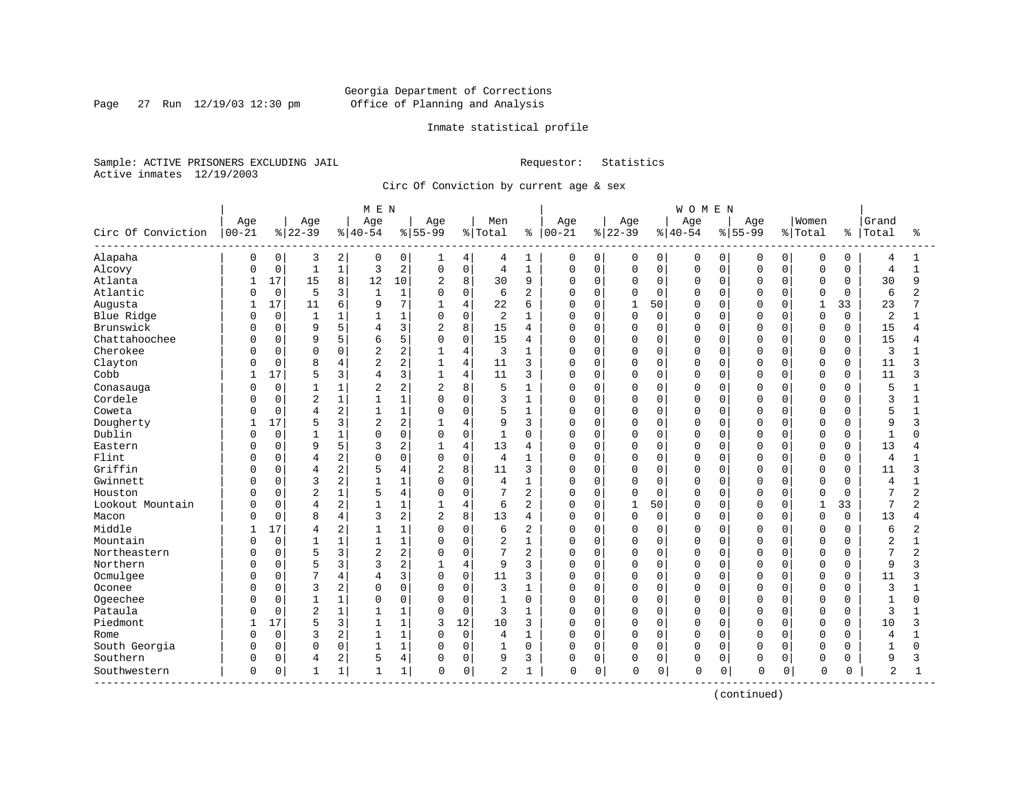Georgia Department of Corrections
Office of Planning and Analysis

Inmate statistical profile

Sample: ACTIVE PRISONERS EXCLUDING JAIL
Active inmates 12/19/2003

Requestor: Statistics

Circ Of Conviction by current age & sex

| Circ Of Conviction | MEN Age 00-21 | % | Age 22-39 | % | Age 40-54 | % | Age 55-99 | % | Men Total | % | WOMEN Age 00-21 | % | Age 22-39 | % | Age 40-54 | % | Age 55-99 | % | Women Total | % | Grand Total | % |
|---|---|---|---|---|---|---|---|---|---|---|---|---|---|---|---|---|---|---|---|---|---|---|
| Alapaha | 0 | 0 | 3 | 2 | 0 | 0 | 1 | 4 | 4 | 1 | 0 | 0 | 0 | 0 | 0 | 0 | 0 | 0 | 0 | 0 | 4 | 1 |
| Alcovy | 0 | 0 | 1 | 1 | 3 | 2 | 0 | 0 | 4 | 1 | 0 | 0 | 0 | 0 | 0 | 0 | 0 | 0 | 0 | 0 | 4 | 1 |
| Atlanta | 1 | 17 | 15 | 8 | 12 | 10 | 2 | 8 | 30 | 9 | 0 | 0 | 0 | 0 | 0 | 0 | 0 | 0 | 0 | 0 | 30 | 9 |
| Atlantic | 0 | 0 | 5 | 3 | 1 | 1 | 0 | 0 | 6 | 2 | 0 | 0 | 0 | 0 | 0 | 0 | 0 | 0 | 0 | 0 | 6 | 2 |
| Augusta | 1 | 17 | 11 | 6 | 9 | 7 | 1 | 4 | 22 | 6 | 0 | 0 | 1 | 50 | 0 | 0 | 0 | 0 | 1 | 33 | 23 | 7 |
| Blue Ridge | 0 | 0 | 1 | 1 | 1 | 1 | 0 | 0 | 2 | 1 | 0 | 0 | 0 | 0 | 0 | 0 | 0 | 0 | 0 | 0 | 2 | 1 |
| Brunswick | 0 | 0 | 9 | 5 | 4 | 3 | 2 | 8 | 15 | 4 | 0 | 0 | 0 | 0 | 0 | 0 | 0 | 0 | 0 | 0 | 15 | 4 |
| Chattahoochee | 0 | 0 | 9 | 5 | 6 | 5 | 0 | 0 | 15 | 4 | 0 | 0 | 0 | 0 | 0 | 0 | 0 | 0 | 0 | 0 | 15 | 4 |
| Cherokee | 0 | 0 | 0 | 0 | 2 | 2 | 1 | 4 | 3 | 1 | 0 | 0 | 0 | 0 | 0 | 0 | 0 | 0 | 0 | 0 | 3 | 1 |
| Clayton | 0 | 0 | 8 | 4 | 2 | 2 | 1 | 4 | 11 | 3 | 0 | 0 | 0 | 0 | 0 | 0 | 0 | 0 | 0 | 0 | 11 | 3 |
| Cobb | 1 | 17 | 5 | 3 | 4 | 3 | 1 | 4 | 11 | 3 | 0 | 0 | 0 | 0 | 0 | 0 | 0 | 0 | 0 | 0 | 11 | 3 |
| Conasauga | 0 | 0 | 1 | 1 | 2 | 2 | 2 | 8 | 5 | 1 | 0 | 0 | 0 | 0 | 0 | 0 | 0 | 0 | 0 | 0 | 5 | 1 |
| Cordele | 0 | 0 | 2 | 1 | 1 | 1 | 0 | 0 | 3 | 1 | 0 | 0 | 0 | 0 | 0 | 0 | 0 | 0 | 0 | 0 | 3 | 1 |
| Coweta | 0 | 0 | 4 | 2 | 1 | 1 | 0 | 0 | 5 | 1 | 0 | 0 | 0 | 0 | 0 | 0 | 0 | 0 | 0 | 0 | 5 | 1 |
| Dougherty | 1 | 17 | 5 | 3 | 2 | 2 | 1 | 4 | 9 | 3 | 0 | 0 | 0 | 0 | 0 | 0 | 0 | 0 | 0 | 0 | 9 | 3 |
| Dublin | 0 | 0 | 1 | 1 | 0 | 0 | 0 | 0 | 1 | 0 | 0 | 0 | 0 | 0 | 0 | 0 | 0 | 0 | 0 | 0 | 1 | 0 |
| Eastern | 0 | 0 | 9 | 5 | 3 | 2 | 1 | 4 | 13 | 4 | 0 | 0 | 0 | 0 | 0 | 0 | 0 | 0 | 0 | 0 | 13 | 4 |
| Flint | 0 | 0 | 4 | 2 | 0 | 0 | 0 | 0 | 4 | 1 | 0 | 0 | 0 | 0 | 0 | 0 | 0 | 0 | 0 | 0 | 4 | 1 |
| Griffin | 0 | 0 | 4 | 2 | 5 | 4 | 2 | 8 | 11 | 3 | 0 | 0 | 0 | 0 | 0 | 0 | 0 | 0 | 0 | 0 | 11 | 3 |
| Gwinnett | 0 | 0 | 3 | 2 | 1 | 1 | 0 | 0 | 4 | 1 | 0 | 0 | 0 | 0 | 0 | 0 | 0 | 0 | 0 | 0 | 4 | 1 |
| Houston | 0 | 0 | 2 | 1 | 5 | 4 | 0 | 0 | 7 | 2 | 0 | 0 | 0 | 0 | 0 | 0 | 0 | 0 | 0 | 0 | 7 | 2 |
| Lookout Mountain | 0 | 0 | 4 | 2 | 1 | 1 | 1 | 4 | 6 | 2 | 0 | 0 | 1 | 50 | 0 | 0 | 0 | 0 | 1 | 33 | 7 | 2 |
| Macon | 0 | 0 | 8 | 4 | 3 | 2 | 2 | 8 | 13 | 4 | 0 | 0 | 0 | 0 | 0 | 0 | 0 | 0 | 0 | 0 | 13 | 4 |
| Middle | 1 | 17 | 4 | 2 | 1 | 1 | 0 | 0 | 6 | 2 | 0 | 0 | 0 | 0 | 0 | 0 | 0 | 0 | 0 | 0 | 6 | 2 |
| Mountain | 0 | 0 | 1 | 1 | 1 | 1 | 0 | 0 | 2 | 1 | 0 | 0 | 0 | 0 | 0 | 0 | 0 | 0 | 0 | 0 | 2 | 1 |
| Northeastern | 0 | 0 | 5 | 3 | 2 | 2 | 0 | 0 | 7 | 2 | 0 | 0 | 0 | 0 | 0 | 0 | 0 | 0 | 0 | 0 | 7 | 2 |
| Northern | 0 | 0 | 5 | 3 | 3 | 2 | 1 | 4 | 9 | 3 | 0 | 0 | 0 | 0 | 0 | 0 | 0 | 0 | 0 | 0 | 9 | 3 |
| Ocmulgee | 0 | 0 | 7 | 4 | 4 | 3 | 0 | 0 | 11 | 3 | 0 | 0 | 0 | 0 | 0 | 0 | 0 | 0 | 0 | 0 | 11 | 3 |
| Oconee | 0 | 0 | 3 | 2 | 0 | 0 | 0 | 0 | 3 | 1 | 0 | 0 | 0 | 0 | 0 | 0 | 0 | 0 | 0 | 0 | 3 | 1 |
| Ogeechee | 0 | 0 | 1 | 1 | 0 | 0 | 0 | 0 | 1 | 0 | 0 | 0 | 0 | 0 | 0 | 0 | 0 | 0 | 0 | 0 | 1 | 0 |
| Pataula | 0 | 0 | 2 | 1 | 1 | 1 | 0 | 0 | 3 | 1 | 0 | 0 | 0 | 0 | 0 | 0 | 0 | 0 | 0 | 0 | 3 | 1 |
| Piedmont | 1 | 17 | 5 | 3 | 1 | 1 | 3 | 12 | 10 | 3 | 0 | 0 | 0 | 0 | 0 | 0 | 0 | 0 | 0 | 0 | 10 | 3 |
| Rome | 0 | 0 | 3 | 2 | 1 | 1 | 0 | 0 | 4 | 1 | 0 | 0 | 0 | 0 | 0 | 0 | 0 | 0 | 0 | 0 | 4 | 1 |
| South Georgia | 0 | 0 | 0 | 0 | 1 | 1 | 0 | 0 | 1 | 0 | 0 | 0 | 0 | 0 | 0 | 0 | 0 | 0 | 0 | 0 | 1 | 0 |
| Southern | 0 | 0 | 4 | 2 | 5 | 4 | 0 | 0 | 9 | 3 | 0 | 0 | 0 | 0 | 0 | 0 | 0 | 0 | 0 | 0 | 9 | 3 |
| Southwestern | 0 | 0 | 1 | 1 | 1 | 1 | 0 | 0 | 2 | 1 | 0 | 0 | 0 | 0 | 0 | 0 | 0 | 0 | 0 | 0 | 2 | 1 |

(continued)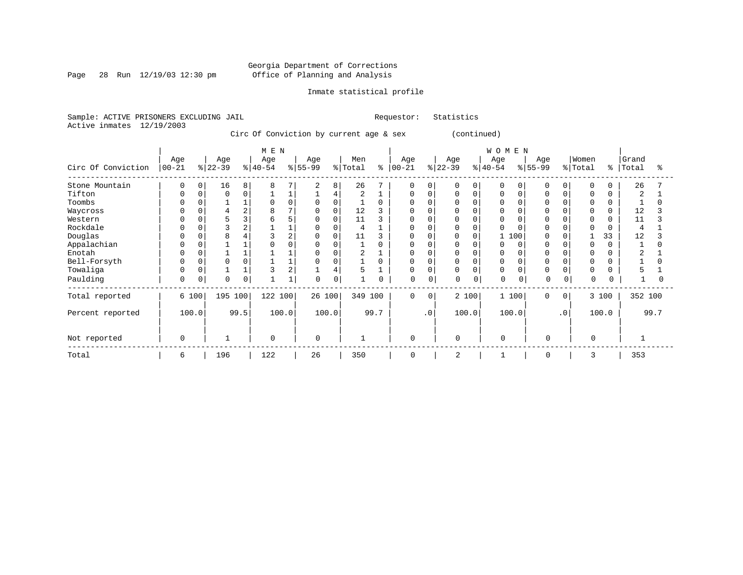Georgia Department of Corrections
Office of Planning and Analysis

Inmate statistical profile

Sample: ACTIVE PRISONERS EXCLUDING JAIL    Requestor: Statistics
Active inmates 12/19/2003

Circ Of Conviction by current age & sex (continued)

| Circ Of Conviction | MEN Age 00-21 | % | Age 22-39 | % | Age 40-54 | % | Age 55-99 | % | Men Total | % | WOMEN Age 00-21 | % | Age 22-39 | % | Age 40-54 | % | Age 55-99 | % | Women Total | % | Grand Total | % |
|---|---|---|---|---|---|---|---|---|---|---|---|---|---|---|---|---|---|---|---|---|---|---|
| Stone Mountain | 0 | 0 | 16 | 8 | 8 | 7 | 2 | 8 | 26 | 7 | 0 | 0 | 0 | 0 | 0 | 0 | 0 | 0 | 0 | 0 | 26 | 7 |
| Tifton | 0 | 0 | 0 | 0 | 1 | 1 | 1 | 4 | 2 | 1 | 0 | 0 | 0 | 0 | 0 | 0 | 0 | 0 | 0 | 0 | 2 | 1 |
| Toombs | 0 | 0 | 1 | 1 | 0 | 0 | 0 | 0 | 1 | 0 | 0 | 0 | 0 | 0 | 0 | 0 | 0 | 0 | 0 | 0 | 1 | 0 |
| Waycross | 0 | 0 | 4 | 2 | 8 | 7 | 0 | 0 | 12 | 3 | 0 | 0 | 0 | 0 | 0 | 0 | 0 | 0 | 0 | 0 | 12 | 3 |
| Western | 0 | 0 | 5 | 3 | 6 | 5 | 0 | 0 | 11 | 3 | 0 | 0 | 0 | 0 | 0 | 0 | 0 | 0 | 0 | 0 | 11 | 3 |
| Rockdale | 0 | 0 | 3 | 2 | 1 | 1 | 0 | 0 | 4 | 1 | 0 | 0 | 0 | 0 | 0 | 0 | 0 | 0 | 0 | 0 | 4 | 1 |
| Douglas | 0 | 0 | 8 | 4 | 3 | 2 | 0 | 0 | 11 | 3 | 0 | 0 | 0 | 0 | 1 | 100 | 0 | 0 | 1 | 33 | 12 | 3 |
| Appalachian | 0 | 0 | 1 | 1 | 0 | 0 | 0 | 0 | 1 | 0 | 0 | 0 | 0 | 0 | 0 | 0 | 0 | 0 | 0 | 0 | 1 | 0 |
| Enotah | 0 | 0 | 1 | 1 | 1 | 1 | 0 | 0 | 2 | 1 | 0 | 0 | 0 | 0 | 0 | 0 | 0 | 0 | 0 | 0 | 2 | 1 |
| Bell-Forsyth | 0 | 0 | 0 | 0 | 1 | 1 | 0 | 0 | 1 | 0 | 0 | 0 | 0 | 0 | 0 | 0 | 0 | 0 | 0 | 0 | 1 | 0 |
| Towaliga | 0 | 0 | 1 | 1 | 3 | 2 | 1 | 4 | 5 | 1 | 0 | 0 | 0 | 0 | 0 | 0 | 0 | 0 | 0 | 0 | 5 | 1 |
| Paulding | 0 | 0 | 0 | 0 | 1 | 1 | 0 | 0 | 1 | 0 | 0 | 0 | 0 | 0 | 0 | 0 | 0 | 0 | 0 | 0 | 1 | 0 |
| Total reported | 6 | 100 | 195 | 100 | 122 | 100 | 26 | 100 | 349 | 100 | 0 | 0 | 2 | 100 | 1 | 100 | 0 | 0 | 3 | 100 | 352 | 100 |
| Percent reported | 100.0 | | 99.5 | | 100.0 | | 100.0 | | 99.7 | | .0 | | 100.0 | | 100.0 | | .0 | | 100.0 | | 99.7 | |
| Not reported | 0 | | 1 | | 0 | | 0 | | 1 | | 0 | | 0 | | 0 | | 0 | | 0 | | 1 | |
| Total | 6 | | 196 | | 122 | | 26 | | 350 | | 0 | | 2 | | 1 | | 0 | | 3 | | 353 | |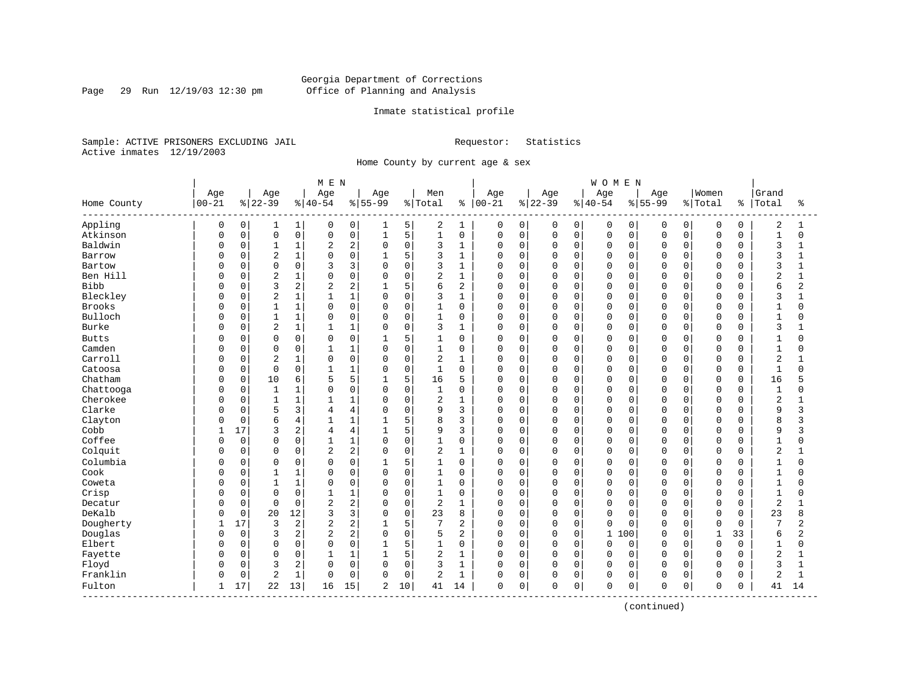Georgia Department of Corrections
Office of Planning and Analysis

Inmate statistical profile

Sample: ACTIVE PRISONERS EXCLUDING JAIL
Active inmates 12/19/2003

Requestor: Statistics

Home County by current age & sex

| Home County | MEN Age 00-21 | % | Age 22-39 | % | Age 40-54 | % | Age 55-99 | % | Men Total | % | WOMEN Age 00-21 | % | Age 22-39 | % | Age 40-54 | % | Age 55-99 | % | Women Total | % | Grand Total | % |
|---|---|---|---|---|---|---|---|---|---|---|---|---|---|---|---|---|---|---|---|---|---|---|
| Appling | 0 | 0 | 1 | 1 | 0 | 0 | 1 | 5 | 2 | 1 | 0 | 0 | 0 | 0 | 0 | 0 | 0 | 0 | 0 | 0 | 2 | 1 |
| Atkinson | 0 | 0 | 0 | 0 | 0 | 0 | 1 | 5 | 1 | 0 | 0 | 0 | 0 | 0 | 0 | 0 | 0 | 0 | 0 | 0 | 1 | 0 |
| Baldwin | 0 | 0 | 1 | 1 | 2 | 2 | 0 | 0 | 3 | 1 | 0 | 0 | 0 | 0 | 0 | 0 | 0 | 0 | 0 | 0 | 3 | 1 |
| Barrow | 0 | 0 | 2 | 1 | 0 | 0 | 1 | 5 | 3 | 1 | 0 | 0 | 0 | 0 | 0 | 0 | 0 | 0 | 0 | 0 | 3 | 1 |
| Bartow | 0 | 0 | 0 | 0 | 3 | 3 | 0 | 0 | 3 | 1 | 0 | 0 | 0 | 0 | 0 | 0 | 0 | 0 | 0 | 0 | 3 | 1 |
| Ben Hill | 0 | 0 | 2 | 1 | 0 | 0 | 0 | 0 | 2 | 1 | 0 | 0 | 0 | 0 | 0 | 0 | 0 | 0 | 0 | 0 | 2 | 1 |
| Bibb | 0 | 0 | 3 | 2 | 2 | 2 | 1 | 5 | 6 | 2 | 0 | 0 | 0 | 0 | 0 | 0 | 0 | 0 | 0 | 0 | 6 | 2 |
| Bleckley | 0 | 0 | 2 | 1 | 1 | 1 | 0 | 0 | 3 | 1 | 0 | 0 | 0 | 0 | 0 | 0 | 0 | 0 | 0 | 0 | 3 | 1 |
| Brooks | 0 | 0 | 1 | 1 | 0 | 0 | 0 | 0 | 1 | 0 | 0 | 0 | 0 | 0 | 0 | 0 | 0 | 0 | 0 | 0 | 1 | 0 |
| Bulloch | 0 | 0 | 1 | 1 | 0 | 0 | 0 | 0 | 1 | 0 | 0 | 0 | 0 | 0 | 0 | 0 | 0 | 0 | 0 | 0 | 1 | 0 |
| Burke | 0 | 0 | 2 | 1 | 1 | 1 | 0 | 0 | 3 | 1 | 0 | 0 | 0 | 0 | 0 | 0 | 0 | 0 | 0 | 0 | 3 | 1 |
| Butts | 0 | 0 | 0 | 0 | 0 | 0 | 1 | 5 | 1 | 0 | 0 | 0 | 0 | 0 | 0 | 0 | 0 | 0 | 0 | 0 | 1 | 0 |
| Camden | 0 | 0 | 0 | 0 | 1 | 1 | 0 | 0 | 1 | 0 | 0 | 0 | 0 | 0 | 0 | 0 | 0 | 0 | 0 | 0 | 1 | 0 |
| Carroll | 0 | 0 | 2 | 1 | 0 | 0 | 0 | 0 | 2 | 1 | 0 | 0 | 0 | 0 | 0 | 0 | 0 | 0 | 0 | 0 | 2 | 1 |
| Catoosa | 0 | 0 | 0 | 0 | 1 | 1 | 0 | 0 | 1 | 0 | 0 | 0 | 0 | 0 | 0 | 0 | 0 | 0 | 0 | 0 | 1 | 0 |
| Chatham | 0 | 0 | 10 | 6 | 5 | 5 | 1 | 5 | 16 | 5 | 0 | 0 | 0 | 0 | 0 | 0 | 0 | 0 | 0 | 0 | 16 | 5 |
| Chattooga | 0 | 0 | 1 | 1 | 0 | 0 | 0 | 0 | 1 | 0 | 0 | 0 | 0 | 0 | 0 | 0 | 0 | 0 | 0 | 0 | 1 | 0 |
| Cherokee | 0 | 0 | 1 | 1 | 1 | 1 | 0 | 0 | 2 | 1 | 0 | 0 | 0 | 0 | 0 | 0 | 0 | 0 | 0 | 0 | 2 | 1 |
| Clarke | 0 | 0 | 5 | 3 | 4 | 4 | 0 | 0 | 9 | 3 | 0 | 0 | 0 | 0 | 0 | 0 | 0 | 0 | 0 | 0 | 9 | 3 |
| Clayton | 0 | 0 | 6 | 4 | 1 | 1 | 1 | 5 | 8 | 3 | 0 | 0 | 0 | 0 | 0 | 0 | 0 | 0 | 0 | 0 | 8 | 3 |
| Cobb | 1 | 17 | 3 | 2 | 4 | 4 | 1 | 5 | 9 | 3 | 0 | 0 | 0 | 0 | 0 | 0 | 0 | 0 | 0 | 0 | 9 | 3 |
| Coffee | 0 | 0 | 0 | 0 | 1 | 1 | 0 | 0 | 1 | 0 | 0 | 0 | 0 | 0 | 0 | 0 | 0 | 0 | 0 | 0 | 1 | 0 |
| Colquit | 0 | 0 | 0 | 0 | 2 | 2 | 0 | 0 | 2 | 1 | 0 | 0 | 0 | 0 | 0 | 0 | 0 | 0 | 0 | 0 | 2 | 1 |
| Columbia | 0 | 0 | 0 | 0 | 0 | 0 | 1 | 5 | 1 | 0 | 0 | 0 | 0 | 0 | 0 | 0 | 0 | 0 | 0 | 0 | 1 | 0 |
| Cook | 0 | 0 | 1 | 1 | 0 | 0 | 0 | 0 | 1 | 0 | 0 | 0 | 0 | 0 | 0 | 0 | 0 | 0 | 0 | 0 | 1 | 0 |
| Coweta | 0 | 0 | 1 | 1 | 0 | 0 | 0 | 0 | 1 | 0 | 0 | 0 | 0 | 0 | 0 | 0 | 0 | 0 | 0 | 0 | 1 | 0 |
| Crisp | 0 | 0 | 0 | 0 | 1 | 1 | 0 | 0 | 1 | 0 | 0 | 0 | 0 | 0 | 0 | 0 | 0 | 0 | 0 | 0 | 1 | 0 |
| Decatur | 0 | 0 | 0 | 0 | 2 | 2 | 0 | 0 | 2 | 1 | 0 | 0 | 0 | 0 | 0 | 0 | 0 | 0 | 0 | 0 | 2 | 1 |
| DeKalb | 0 | 0 | 20 | 12 | 3 | 3 | 0 | 0 | 23 | 8 | 0 | 0 | 0 | 0 | 0 | 0 | 0 | 0 | 0 | 0 | 23 | 8 |
| Dougherty | 1 | 17 | 3 | 2 | 2 | 2 | 1 | 5 | 7 | 2 | 0 | 0 | 0 | 0 | 0 | 0 | 0 | 0 | 0 | 0 | 7 | 2 |
| Douglas | 0 | 0 | 3 | 2 | 2 | 2 | 0 | 0 | 5 | 2 | 0 | 0 | 0 | 0 | 1 | 100 | 0 | 0 | 1 | 33 | 6 | 2 |
| Elbert | 0 | 0 | 0 | 0 | 0 | 0 | 1 | 5 | 1 | 0 | 0 | 0 | 0 | 0 | 0 | 0 | 0 | 0 | 0 | 0 | 1 | 0 |
| Fayette | 0 | 0 | 0 | 0 | 1 | 1 | 1 | 5 | 2 | 1 | 0 | 0 | 0 | 0 | 0 | 0 | 0 | 0 | 0 | 0 | 2 | 1 |
| Floyd | 0 | 0 | 3 | 2 | 0 | 0 | 0 | 0 | 3 | 1 | 0 | 0 | 0 | 0 | 0 | 0 | 0 | 0 | 0 | 0 | 3 | 1 |
| Franklin | 0 | 0 | 2 | 1 | 0 | 0 | 0 | 0 | 2 | 1 | 0 | 0 | 0 | 0 | 0 | 0 | 0 | 0 | 0 | 0 | 2 | 1 |
| Fulton | 1 | 17 | 22 | 13 | 16 | 15 | 2 | 10 | 41 | 14 | 0 | 0 | 0 | 0 | 0 | 0 | 0 | 0 | 0 | 0 | 41 | 14 |

(continued)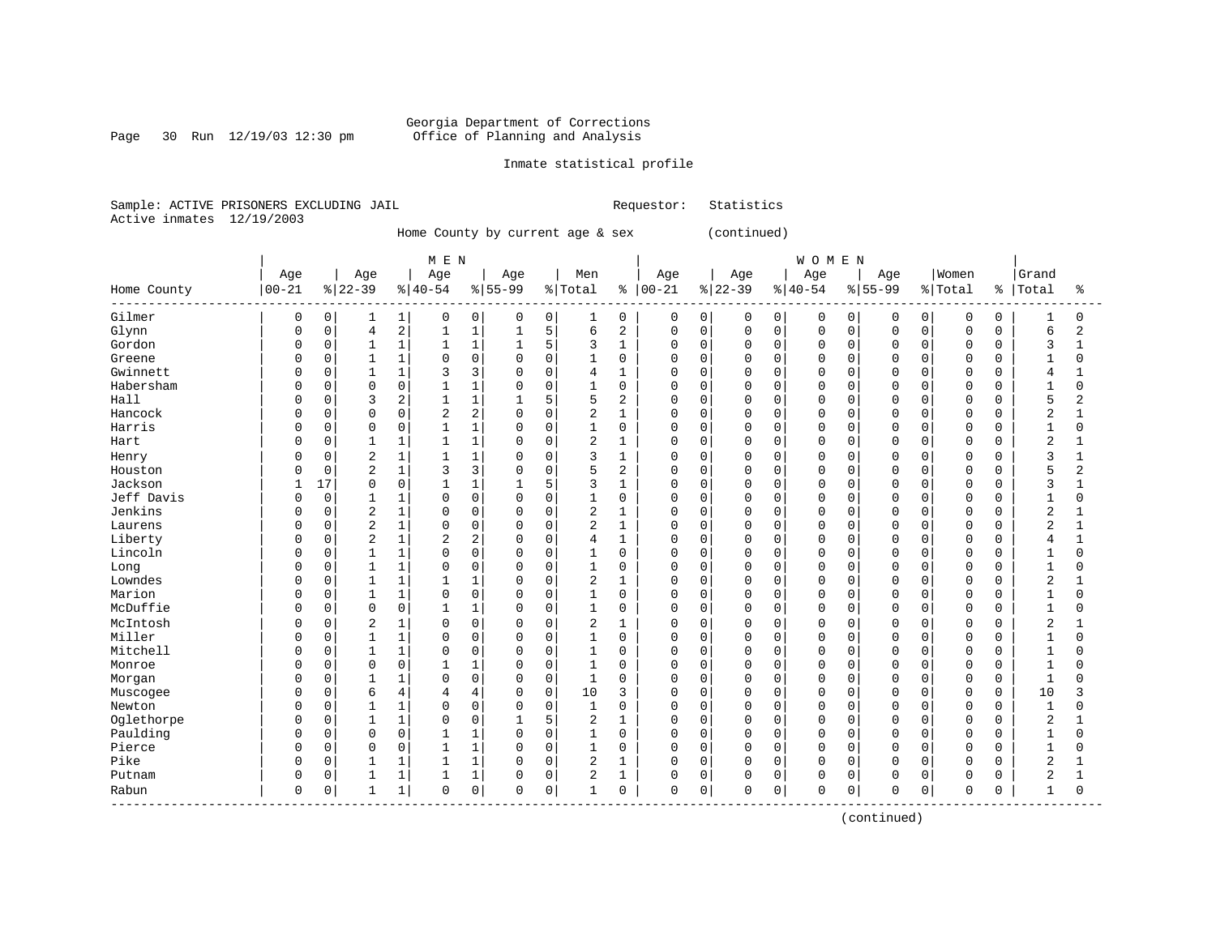Georgia Department of Corrections
Office of Planning and Analysis

Inmate statistical profile

Sample: ACTIVE PRISONERS EXCLUDING JAIL    Requestor: Statistics
Active inmates 12/19/2003

Home County by current age & sex (continued)

| | MEN | | | | | | | | | | WOMEN | | | | | | | | | | | |
|---|---|---|---|---|---|---|---|---|---|---|---|---|---|---|---|---|---|---|---|---|---|---|
| Home County | Age 00-21 | % | Age 22-39 | % | Age 40-54 | % | Age 55-99 | % | Men Total | % | Age 00-21 | % | Age 22-39 | % | Age 40-54 | % | Age 55-99 | % | Women Total | % | Grand Total | % |
| Gilmer | 0 | 0 | 1 | 1 | 0 | 0 | 0 | 0 | 1 | 0 | 0 | 0 | 0 | 0 | 0 | 0 | 0 | 0 | 0 | 0 | 1 | 0 |
| Glynn | 0 | 0 | 4 | 2 | 1 | 1 | 1 | 5 | 6 | 2 | 0 | 0 | 0 | 0 | 0 | 0 | 0 | 0 | 0 | 0 | 6 | 2 |
| Gordon | 0 | 0 | 1 | 1 | 1 | 1 | 1 | 5 | 3 | 1 | 0 | 0 | 0 | 0 | 0 | 0 | 0 | 0 | 0 | 0 | 3 | 1 |
| Greene | 0 | 0 | 1 | 1 | 0 | 0 | 0 | 0 | 1 | 0 | 0 | 0 | 0 | 0 | 0 | 0 | 0 | 0 | 0 | 0 | 1 | 0 |
| Gwinnett | 0 | 0 | 1 | 1 | 3 | 3 | 0 | 0 | 4 | 1 | 0 | 0 | 0 | 0 | 0 | 0 | 0 | 0 | 0 | 0 | 4 | 1 |
| Habersham | 0 | 0 | 0 | 0 | 1 | 1 | 0 | 0 | 1 | 0 | 0 | 0 | 0 | 0 | 0 | 0 | 0 | 0 | 0 | 0 | 1 | 0 |
| Hall | 0 | 0 | 3 | 2 | 1 | 1 | 1 | 5 | 5 | 2 | 0 | 0 | 0 | 0 | 0 | 0 | 0 | 0 | 0 | 0 | 5 | 2 |
| Hancock | 0 | 0 | 0 | 0 | 2 | 2 | 0 | 0 | 2 | 1 | 0 | 0 | 0 | 0 | 0 | 0 | 0 | 0 | 0 | 0 | 2 | 1 |
| Harris | 0 | 0 | 0 | 0 | 1 | 1 | 0 | 0 | 1 | 0 | 0 | 0 | 0 | 0 | 0 | 0 | 0 | 0 | 0 | 0 | 1 | 0 |
| Hart | 0 | 0 | 1 | 1 | 1 | 1 | 0 | 0 | 2 | 1 | 0 | 0 | 0 | 0 | 0 | 0 | 0 | 0 | 0 | 0 | 2 | 1 |
| Henry | 0 | 0 | 2 | 1 | 1 | 1 | 0 | 0 | 3 | 1 | 0 | 0 | 0 | 0 | 0 | 0 | 0 | 0 | 0 | 0 | 3 | 1 |
| Houston | 0 | 0 | 2 | 1 | 3 | 3 | 0 | 0 | 5 | 2 | 0 | 0 | 0 | 0 | 0 | 0 | 0 | 0 | 0 | 0 | 5 | 2 |
| Jackson | 1 | 17 | 0 | 0 | 1 | 1 | 1 | 5 | 3 | 1 | 0 | 0 | 0 | 0 | 0 | 0 | 0 | 0 | 0 | 0 | 3 | 1 |
| Jeff Davis | 0 | 0 | 1 | 1 | 0 | 0 | 0 | 0 | 1 | 0 | 0 | 0 | 0 | 0 | 0 | 0 | 0 | 0 | 0 | 0 | 1 | 0 |
| Jenkins | 0 | 0 | 2 | 1 | 0 | 0 | 0 | 0 | 2 | 1 | 0 | 0 | 0 | 0 | 0 | 0 | 0 | 0 | 0 | 0 | 2 | 1 |
| Laurens | 0 | 0 | 2 | 1 | 0 | 0 | 0 | 0 | 2 | 1 | 0 | 0 | 0 | 0 | 0 | 0 | 0 | 0 | 0 | 0 | 2 | 1 |
| Liberty | 0 | 0 | 2 | 1 | 2 | 2 | 0 | 0 | 4 | 1 | 0 | 0 | 0 | 0 | 0 | 0 | 0 | 0 | 0 | 0 | 4 | 1 |
| Lincoln | 0 | 0 | 1 | 1 | 0 | 0 | 0 | 0 | 1 | 0 | 0 | 0 | 0 | 0 | 0 | 0 | 0 | 0 | 0 | 0 | 1 | 0 |
| Long | 0 | 0 | 1 | 1 | 0 | 0 | 0 | 0 | 1 | 0 | 0 | 0 | 0 | 0 | 0 | 0 | 0 | 0 | 0 | 0 | 1 | 0 |
| Lowndes | 0 | 0 | 1 | 1 | 1 | 1 | 0 | 0 | 2 | 1 | 0 | 0 | 0 | 0 | 0 | 0 | 0 | 0 | 0 | 0 | 2 | 1 |
| Marion | 0 | 0 | 1 | 1 | 0 | 0 | 0 | 0 | 1 | 0 | 0 | 0 | 0 | 0 | 0 | 0 | 0 | 0 | 0 | 0 | 1 | 0 |
| McDuffie | 0 | 0 | 0 | 0 | 1 | 1 | 0 | 0 | 1 | 0 | 0 | 0 | 0 | 0 | 0 | 0 | 0 | 0 | 0 | 0 | 1 | 0 |
| McIntosh | 0 | 0 | 2 | 1 | 0 | 0 | 0 | 0 | 2 | 1 | 0 | 0 | 0 | 0 | 0 | 0 | 0 | 0 | 0 | 0 | 2 | 1 |
| Miller | 0 | 0 | 1 | 1 | 0 | 0 | 0 | 0 | 1 | 0 | 0 | 0 | 0 | 0 | 0 | 0 | 0 | 0 | 0 | 0 | 1 | 0 |
| Mitchell | 0 | 0 | 1 | 1 | 0 | 0 | 0 | 0 | 1 | 0 | 0 | 0 | 0 | 0 | 0 | 0 | 0 | 0 | 0 | 0 | 1 | 0 |
| Monroe | 0 | 0 | 0 | 0 | 1 | 1 | 0 | 0 | 1 | 0 | 0 | 0 | 0 | 0 | 0 | 0 | 0 | 0 | 0 | 0 | 1 | 0 |
| Morgan | 0 | 0 | 1 | 1 | 0 | 0 | 0 | 0 | 1 | 0 | 0 | 0 | 0 | 0 | 0 | 0 | 0 | 0 | 0 | 0 | 1 | 0 |
| Muscogee | 0 | 0 | 6 | 4 | 4 | 4 | 0 | 0 | 10 | 3 | 0 | 0 | 0 | 0 | 0 | 0 | 0 | 0 | 0 | 0 | 10 | 3 |
| Newton | 0 | 0 | 1 | 1 | 0 | 0 | 0 | 0 | 1 | 0 | 0 | 0 | 0 | 0 | 0 | 0 | 0 | 0 | 0 | 0 | 1 | 0 |
| Oglethorpe | 0 | 0 | 1 | 1 | 0 | 0 | 1 | 5 | 2 | 1 | 0 | 0 | 0 | 0 | 0 | 0 | 0 | 0 | 0 | 0 | 2 | 1 |
| Paulding | 0 | 0 | 0 | 0 | 1 | 1 | 0 | 0 | 1 | 0 | 0 | 0 | 0 | 0 | 0 | 0 | 0 | 0 | 0 | 0 | 1 | 0 |
| Pierce | 0 | 0 | 0 | 0 | 1 | 1 | 0 | 0 | 1 | 0 | 0 | 0 | 0 | 0 | 0 | 0 | 0 | 0 | 0 | 0 | 1 | 0 |
| Pike | 0 | 0 | 1 | 1 | 1 | 1 | 0 | 0 | 2 | 1 | 0 | 0 | 0 | 0 | 0 | 0 | 0 | 0 | 0 | 0 | 2 | 1 |
| Putnam | 0 | 0 | 1 | 1 | 1 | 1 | 0 | 0 | 2 | 1 | 0 | 0 | 0 | 0 | 0 | 0 | 0 | 0 | 0 | 0 | 2 | 1 |
| Rabun | 0 | 0 | 1 | 1 | 0 | 0 | 0 | 0 | 1 | 0 | 0 | 0 | 0 | 0 | 0 | 0 | 0 | 0 | 0 | 0 | 1 | 0 |

(continued)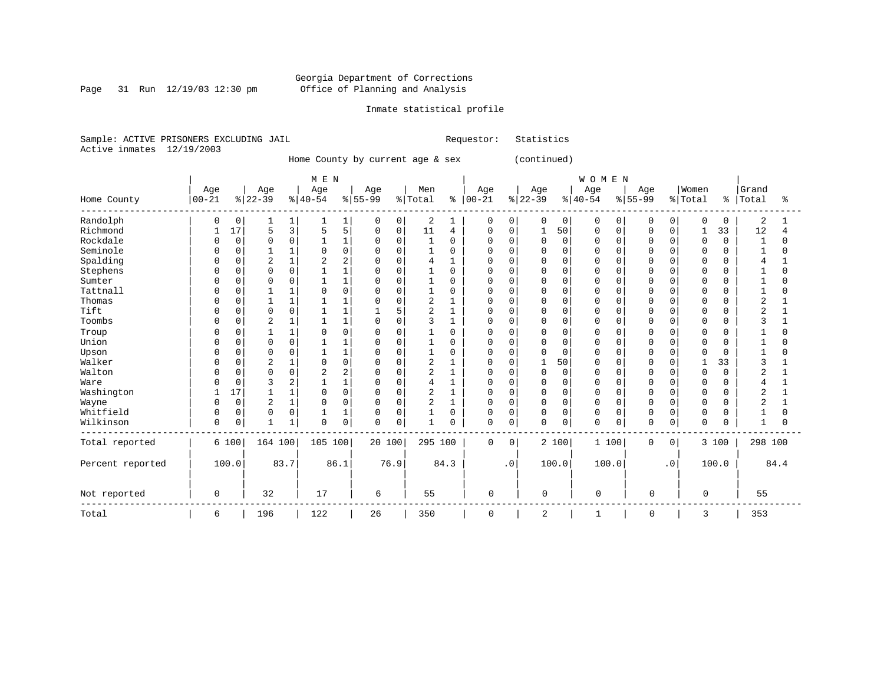Georgia Department of Corrections
Office of Planning and Analysis

Inmate statistical profile

Sample: ACTIVE PRISONERS EXCLUDING JAIL  Requestor: Statistics
Active inmates 12/19/2003

Home County by current age & sex (continued)

| Home County | MEN Age 00-21 | % | Age 22-39 | % | Age 40-54 | % | Age 55-99 | % | Men Total | % | WOMEN Age 00-21 | % | Age 22-39 | % | Age 40-54 | % | Age 55-99 | % | Women Total | % | Grand Total | % |
|---|---|---|---|---|---|---|---|---|---|---|---|---|---|---|---|---|---|---|---|---|---|---|
| Randolph | 0 | 0 | 1 | 1 | 1 | 1 | 0 | 0 | 2 | 1 | 0 | 0 | 0 | 0 | 0 | 0 | 0 | 0 | 0 | 0 | 2 | 1 |
| Richmond | 1 | 17 | 5 | 3 | 5 | 5 | 0 | 0 | 11 | 4 | 0 | 0 | 1 | 50 | 0 | 0 | 0 | 0 | 1 | 33 | 12 | 4 |
| Rockdale | 0 | 0 | 0 | 0 | 1 | 1 | 0 | 0 | 1 | 0 | 0 | 0 | 0 | 0 | 0 | 0 | 0 | 0 | 0 | 0 | 1 | 0 |
| Seminole | 0 | 0 | 1 | 1 | 0 | 0 | 0 | 0 | 1 | 0 | 0 | 0 | 0 | 0 | 0 | 0 | 0 | 0 | 0 | 0 | 1 | 0 |
| Spalding | 0 | 0 | 2 | 1 | 2 | 2 | 0 | 0 | 4 | 1 | 0 | 0 | 0 | 0 | 0 | 0 | 0 | 0 | 0 | 0 | 4 | 1 |
| Stephens | 0 | 0 | 0 | 0 | 1 | 1 | 0 | 0 | 1 | 0 | 0 | 0 | 0 | 0 | 0 | 0 | 0 | 0 | 0 | 0 | 1 | 0 |
| Sumter | 0 | 0 | 0 | 0 | 1 | 1 | 0 | 0 | 1 | 0 | 0 | 0 | 0 | 0 | 0 | 0 | 0 | 0 | 0 | 0 | 1 | 0 |
| Tattnall | 0 | 0 | 1 | 1 | 0 | 0 | 0 | 0 | 1 | 0 | 0 | 0 | 0 | 0 | 0 | 0 | 0 | 0 | 0 | 0 | 1 | 0 |
| Thomas | 0 | 0 | 1 | 1 | 1 | 1 | 0 | 0 | 2 | 1 | 0 | 0 | 0 | 0 | 0 | 0 | 0 | 0 | 0 | 0 | 2 | 1 |
| Tift | 0 | 0 | 0 | 0 | 1 | 1 | 1 | 5 | 2 | 1 | 0 | 0 | 0 | 0 | 0 | 0 | 0 | 0 | 0 | 0 | 2 | 1 |
| Toombs | 0 | 0 | 2 | 1 | 1 | 1 | 0 | 0 | 3 | 1 | 0 | 0 | 0 | 0 | 0 | 0 | 0 | 0 | 0 | 0 | 3 | 1 |
| Troup | 0 | 0 | 1 | 1 | 0 | 0 | 0 | 0 | 1 | 0 | 0 | 0 | 0 | 0 | 0 | 0 | 0 | 0 | 0 | 0 | 1 | 0 |
| Union | 0 | 0 | 0 | 0 | 1 | 1 | 0 | 0 | 1 | 0 | 0 | 0 | 0 | 0 | 0 | 0 | 0 | 0 | 0 | 0 | 1 | 0 |
| Upson | 0 | 0 | 0 | 0 | 1 | 1 | 0 | 0 | 1 | 0 | 0 | 0 | 0 | 0 | 0 | 0 | 0 | 0 | 0 | 0 | 1 | 0 |
| Walker | 0 | 0 | 2 | 1 | 0 | 0 | 0 | 0 | 2 | 1 | 0 | 0 | 1 | 50 | 0 | 0 | 0 | 0 | 1 | 33 | 3 | 1 |
| Walton | 0 | 0 | 0 | 0 | 2 | 2 | 0 | 0 | 2 | 1 | 0 | 0 | 0 | 0 | 0 | 0 | 0 | 0 | 0 | 0 | 2 | 1 |
| Ware | 0 | 0 | 3 | 2 | 1 | 1 | 0 | 0 | 4 | 1 | 0 | 0 | 0 | 0 | 0 | 0 | 0 | 0 | 0 | 0 | 4 | 1 |
| Washington | 1 | 17 | 1 | 1 | 0 | 0 | 0 | 0 | 2 | 1 | 0 | 0 | 0 | 0 | 0 | 0 | 0 | 0 | 0 | 0 | 2 | 1 |
| Wayne | 0 | 0 | 2 | 1 | 0 | 0 | 0 | 0 | 2 | 1 | 0 | 0 | 0 | 0 | 0 | 0 | 0 | 0 | 0 | 0 | 2 | 1 |
| Whitfield | 0 | 0 | 0 | 0 | 1 | 1 | 0 | 0 | 1 | 0 | 0 | 0 | 0 | 0 | 0 | 0 | 0 | 0 | 0 | 0 | 1 | 0 |
| Wilkinson | 0 | 0 | 1 | 1 | 0 | 0 | 0 | 0 | 1 | 0 | 0 | 0 | 0 | 0 | 0 | 0 | 0 | 0 | 0 | 0 | 1 | 0 |
| Total reported | 6 | 100 | 164 | 100 | 105 | 100 | 20 | 100 | 295 | 100 | 0 | 0 | 2 | 100 | 1 | 100 | 0 | 0 | 3 | 100 | 298 | 100 |
| Percent reported | | 100.0 | | 83.7 | | 86.1 | | 76.9 | | 84.3 | | .0 | | 100.0 | | 100.0 | | .0 | | 100.0 | | 84.4 |
| Not reported | 0 | | 32 | | 17 | | 6 | | 55 | | 0 | | 0 | | 0 | | 0 | | 0 | | 55 | |
| Total | 6 | | 196 | | 122 | | 26 | | 350 | | 0 | | 2 | | 1 | | 0 | | 3 | | 353 | |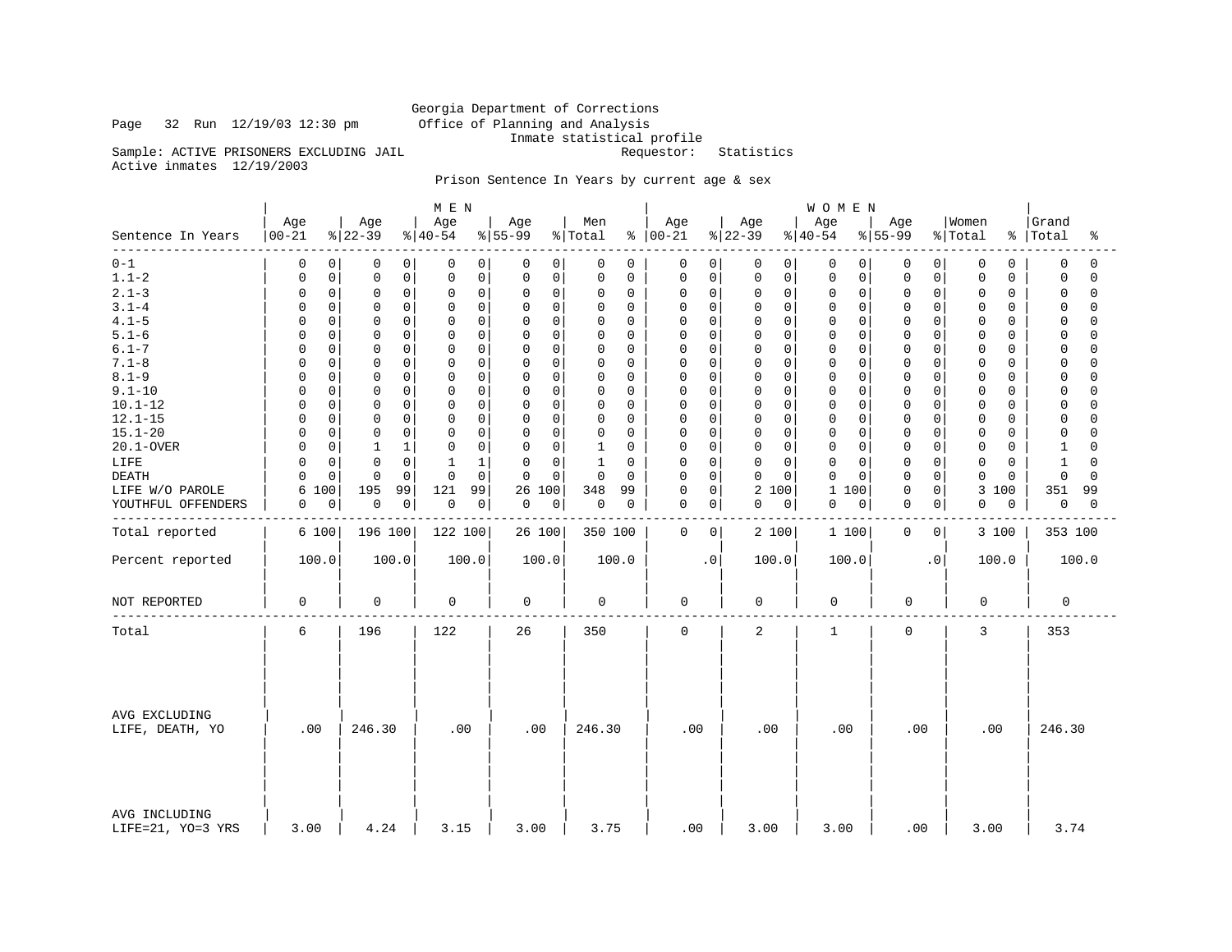Georgia Department of Corrections
Office of Planning and Analysis
Inmate statistical profile

Page 32 Run 12/19/03 12:30 pm

Sample: ACTIVE PRISONERS EXCLUDING JAIL    Requestor: Statistics

Active inmates 12/19/2003

## Prison Sentence In Years by current age & sex

| Sentence In Years | MEN Age 00-21 | % | Age 22-39 | % | Age 40-54 | % | Age 55-99 | % | Men Total | % | WOMEN Age 00-21 | % | Age 22-39 | % | Age 40-54 | % | Age 55-99 | % | Women Total | % | Grand Total | % |
|---|---|---|---|---|---|---|---|---|---|---|---|---|---|---|---|---|---|---|---|---|---|---|
| 0-1 | 0 | 0 | 0 | 0 | 0 | 0 | 0 | 0 | 0 | 0 | 0 | 0 | 0 | 0 | 0 | 0 | 0 | 0 | 0 | 0 | 0 | 0 |
| 1.1-2 | 0 | 0 | 0 | 0 | 0 | 0 | 0 | 0 | 0 | 0 | 0 | 0 | 0 | 0 | 0 | 0 | 0 | 0 | 0 | 0 | 0 | 0 |
| 2.1-3 | 0 | 0 | 0 | 0 | 0 | 0 | 0 | 0 | 0 | 0 | 0 | 0 | 0 | 0 | 0 | 0 | 0 | 0 | 0 | 0 | 0 | 0 |
| 3.1-4 | 0 | 0 | 0 | 0 | 0 | 0 | 0 | 0 | 0 | 0 | 0 | 0 | 0 | 0 | 0 | 0 | 0 | 0 | 0 | 0 | 0 | 0 |
| 4.1-5 | 0 | 0 | 0 | 0 | 0 | 0 | 0 | 0 | 0 | 0 | 0 | 0 | 0 | 0 | 0 | 0 | 0 | 0 | 0 | 0 | 0 | 0 |
| 5.1-6 | 0 | 0 | 0 | 0 | 0 | 0 | 0 | 0 | 0 | 0 | 0 | 0 | 0 | 0 | 0 | 0 | 0 | 0 | 0 | 0 | 0 | 0 |
| 6.1-7 | 0 | 0 | 0 | 0 | 0 | 0 | 0 | 0 | 0 | 0 | 0 | 0 | 0 | 0 | 0 | 0 | 0 | 0 | 0 | 0 | 0 | 0 |
| 7.1-8 | 0 | 0 | 0 | 0 | 0 | 0 | 0 | 0 | 0 | 0 | 0 | 0 | 0 | 0 | 0 | 0 | 0 | 0 | 0 | 0 | 0 | 0 |
| 8.1-9 | 0 | 0 | 0 | 0 | 0 | 0 | 0 | 0 | 0 | 0 | 0 | 0 | 0 | 0 | 0 | 0 | 0 | 0 | 0 | 0 | 0 | 0 |
| 9.1-10 | 0 | 0 | 0 | 0 | 0 | 0 | 0 | 0 | 0 | 0 | 0 | 0 | 0 | 0 | 0 | 0 | 0 | 0 | 0 | 0 | 0 | 0 |
| 10.1-12 | 0 | 0 | 0 | 0 | 0 | 0 | 0 | 0 | 0 | 0 | 0 | 0 | 0 | 0 | 0 | 0 | 0 | 0 | 0 | 0 | 0 | 0 |
| 12.1-15 | 0 | 0 | 0 | 0 | 0 | 0 | 0 | 0 | 0 | 0 | 0 | 0 | 0 | 0 | 0 | 0 | 0 | 0 | 0 | 0 | 0 | 0 |
| 15.1-20 | 0 | 0 | 0 | 0 | 0 | 0 | 0 | 0 | 0 | 0 | 0 | 0 | 0 | 0 | 0 | 0 | 0 | 0 | 0 | 0 | 0 | 0 |
| 20.1-OVER | 0 | 0 | 1 | 1 | 0 | 0 | 0 | 0 | 1 | 0 | 0 | 0 | 0 | 0 | 0 | 0 | 0 | 0 | 0 | 0 | 1 | 0 |
| LIFE | 0 | 0 | 0 | 0 | 1 | 1 | 0 | 0 | 1 | 0 | 0 | 0 | 0 | 0 | 0 | 0 | 0 | 0 | 0 | 0 | 1 | 0 |
| DEATH | 0 | 0 | 0 | 0 | 0 | 0 | 0 | 0 | 0 | 0 | 0 | 0 | 0 | 0 | 0 | 0 | 0 | 0 | 0 | 0 | 0 | 0 |
| LIFE W/O PAROLE | 6 | 100 | 195 | 99 | 121 | 99 | 26 | 100 | 348 | 99 | 0 | 0 | 2 | 100 | 1 | 100 | 0 | 0 | 3 | 100 | 351 | 99 |
| YOUTHFUL OFFENDERS | 0 | 0 | 0 | 0 | 0 | 0 | 0 | 0 | 0 | 0 | 0 | 0 | 0 | 0 | 0 | 0 | 0 | 0 | 0 | 0 | 0 | 0 |
| Total reported | 6 | 100 | 196 | 100 | 122 | 100 | 26 | 100 | 350 | 100 | 0 | 0 | 2 | 100 | 1 | 100 | 0 | 0 | 3 | 100 | 353 | 100 |
| Percent reported | 100.0 | | 100.0 | | 100.0 | | 100.0 | | 100.0 | | .0 | | 100.0 | | 100.0 | | .0 | | 100.0 | | 100.0 | |
| NOT REPORTED | 0 | | 0 | | 0 | | 0 | | 0 | | 0 | | 0 | | 0 | | 0 | | 0 | | 0 | |
| Total | 6 | | 196 | | 122 | | 26 | | 350 | | 0 | | 2 | | 1 | | 0 | | 3 | | 353 | |
| AVG EXCLUDING LIFE, DEATH, YO | .00 | | 246.30 | | .00 | | .00 | | 246.30 | | .00 | | .00 | | .00 | | .00 | | .00 | | 246.30 | |
| AVG INCLUDING LIFE=21, YO=3 YRS | 3.00 | | 4.24 | | 3.15 | | 3.00 | | 3.75 | | .00 | | 3.00 | | 3.00 | | .00 | | 3.00 | | 3.74 | |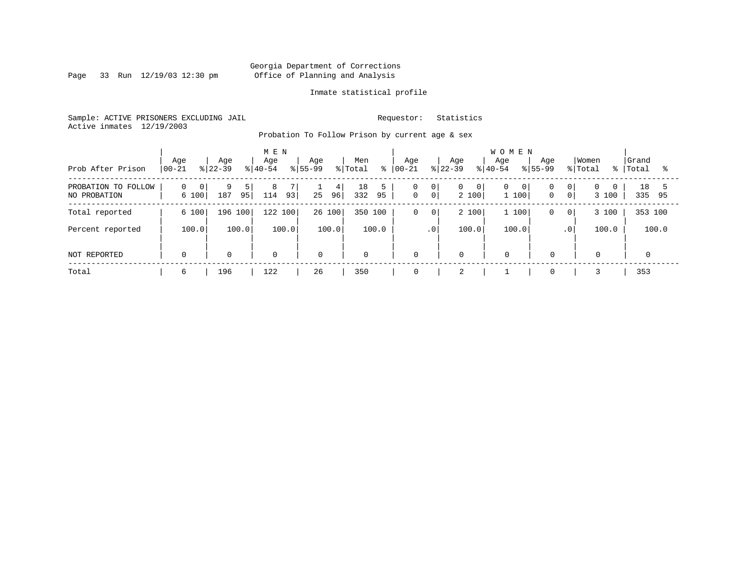Georgia Department of Corrections
Office of Planning and Analysis

Inmate statistical profile

Sample: ACTIVE PRISONERS EXCLUDING JAIL    Requestor: Statistics
Active inmates 12/19/2003

Probation To Follow Prison by current age & sex

| Prob After Prison | MEN Age 00-21 | % | Age 22-39 | % | Age 40-54 | % | Age 55-99 | % | Men Total | % | WOMEN Age 00-21 | % | Age 22-39 | % | Age 40-54 | % | Age 55-99 | % | Women Total | % | Grand Total | % |
|---|---|---|---|---|---|---|---|---|---|---|---|---|---|---|---|---|---|---|---|---|---|---|
| PROBATION TO FOLLOW | 0 | 0 | 9 | 5 | 8 | 7 | 1 | 4 | 18 | 5 | 0 | 0 | 0 | 0 | 0 | 0 | 0 | 0 | 0 | 0 | 18 | 5 |
| NO PROBATION | 6 | 100 | 187 | 95 | 114 | 93 | 25 | 96 | 332 | 95 | 0 | 0 | 2 | 100 | 1 | 100 | 0 | 0 | 3 | 100 | 335 | 95 |
| Total reported | 6 | 100 | 196 | 100 | 122 | 100 | 26 | 100 | 350 | 100 | 0 | 0 | 2 | 100 | 1 | 100 | 0 | 0 | 3 | 100 | 353 | 100 |
| Percent reported | | 100.0 | | 100.0 | | 100.0 | | 100.0 | | 100.0 | | .0 | | 100.0 | | 100.0 | | .0 | | 100.0 | | 100.0 |
| NOT REPORTED | 0 | | 0 | | 0 | | 0 | | 0 | | 0 | | 0 | | 0 | | 0 | | 0 | | 0 | |
| Total | 6 | | 196 | | 122 | | 26 | | 350 | | 0 | | 2 | | 1 | | 0 | | 3 | | 353 | |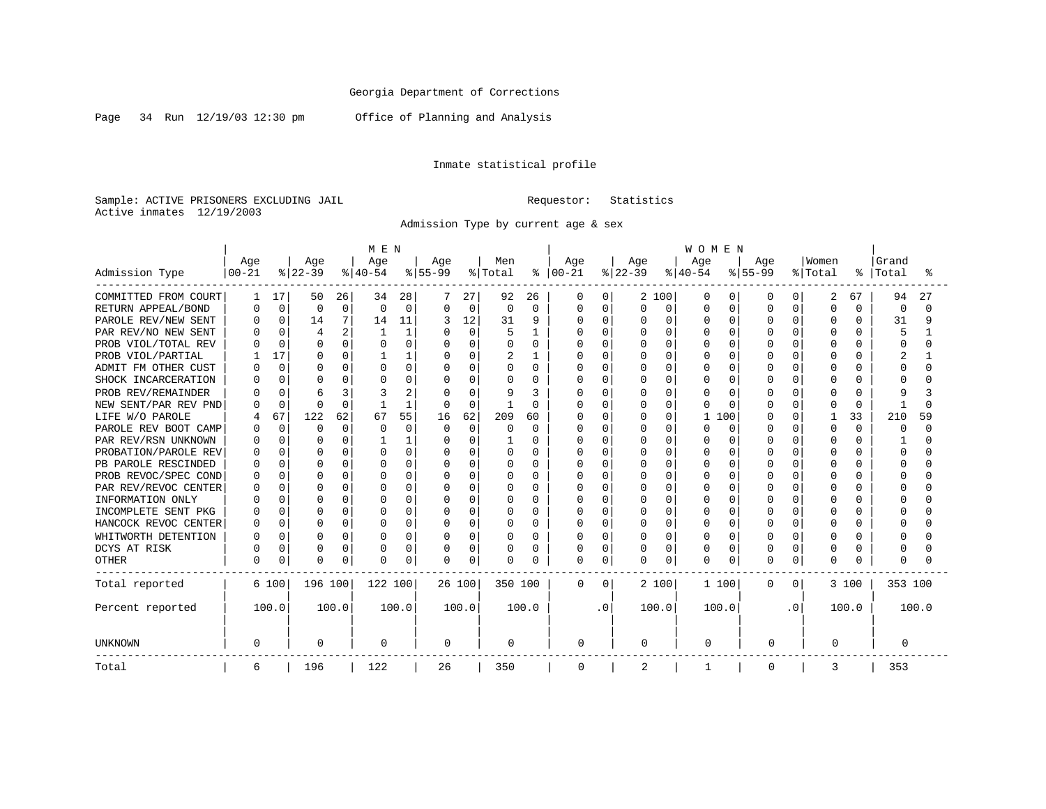Georgia Department of Corrections

Page 34 Run 12/19/03 12:30 pm Office of Planning and Analysis

Inmate statistical profile

Sample: ACTIVE PRISONERS EXCLUDING JAIL Requestor: Statistics
Active inmates 12/19/2003

Admission Type by current age & sex

| Admission Type | MEN Age 00-21 | % | Age 22-39 | % | Age 40-54 | % | Age 55-99 | % | Men Total | % | WOMEN Age 00-21 | % | Age 22-39 | % | Age 40-54 | % | Age 55-99 | % | Women Total | % | Grand Total | % |
|---|---|---|---|---|---|---|---|---|---|---|---|---|---|---|---|---|---|---|---|---|---|---|
| COMMITTED FROM COURT | 1 | 17 | 50 | 26 | 34 | 28 | 7 | 27 | 92 | 26 | 0 | 0 | 2 | 100 | 0 | 0 | 0 | 0 | 2 | 67 | 94 | 27 |
| RETURN APPEAL/BOND | 0 | 0 | 0 | 0 | 0 | 0 | 0 | 0 | 0 | 0 | 0 | 0 | 0 | 0 | 0 | 0 | 0 | 0 | 0 | 0 | 0 | 0 |
| PAROLE REV/NEW SENT | 0 | 0 | 14 | 7 | 14 | 11 | 3 | 12 | 31 | 9 | 0 | 0 | 0 | 0 | 0 | 0 | 0 | 0 | 0 | 0 | 31 | 9 |
| PAR REV/NO NEW SENT | 0 | 0 | 4 | 2 | 1 | 1 | 0 | 0 | 5 | 1 | 0 | 0 | 0 | 0 | 0 | 0 | 0 | 0 | 0 | 0 | 5 | 1 |
| PROB VIOL/TOTAL REV | 0 | 0 | 0 | 0 | 0 | 0 | 0 | 0 | 0 | 0 | 0 | 0 | 0 | 0 | 0 | 0 | 0 | 0 | 0 | 0 | 0 | 0 |
| PROB VIOL/PARTIAL | 1 | 17 | 0 | 0 | 1 | 1 | 0 | 0 | 2 | 1 | 0 | 0 | 0 | 0 | 0 | 0 | 0 | 0 | 0 | 0 | 2 | 1 |
| ADMIT FM OTHER CUST | 0 | 0 | 0 | 0 | 0 | 0 | 0 | 0 | 0 | 0 | 0 | 0 | 0 | 0 | 0 | 0 | 0 | 0 | 0 | 0 | 0 | 0 |
| SHOCK INCARCERATION | 0 | 0 | 0 | 0 | 0 | 0 | 0 | 0 | 0 | 0 | 0 | 0 | 0 | 0 | 0 | 0 | 0 | 0 | 0 | 0 | 0 | 0 |
| PROB REV/REMAINDER | 0 | 0 | 6 | 3 | 3 | 2 | 0 | 0 | 9 | 3 | 0 | 0 | 0 | 0 | 0 | 0 | 0 | 0 | 0 | 0 | 9 | 3 |
| NEW SENT/PAR REV PND | 0 | 0 | 0 | 0 | 1 | 1 | 0 | 0 | 1 | 0 | 0 | 0 | 0 | 0 | 0 | 0 | 0 | 0 | 0 | 0 | 1 | 0 |
| LIFE W/O PAROLE | 4 | 67 | 122 | 62 | 67 | 55 | 16 | 62 | 209 | 60 | 0 | 0 | 0 | 0 | 1 | 100 | 0 | 0 | 1 | 33 | 210 | 59 |
| PAROLE REV BOOT CAMP | 0 | 0 | 0 | 0 | 0 | 0 | 0 | 0 | 0 | 0 | 0 | 0 | 0 | 0 | 0 | 0 | 0 | 0 | 0 | 0 | 0 | 0 |
| PAR REV/RSN UNKNOWN | 0 | 0 | 0 | 0 | 1 | 1 | 0 | 0 | 1 | 0 | 0 | 0 | 0 | 0 | 0 | 0 | 0 | 0 | 0 | 0 | 1 | 0 |
| PROBATION/PAROLE REV | 0 | 0 | 0 | 0 | 0 | 0 | 0 | 0 | 0 | 0 | 0 | 0 | 0 | 0 | 0 | 0 | 0 | 0 | 0 | 0 | 0 | 0 |
| PB PAROLE RESCINDED | 0 | 0 | 0 | 0 | 0 | 0 | 0 | 0 | 0 | 0 | 0 | 0 | 0 | 0 | 0 | 0 | 0 | 0 | 0 | 0 | 0 | 0 |
| PROB REVOC/SPEC COND | 0 | 0 | 0 | 0 | 0 | 0 | 0 | 0 | 0 | 0 | 0 | 0 | 0 | 0 | 0 | 0 | 0 | 0 | 0 | 0 | 0 | 0 |
| PAR REV/REVOC CENTER | 0 | 0 | 0 | 0 | 0 | 0 | 0 | 0 | 0 | 0 | 0 | 0 | 0 | 0 | 0 | 0 | 0 | 0 | 0 | 0 | 0 | 0 |
| INFORMATION ONLY | 0 | 0 | 0 | 0 | 0 | 0 | 0 | 0 | 0 | 0 | 0 | 0 | 0 | 0 | 0 | 0 | 0 | 0 | 0 | 0 | 0 | 0 |
| INCOMPLETE SENT PKG | 0 | 0 | 0 | 0 | 0 | 0 | 0 | 0 | 0 | 0 | 0 | 0 | 0 | 0 | 0 | 0 | 0 | 0 | 0 | 0 | 0 | 0 |
| HANCOCK REVOC CENTER | 0 | 0 | 0 | 0 | 0 | 0 | 0 | 0 | 0 | 0 | 0 | 0 | 0 | 0 | 0 | 0 | 0 | 0 | 0 | 0 | 0 | 0 |
| WHITWORTH DETENTION | 0 | 0 | 0 | 0 | 0 | 0 | 0 | 0 | 0 | 0 | 0 | 0 | 0 | 0 | 0 | 0 | 0 | 0 | 0 | 0 | 0 | 0 |
| DCYS AT RISK | 0 | 0 | 0 | 0 | 0 | 0 | 0 | 0 | 0 | 0 | 0 | 0 | 0 | 0 | 0 | 0 | 0 | 0 | 0 | 0 | 0 | 0 |
| OTHER | 0 | 0 | 0 | 0 | 0 | 0 | 0 | 0 | 0 | 0 | 0 | 0 | 0 | 0 | 0 | 0 | 0 | 0 | 0 | 0 | 0 | 0 |
| Total reported | 6 | 100 | 196 | 100 | 122 | 100 | 26 | 100 | 350 | 100 | 0 | 0 | 2 | 100 | 1 | 100 | 0 | 0 | 3 | 100 | 353 | 100 |
| Percent reported | | 100.0 | | 100.0 | | 100.0 | | 100.0 | | 100.0 | | .0 | | 100.0 | | 100.0 | | .0 | | 100.0 | | 100.0 |
| UNKNOWN | 0 | | 0 | | 0 | | 0 | | 0 | | 0 | | 0 | | 0 | | 0 | | 0 | | 0 | |
| Total | 6 | | 196 | | 122 | | 26 | | 350 | | 0 | | 2 | | 1 | | 0 | | 3 | | 353 | |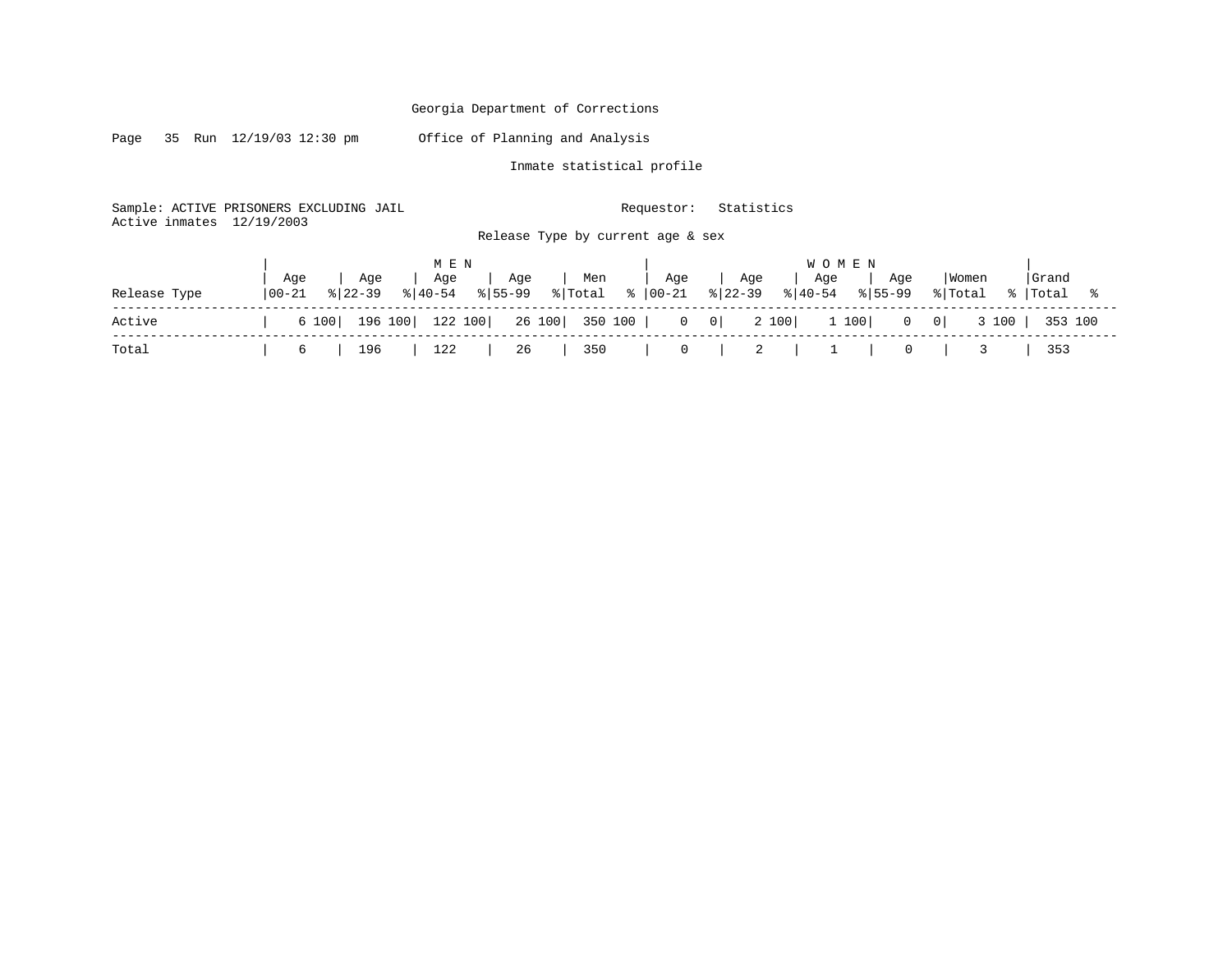Georgia Department of Corrections

Page 35 Run 12/19/03 12:30 pm Office of Planning and Analysis

Inmate statistical profile

Sample: ACTIVE PRISONERS EXCLUDING JAIL Requestor: Statistics
Active inmates 12/19/2003

Release Type by current age & sex

| Release Type | MEN Age 00-21 | % | MEN Age 22-39 | % | MEN Age 40-54 | % | MEN Age 55-99 | % | Men Total | % | WOMEN Age 00-21 | % | WOMEN Age 22-39 | % | WOMEN Age 40-54 | % | WOMEN Age 55-99 | % | Women Total | % | Grand Total | % |
|---|---|---|---|---|---|---|---|---|---|---|---|---|---|---|---|---|---|---|---|---|---|---|
| Active | 6 | 100 | 196 | 100 | 122 | 100 | 26 | 100 | 350 | 100 | 0 | 0 | 2 | 100 | 1 | 100 | 0 | 0 | 3 | 100 | 353 | 100 |
| Total | 6 | | 196 | | 122 | | 26 | | 350 | | 0 | | 2 | | 1 | | 0 | | 3 | | 353 | |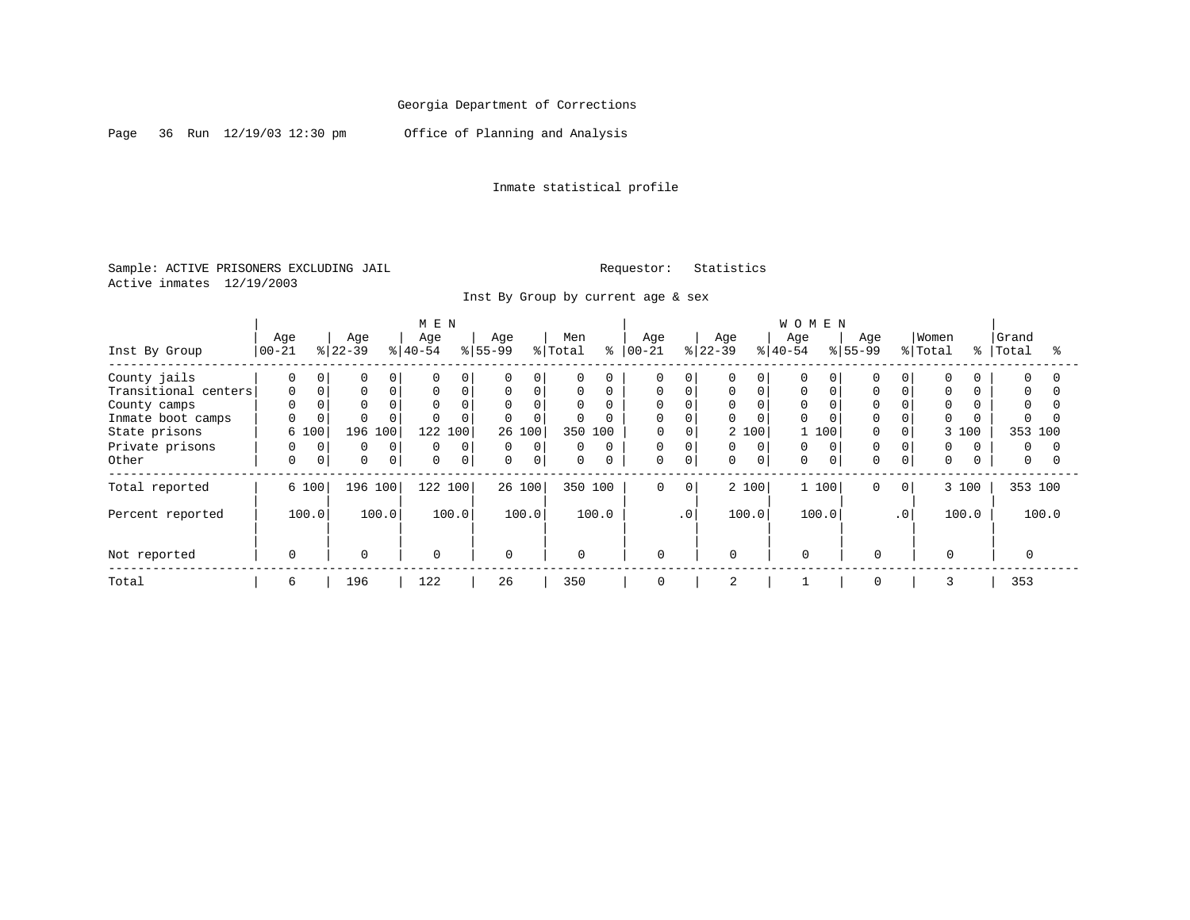Georgia Department of Corrections

Page 36 Run 12/19/03 12:30 pm Office of Planning and Analysis

Inmate statistical profile

Sample: ACTIVE PRISONERS EXCLUDING JAIL Requestor: Statistics
Active inmates 12/19/2003

Inst By Group by current age & sex

| Inst By Group | MEN Age 00-21 | % | Age 22-39 | % | Age 40-54 | % | Age 55-99 | % | Men Total | % | WOMEN Age 00-21 | % | Age 22-39 | % | Age 40-54 | % | Age 55-99 | % | Women Total | % | Grand Total | % |
|---|---|---|---|---|---|---|---|---|---|---|---|---|---|---|---|---|---|---|---|---|---|---|
| County jails | 0 | 0 | 0 | 0 | 0 | 0 | 0 | 0 | 0 | 0 | 0 | 0 | 0 | 0 | 0 | 0 | 0 | 0 | 0 | 0 | 0 | 0 |
| Transitional centers | 0 | 0 | 0 | 0 | 0 | 0 | 0 | 0 | 0 | 0 | 0 | 0 | 0 | 0 | 0 | 0 | 0 | 0 | 0 | 0 | 0 | 0 |
| County camps | 0 | 0 | 0 | 0 | 0 | 0 | 0 | 0 | 0 | 0 | 0 | 0 | 0 | 0 | 0 | 0 | 0 | 0 | 0 | 0 | 0 | 0 |
| Inmate boot camps | 0 | 0 | 0 | 0 | 0 | 0 | 0 | 0 | 0 | 0 | 0 | 0 | 0 | 0 | 0 | 0 | 0 | 0 | 0 | 0 | 0 | 0 |
| State prisons | 6 | 100 | 196 | 100 | 122 | 100 | 26 | 100 | 350 | 100 | 0 | 0 | 2 | 100 | 1 | 100 | 0 | 0 | 3 | 100 | 353 | 100 |
| Private prisons | 0 | 0 | 0 | 0 | 0 | 0 | 0 | 0 | 0 | 0 | 0 | 0 | 0 | 0 | 0 | 0 | 0 | 0 | 0 | 0 | 0 | 0 |
| Other | 0 | 0 | 0 | 0 | 0 | 0 | 0 | 0 | 0 | 0 | 0 | 0 | 0 | 0 | 0 | 0 | 0 | 0 | 0 | 0 | 0 | 0 |
| Total reported | 6 | 100 | 196 | 100 | 122 | 100 | 26 | 100 | 350 | 100 | 0 | 0 | 2 | 100 | 1 | 100 | 0 | 0 | 3 | 100 | 353 | 100 |
| Percent reported | 100.0 | | 100.0 | | 100.0 | | 100.0 | | 100.0 | | .0 | | 100.0 | | 100.0 | | .0 | | 100.0 | | 100.0 | |
| Not reported | 0 | | 0 | | 0 | | 0 | | 0 | | 0 | | 0 | | 0 | | 0 | | 0 | | 0 | |
| Total | 6 | | 196 | | 122 | | 26 | | 350 | | 0 | | 2 | | 1 | | 0 | | 3 | | 353 | |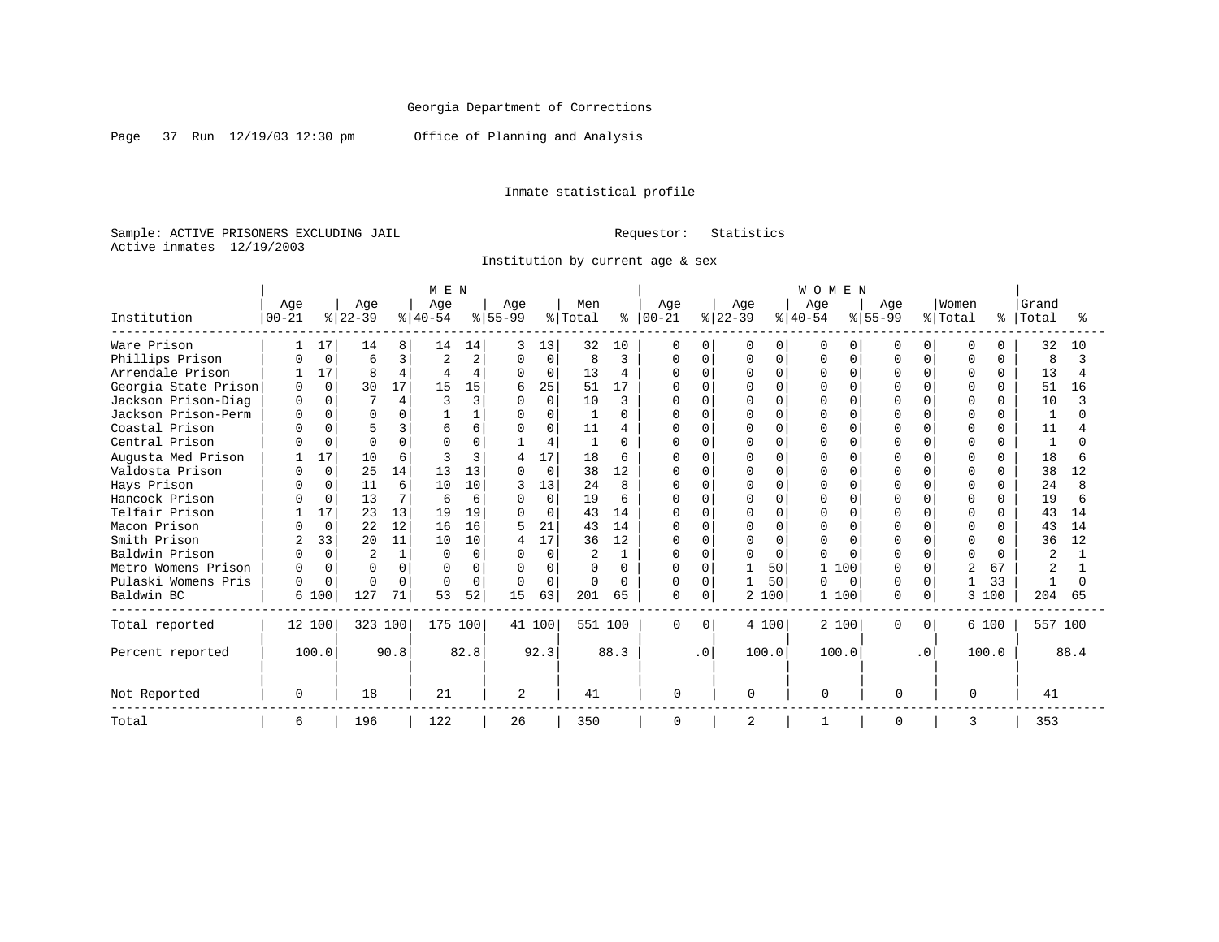Georgia Department of Corrections

Office of Planning and Analysis

Run 12/19/03 12:30 pm

Inmate statistical profile

Sample: ACTIVE PRISONERS EXCLUDING JAIL

Requestor: Statistics

Active inmates 12/19/2003

Institution by current age & sex

| Institution | MEN Age 00-21 | % | Age 22-39 | % | Age 40-54 | % | Age 55-99 | % | Men Total | % | WOMEN Age 00-21 | % | Age 22-39 | % | Age 40-54 | % | Age 55-99 | % | Women Total | % | Grand Total | % |
|---|---|---|---|---|---|---|---|---|---|---|---|---|---|---|---|---|---|---|---|---|---|---|
| Ware Prison | 1 | 17 | 14 | 8 | 14 | 14 | 3 | 13 | 32 | 10 | 0 | 0 | 0 | 0 | 0 | 0 | 0 | 0 | 0 | 0 | 32 | 10 |
| Phillips Prison | 0 | 0 | 6 | 3 | 2 | 2 | 0 | 0 | 8 | 3 | 0 | 0 | 0 | 0 | 0 | 0 | 0 | 0 | 0 | 0 | 8 | 3 |
| Arrendale Prison | 1 | 17 | 8 | 4 | 4 | 4 | 0 | 0 | 13 | 4 | 0 | 0 | 0 | 0 | 0 | 0 | 0 | 0 | 0 | 0 | 13 | 4 |
| Georgia State Prison | 0 | 0 | 30 | 17 | 15 | 15 | 6 | 25 | 51 | 17 | 0 | 0 | 0 | 0 | 0 | 0 | 0 | 0 | 0 | 0 | 51 | 16 |
| Jackson Prison-Diag | 0 | 0 | 7 | 4 | 3 | 3 | 0 | 0 | 10 | 3 | 0 | 0 | 0 | 0 | 0 | 0 | 0 | 0 | 0 | 0 | 10 | 3 |
| Jackson Prison-Perm | 0 | 0 | 0 | 0 | 1 | 1 | 0 | 0 | 1 | 0 | 0 | 0 | 0 | 0 | 0 | 0 | 0 | 0 | 0 | 0 | 1 | 0 |
| Coastal Prison | 0 | 0 | 5 | 3 | 6 | 6 | 0 | 0 | 11 | 4 | 0 | 0 | 0 | 0 | 0 | 0 | 0 | 0 | 0 | 0 | 11 | 4 |
| Central Prison | 0 | 0 | 0 | 0 | 0 | 0 | 1 | 4 | 1 | 0 | 0 | 0 | 0 | 0 | 0 | 0 | 0 | 0 | 0 | 0 | 1 | 0 |
| Augusta Med Prison | 1 | 17 | 10 | 6 | 3 | 3 | 4 | 17 | 18 | 6 | 0 | 0 | 0 | 0 | 0 | 0 | 0 | 0 | 0 | 0 | 18 | 6 |
| Valdosta Prison | 0 | 0 | 25 | 14 | 13 | 13 | 0 | 0 | 38 | 12 | 0 | 0 | 0 | 0 | 0 | 0 | 0 | 0 | 0 | 0 | 38 | 12 |
| Hays Prison | 0 | 0 | 11 | 6 | 10 | 10 | 3 | 13 | 24 | 8 | 0 | 0 | 0 | 0 | 0 | 0 | 0 | 0 | 0 | 0 | 24 | 8 |
| Hancock Prison | 0 | 0 | 13 | 7 | 6 | 6 | 0 | 0 | 19 | 6 | 0 | 0 | 0 | 0 | 0 | 0 | 0 | 0 | 0 | 0 | 19 | 6 |
| Telfair Prison | 1 | 17 | 23 | 13 | 19 | 19 | 0 | 0 | 43 | 14 | 0 | 0 | 0 | 0 | 0 | 0 | 0 | 0 | 0 | 0 | 43 | 14 |
| Macon Prison | 0 | 0 | 22 | 12 | 16 | 16 | 5 | 21 | 43 | 14 | 0 | 0 | 0 | 0 | 0 | 0 | 0 | 0 | 0 | 0 | 43 | 14 |
| Smith Prison | 2 | 33 | 20 | 11 | 10 | 10 | 4 | 17 | 36 | 12 | 0 | 0 | 0 | 0 | 0 | 0 | 0 | 0 | 0 | 0 | 36 | 12 |
| Baldwin Prison | 0 | 0 | 2 | 1 | 0 | 0 | 0 | 0 | 2 | 1 | 0 | 0 | 0 | 0 | 0 | 0 | 0 | 0 | 0 | 0 | 2 | 1 |
| Metro Womens Prison | 0 | 0 | 0 | 0 | 0 | 0 | 0 | 0 | 0 | 0 | 0 | 0 | 1 | 50 | 1 | 100 | 0 | 0 | 2 | 67 | 2 | 1 |
| Pulaski Womens Pris | 0 | 0 | 0 | 0 | 0 | 0 | 0 | 0 | 0 | 0 | 0 | 0 | 1 | 50 | 0 | 0 | 0 | 0 | 1 | 33 | 1 | 0 |
| Baldwin BC | 6 | 100 | 127 | 71 | 53 | 52 | 15 | 63 | 201 | 65 | 0 | 0 | 2 | 100 | 1 | 100 | 0 | 0 | 3 | 100 | 204 | 65 |
| Total reported | 12 | 100 | 323 | 100 | 175 | 100 | 41 | 100 | 551 | 100 | 0 | 0 | 4 | 100 | 2 | 100 | 0 | 0 | 6 | 100 | 557 | 100 |
| Percent reported | | 100.0 | | 90.8 | | 82.8 | | 92.3 | | 88.3 | | .0 | | 100.0 | | 100.0 | | .0 | | 100.0 | | 88.4 |
| Not Reported | 0 | | 18 | | 21 | | 2 | | 41 | | 0 | | 0 | | 0 | | 0 | | 0 | | 41 | |
| Total | 6 | | 196 | | 122 | | 26 | | 350 | | 0 | | 2 | | 1 | | 0 | | 3 | | 353 | |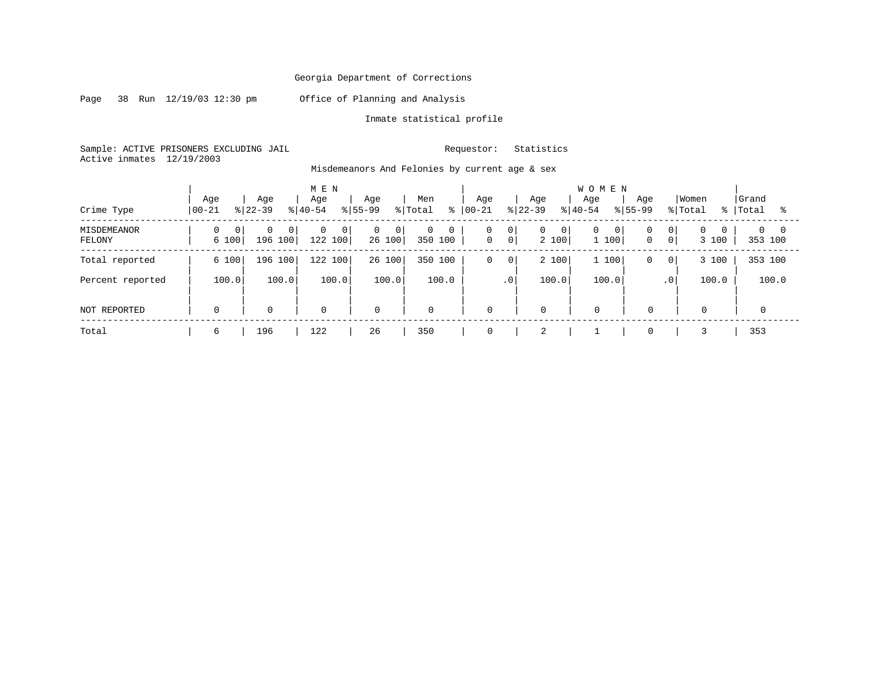Georgia Department of Corrections

Page 38 Run 12/19/03 12:30 pm Office of Planning and Analysis

Inmate statistical profile

Sample: ACTIVE PRISONERS EXCLUDING JAIL Requestor: Statistics
Active inmates 12/19/2003

Misdemeanors And Felonies by current age & sex

| Crime Type | MEN Age 00-21 | % | Age 22-39 | % | Age 40-54 | % | Age 55-99 | % | Men Total | % | WOMEN Age 00-21 | % | Age 22-39 | % | Age 40-54 | % | Age 55-99 | % | Women Total | % | Grand Total | % |
|---|---|---|---|---|---|---|---|---|---|---|---|---|---|---|---|---|---|---|---|---|---|---|
| MISDEMEANOR | 0 | 0 | 0 | 0 | 0 | 0 | 0 | 0 | 0 | 0 | 0 | 0 | 0 | 0 | 0 | 0 | 0 | 0 | 0 | 0 | 0 | 0 |
| FELONY | 6 | 100 | 196 | 100 | 122 | 100 | 26 | 100 | 350 | 100 | 0 | 0 | 2 | 100 | 1 | 100 | 0 | 0 | 3 | 100 | 353 | 100 |
| Total reported | 6 | 100 | 196 | 100 | 122 | 100 | 26 | 100 | 350 | 100 | 0 | 0 | 2 | 100 | 1 | 100 | 0 | 0 | 3 | 100 | 353 | 100 |
| Percent reported | | 100.0 | | 100.0 | | 100.0 | | 100.0 | | 100.0 | | .0 | | 100.0 | | 100.0 | | .0 | | 100.0 | | 100.0 |
| NOT REPORTED | 0 | | 0 | | 0 | | 0 | | 0 | | 0 | | 0 | | 0 | | 0 | | 0 | | 0 | |
| Total | 6 | | 196 | | 122 | | 26 | | 350 | | 0 | | 2 | | 1 | | 0 | | 3 | | 353 | |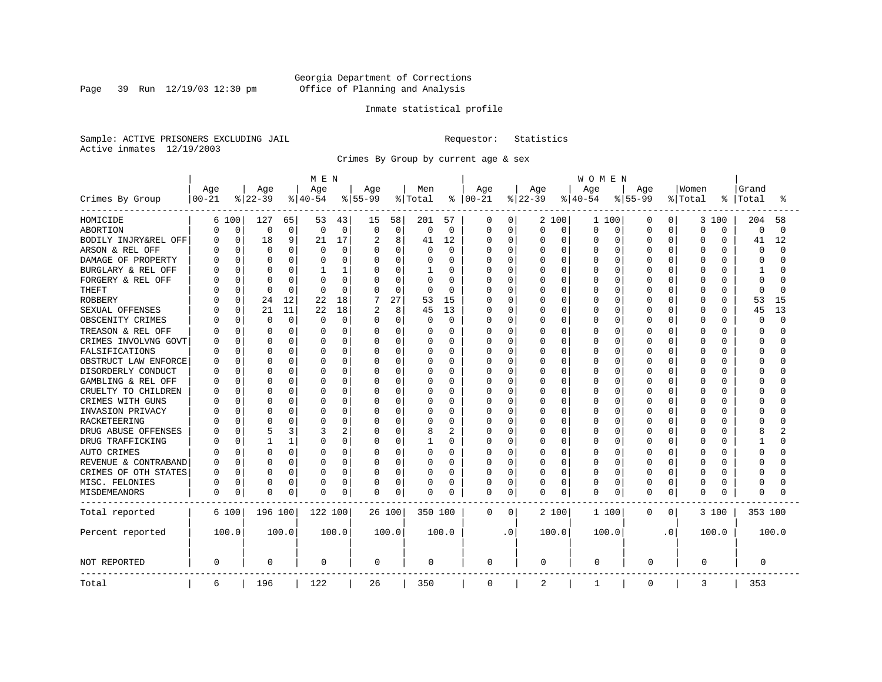Georgia Department of Corrections
Office of Planning and Analysis

Inmate statistical profile

Sample: ACTIVE PRISONERS EXCLUDING JAIL    Requestor: Statistics
Active inmates 12/19/2003

Crimes By Group by current age & sex

| Crimes By Group | MEN Age 00-21 | % | Age 22-39 | % | Age 40-54 | % | Age 55-99 | % | Men Total | % | WOMEN Age 00-21 | % | Age 22-39 | % | Age 40-54 | % | Age 55-99 | % | Women Total | % | Grand Total | % |
|---|---|---|---|---|---|---|---|---|---|---|---|---|---|---|---|---|---|---|---|---|---|---|
| HOMICIDE | 6 | 100 | 127 | 65 | 53 | 43 | 15 | 58 | 201 | 57 | 0 | 0 | 2 | 100 | 1 | 100 | 0 | 0 | 3 | 100 | 204 | 58 |
| ABORTION | 0 | 0 | 0 | 0 | 0 | 0 | 0 | 0 | 0 | 0 | 0 | 0 | 0 | 0 | 0 | 0 | 0 | 0 | 0 | 0 | 0 | 0 |
| BODILY INJRY&REL OFF | 0 | 0 | 18 | 9 | 21 | 17 | 2 | 8 | 41 | 12 | 0 | 0 | 0 | 0 | 0 | 0 | 0 | 0 | 0 | 0 | 41 | 12 |
| ARSON & REL OFF | 0 | 0 | 0 | 0 | 0 | 0 | 0 | 0 | 0 | 0 | 0 | 0 | 0 | 0 | 0 | 0 | 0 | 0 | 0 | 0 | 0 | 0 |
| DAMAGE OF PROPERTY | 0 | 0 | 0 | 0 | 0 | 0 | 0 | 0 | 0 | 0 | 0 | 0 | 0 | 0 | 0 | 0 | 0 | 0 | 0 | 0 | 0 | 0 |
| BURGLARY & REL OFF | 0 | 0 | 0 | 0 | 1 | 1 | 0 | 0 | 1 | 0 | 0 | 0 | 0 | 0 | 0 | 0 | 0 | 0 | 0 | 0 | 1 | 0 |
| FORGERY & REL OFF | 0 | 0 | 0 | 0 | 0 | 0 | 0 | 0 | 0 | 0 | 0 | 0 | 0 | 0 | 0 | 0 | 0 | 0 | 0 | 0 | 0 | 0 |
| THEFT | 0 | 0 | 0 | 0 | 0 | 0 | 0 | 0 | 0 | 0 | 0 | 0 | 0 | 0 | 0 | 0 | 0 | 0 | 0 | 0 | 0 | 0 |
| ROBBERY | 0 | 0 | 24 | 12 | 22 | 18 | 7 | 27 | 53 | 15 | 0 | 0 | 0 | 0 | 0 | 0 | 0 | 0 | 0 | 0 | 53 | 15 |
| SEXUAL OFFENSES | 0 | 0 | 21 | 11 | 22 | 18 | 2 | 8 | 45 | 13 | 0 | 0 | 0 | 0 | 0 | 0 | 0 | 0 | 0 | 0 | 45 | 13 |
| OBSCENITY CRIMES | 0 | 0 | 0 | 0 | 0 | 0 | 0 | 0 | 0 | 0 | 0 | 0 | 0 | 0 | 0 | 0 | 0 | 0 | 0 | 0 | 0 | 0 |
| TREASON & REL OFF | 0 | 0 | 0 | 0 | 0 | 0 | 0 | 0 | 0 | 0 | 0 | 0 | 0 | 0 | 0 | 0 | 0 | 0 | 0 | 0 | 0 | 0 |
| CRIMES INVOLVNG GOVT | 0 | 0 | 0 | 0 | 0 | 0 | 0 | 0 | 0 | 0 | 0 | 0 | 0 | 0 | 0 | 0 | 0 | 0 | 0 | 0 | 0 | 0 |
| FALSIFICATIONS | 0 | 0 | 0 | 0 | 0 | 0 | 0 | 0 | 0 | 0 | 0 | 0 | 0 | 0 | 0 | 0 | 0 | 0 | 0 | 0 | 0 | 0 |
| OBSTRUCT LAW ENFORCE | 0 | 0 | 0 | 0 | 0 | 0 | 0 | 0 | 0 | 0 | 0 | 0 | 0 | 0 | 0 | 0 | 0 | 0 | 0 | 0 | 0 | 0 |
| DISORDERLY CONDUCT | 0 | 0 | 0 | 0 | 0 | 0 | 0 | 0 | 0 | 0 | 0 | 0 | 0 | 0 | 0 | 0 | 0 | 0 | 0 | 0 | 0 | 0 |
| GAMBLING & REL OFF | 0 | 0 | 0 | 0 | 0 | 0 | 0 | 0 | 0 | 0 | 0 | 0 | 0 | 0 | 0 | 0 | 0 | 0 | 0 | 0 | 0 | 0 |
| CRUELTY TO CHILDREN | 0 | 0 | 0 | 0 | 0 | 0 | 0 | 0 | 0 | 0 | 0 | 0 | 0 | 0 | 0 | 0 | 0 | 0 | 0 | 0 | 0 | 0 |
| CRIMES WITH GUNS | 0 | 0 | 0 | 0 | 0 | 0 | 0 | 0 | 0 | 0 | 0 | 0 | 0 | 0 | 0 | 0 | 0 | 0 | 0 | 0 | 0 | 0 |
| INVASION PRIVACY | 0 | 0 | 0 | 0 | 0 | 0 | 0 | 0 | 0 | 0 | 0 | 0 | 0 | 0 | 0 | 0 | 0 | 0 | 0 | 0 | 0 | 0 |
| RACKETEERING | 0 | 0 | 0 | 0 | 0 | 0 | 0 | 0 | 0 | 0 | 0 | 0 | 0 | 0 | 0 | 0 | 0 | 0 | 0 | 0 | 0 | 0 |
| DRUG ABUSE OFFENSES | 0 | 0 | 5 | 3 | 3 | 2 | 0 | 0 | 8 | 2 | 0 | 0 | 0 | 0 | 0 | 0 | 0 | 0 | 0 | 0 | 8 | 2 |
| DRUG TRAFFICKING | 0 | 0 | 1 | 1 | 0 | 0 | 0 | 0 | 1 | 0 | 0 | 0 | 0 | 0 | 0 | 0 | 0 | 0 | 0 | 0 | 1 | 0 |
| AUTO CRIMES | 0 | 0 | 0 | 0 | 0 | 0 | 0 | 0 | 0 | 0 | 0 | 0 | 0 | 0 | 0 | 0 | 0 | 0 | 0 | 0 | 0 | 0 |
| REVENUE & CONTRABAND | 0 | 0 | 0 | 0 | 0 | 0 | 0 | 0 | 0 | 0 | 0 | 0 | 0 | 0 | 0 | 0 | 0 | 0 | 0 | 0 | 0 | 0 |
| CRIMES OF OTH STATES | 0 | 0 | 0 | 0 | 0 | 0 | 0 | 0 | 0 | 0 | 0 | 0 | 0 | 0 | 0 | 0 | 0 | 0 | 0 | 0 | 0 | 0 |
| MISC. FELONIES | 0 | 0 | 0 | 0 | 0 | 0 | 0 | 0 | 0 | 0 | 0 | 0 | 0 | 0 | 0 | 0 | 0 | 0 | 0 | 0 | 0 | 0 |
| MISDEMEANORS | 0 | 0 | 0 | 0 | 0 | 0 | 0 | 0 | 0 | 0 | 0 | 0 | 0 | 0 | 0 | 0 | 0 | 0 | 0 | 0 | 0 | 0 |
| Total reported | 6 | 100 | 196 | 100 | 122 | 100 | 26 | 100 | 350 | 100 | 0 | 0 | 2 | 100 | 1 | 100 | 0 | 0 | 3 | 100 | 353 | 100 |
| Percent reported | 100.0 | | 100.0 | | 100.0 | | 100.0 | | 100.0 | | .0 | | 100.0 | | 100.0 | | .0 | | 100.0 | | 100.0 | |
| NOT REPORTED | 0 | | 0 | | 0 | | 0 | | 0 | | 0 | | 0 | | 0 | | 0 | | 0 | | 0 | |
| Total | 6 | | 196 | | 122 | | 26 | | 350 | | 0 | | 2 | | 1 | | 0 | | 3 | | 353 | |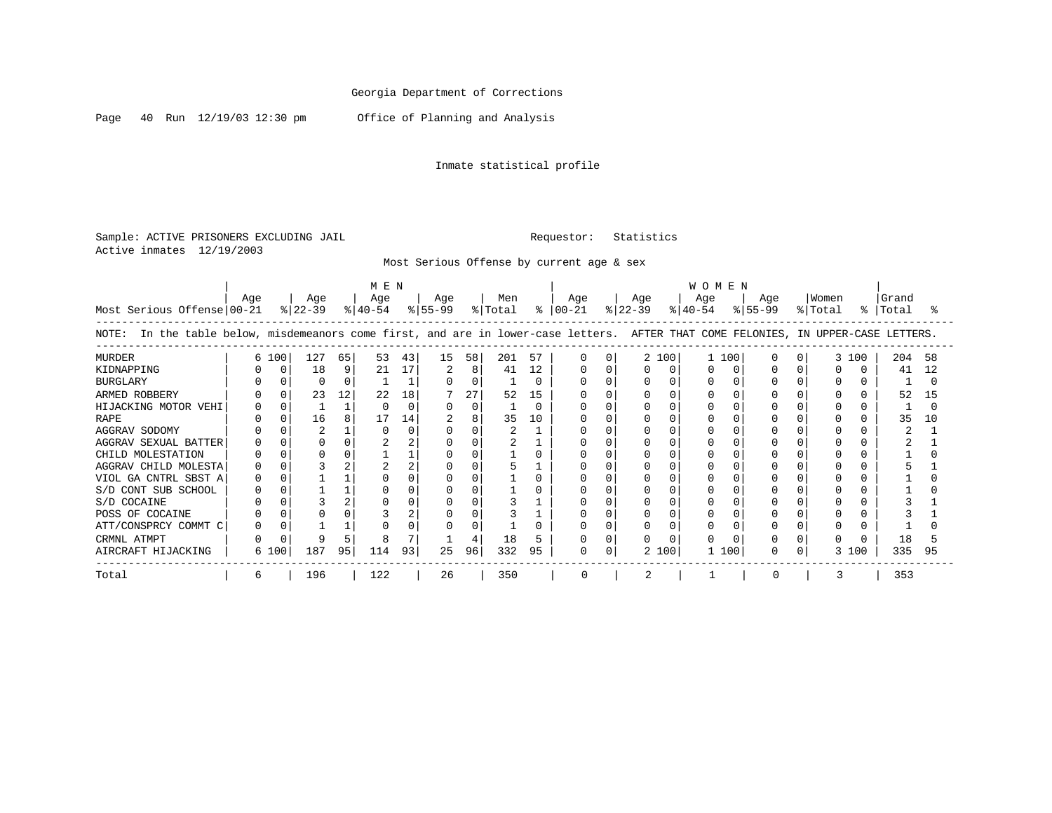Georgia Department of Corrections

Office of Planning and Analysis

Inmate statistical profile

Sample: ACTIVE PRISONERS EXCLUDING JAIL    Requestor: Statistics

Active inmates 12/19/2003

Most Serious Offense by current age & sex

NOTE: In the table below, misdemeanors come first, and are in lower-case letters. AFTER THAT COME FELONIES, IN UPPER-CASE LETTERS.

| Most Serious Offense | MEN Age 00-21 | % | MEN Age 22-39 | % | MEN Age 40-54 | % | MEN Age 55-99 | % | Men Total | % | WOMEN Age 00-21 | % | WOMEN Age 22-39 | % | WOMEN Age 40-54 | % | WOMEN Age 55-99 | % | Women Total | % | Grand Total | % |
|---|---|---|---|---|---|---|---|---|---|---|---|---|---|---|---|---|---|---|---|---|---|---|
| MURDER | 6 | 100 | 127 | 65 | 53 | 43 | 15 | 58 | 201 | 57 | 0 | 0 | 2 | 100 | 1 | 100 | 0 | 0 | 3 | 100 | 204 | 58 |
| KIDNAPPING | 0 | 0 | 18 | 9 | 21 | 17 | 2 | 8 | 41 | 12 | 0 | 0 | 0 | 0 | 0 | 0 | 0 | 0 | 0 | 0 | 41 | 12 |
| BURGLARY | 0 | 0 | 0 | 0 | 1 | 1 | 0 | 0 | 1 | 0 | 0 | 0 | 0 | 0 | 0 | 0 | 0 | 0 | 0 | 0 | 1 | 0 |
| ARMED ROBBERY | 0 | 0 | 23 | 12 | 22 | 18 | 7 | 27 | 52 | 15 | 0 | 0 | 0 | 0 | 0 | 0 | 0 | 0 | 0 | 0 | 52 | 15 |
| HIJACKING MOTOR VEHI | 0 | 0 | 1 | 1 | 0 | 0 | 0 | 0 | 1 | 0 | 0 | 0 | 0 | 0 | 0 | 0 | 0 | 0 | 0 | 0 | 1 | 0 |
| RAPE | 0 | 0 | 16 | 8 | 17 | 14 | 2 | 8 | 35 | 10 | 0 | 0 | 0 | 0 | 0 | 0 | 0 | 0 | 0 | 0 | 35 | 10 |
| AGGRAV SODOMY | 0 | 0 | 2 | 1 | 0 | 0 | 0 | 0 | 2 | 1 | 0 | 0 | 0 | 0 | 0 | 0 | 0 | 0 | 0 | 0 | 2 | 1 |
| AGGRAV SEXUAL BATTER | 0 | 0 | 0 | 0 | 2 | 2 | 0 | 0 | 2 | 1 | 0 | 0 | 0 | 0 | 0 | 0 | 0 | 0 | 0 | 0 | 2 | 1 |
| CHILD MOLESTATION | 0 | 0 | 0 | 0 | 1 | 1 | 0 | 0 | 1 | 0 | 0 | 0 | 0 | 0 | 0 | 0 | 0 | 0 | 0 | 0 | 1 | 0 |
| AGGRAV CHILD MOLESTA | 0 | 0 | 3 | 2 | 2 | 2 | 0 | 0 | 5 | 1 | 0 | 0 | 0 | 0 | 0 | 0 | 0 | 0 | 0 | 0 | 5 | 1 |
| VIOL GA CNTRL SBST A | 0 | 0 | 1 | 1 | 0 | 0 | 0 | 0 | 1 | 0 | 0 | 0 | 0 | 0 | 0 | 0 | 0 | 0 | 0 | 0 | 1 | 0 |
| S/D CONT SUB SCHOOL | 0 | 0 | 1 | 1 | 0 | 0 | 0 | 0 | 1 | 0 | 0 | 0 | 0 | 0 | 0 | 0 | 0 | 0 | 0 | 0 | 1 | 0 |
| S/D COCAINE | 0 | 0 | 3 | 2 | 0 | 0 | 0 | 0 | 3 | 1 | 0 | 0 | 0 | 0 | 0 | 0 | 0 | 0 | 0 | 0 | 3 | 1 |
| POSS OF COCAINE | 0 | 0 | 0 | 0 | 3 | 2 | 0 | 0 | 3 | 1 | 0 | 0 | 0 | 0 | 0 | 0 | 0 | 0 | 0 | 0 | 3 | 1 |
| ATT/CONSPRCY COMMT C | 0 | 0 | 1 | 1 | 0 | 0 | 0 | 0 | 1 | 0 | 0 | 0 | 0 | 0 | 0 | 0 | 0 | 0 | 0 | 0 | 1 | 0 |
| CRMNL ATMPT | 0 | 0 | 9 | 5 | 8 | 7 | 1 | 4 | 18 | 5 | 0 | 0 | 0 | 0 | 0 | 0 | 0 | 0 | 0 | 0 | 18 | 5 |
| AIRCRAFT HIJACKING | 6 | 100 | 187 | 95 | 114 | 93 | 25 | 96 | 332 | 95 | 0 | 0 | 2 | 100 | 1 | 100 | 0 | 0 | 3 | 100 | 335 | 95 |
| Total | 6 | | 196 | | 122 | | 26 | | 350 | | 0 | | 2 | | 1 | | 0 | | 3 | | 353 | |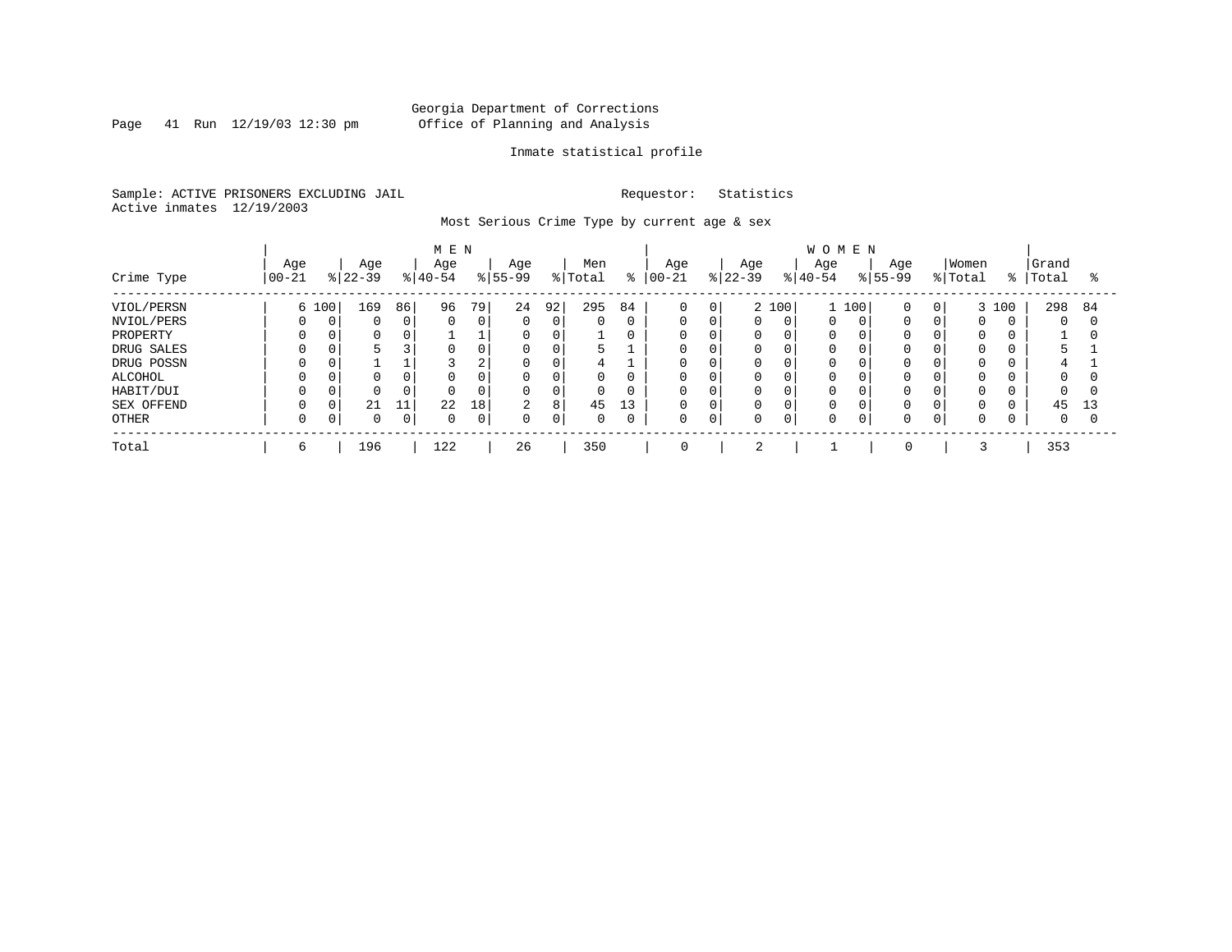Georgia Department of Corrections
Office of Planning and Analysis

Inmate statistical profile

Sample: ACTIVE PRISONERS EXCLUDING JAIL

Requestor: Statistics

Active inmates 12/19/2003

Most Serious Crime Type by current age & sex

| | MEN | | | | | | | | | | WOMEN | | | | | | | | | | | |
|---|---|---|---|---|---|---|---|---|---|---|---|---|---|---|---|---|---|---|---|---|---|---|
| Crime Type | Age 00-21 | % | Age 22-39 | % | Age 40-54 | % | Age 55-99 | % | Men Total | % | Age 00-21 | % | Age 22-39 | % | Age 40-54 | % | Age 55-99 | % | Women Total | % | Grand Total | % |
| VIOL/PERSN | 6 | 100 | 169 | 86 | 96 | 79 | 24 | 92 | 295 | 84 | 0 | 0 | 2 | 100 | 1 | 100 | 0 | 0 | 3 | 100 | 298 | 84 |
| NVIOL/PERS | 0 | 0 | 0 | 0 | 0 | 0 | 0 | 0 | 0 | 0 | 0 | 0 | 0 | 0 | 0 | 0 | 0 | 0 | 0 | 0 | 0 | 0 |
| PROPERTY | 0 | 0 | 0 | 0 | 1 | 1 | 0 | 0 | 1 | 0 | 0 | 0 | 0 | 0 | 0 | 0 | 0 | 0 | 0 | 0 | 1 | 0 |
| DRUG SALES | 0 | 0 | 5 | 3 | 0 | 0 | 0 | 0 | 5 | 1 | 0 | 0 | 0 | 0 | 0 | 0 | 0 | 0 | 0 | 0 | 5 | 1 |
| DRUG POSSN | 0 | 0 | 1 | 1 | 3 | 2 | 0 | 0 | 4 | 1 | 0 | 0 | 0 | 0 | 0 | 0 | 0 | 0 | 0 | 0 | 4 | 1 |
| ALCOHOL | 0 | 0 | 0 | 0 | 0 | 0 | 0 | 0 | 0 | 0 | 0 | 0 | 0 | 0 | 0 | 0 | 0 | 0 | 0 | 0 | 0 | 0 |
| HABIT/DUI | 0 | 0 | 0 | 0 | 0 | 0 | 0 | 0 | 0 | 0 | 0 | 0 | 0 | 0 | 0 | 0 | 0 | 0 | 0 | 0 | 0 | 0 |
| SEX OFFEND | 0 | 0 | 21 | 11 | 22 | 18 | 2 | 8 | 45 | 13 | 0 | 0 | 0 | 0 | 0 | 0 | 0 | 0 | 0 | 0 | 45 | 13 |
| OTHER | 0 | 0 | 0 | 0 | 0 | 0 | 0 | 0 | 0 | 0 | 0 | 0 | 0 | 0 | 0 | 0 | 0 | 0 | 0 | 0 | 0 | 0 |
| Total | 6 | | 196 | | 122 | | 26 | | 350 | | 0 | | 2 | | 1 | | 0 | | 3 | | 353 | |